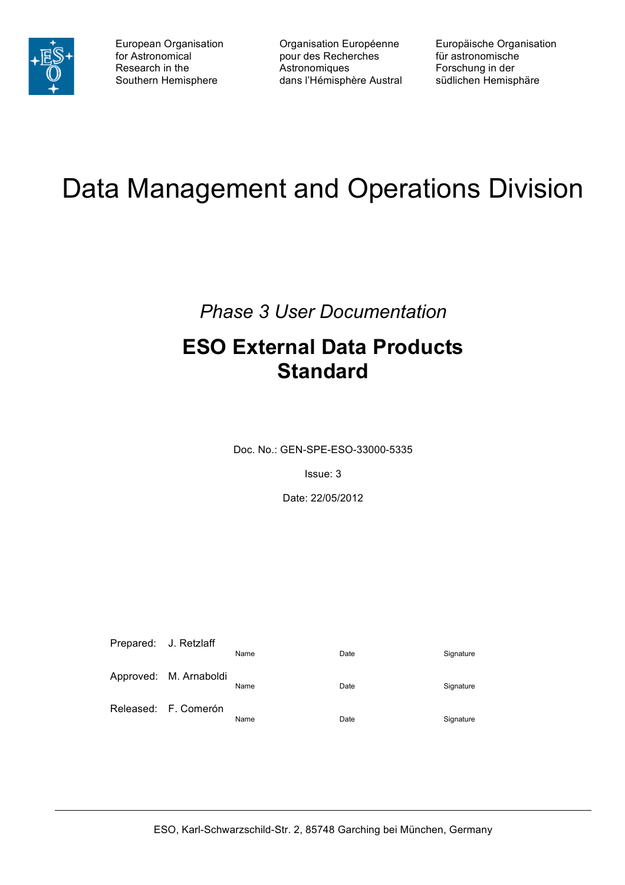European Organisation for Astronomical Research in the Southern Hemisphere

Organisation Européenne pour des Recherches Astronomiques dans l'Hémisphère Austral

Europäische Organisation für astronomische Forschung in der südlichen Hemisphäre

# Data Management and Operations Division

*Phase 3 User Documentation*

## ESO External Data Products Standard

Doc. No.: GEN-SPE-ESO-33000-5335

Issue: 3

Date: 22/05/2012

| | | | | |
|---|---|---|---|---|
| Prepared: | J. Retzlaff | Name | Date | Signature |
| Approved: | M. Arnaboldi | Name | Date | Signature |
| Released: | F. Comerón | Name | Date | Signature |

ESO, Karl-Schwarzschild-Str. 2, 85748 Garching bei München, Germany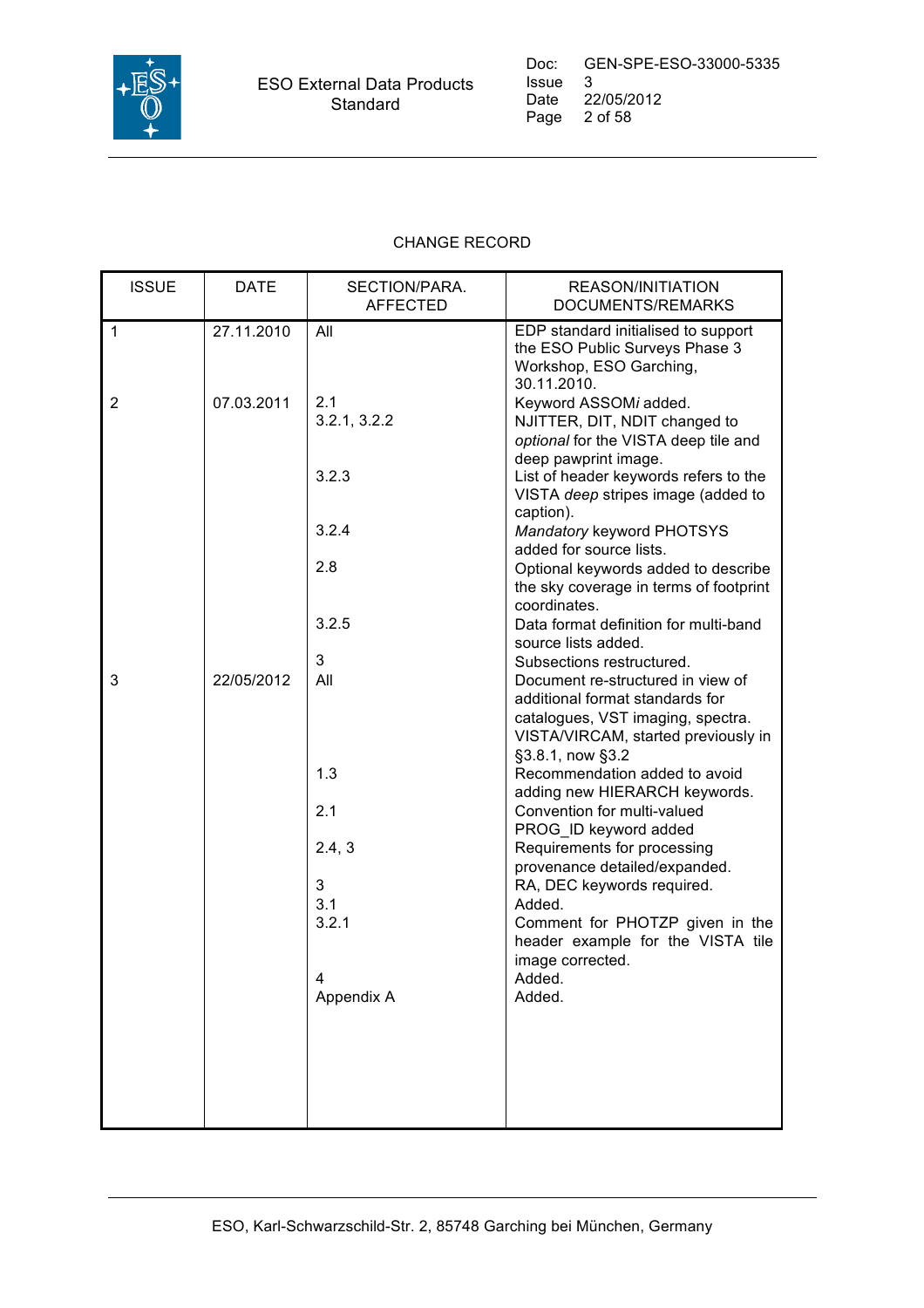CHANGE RECORD

| ISSUE | DATE | SECTION/PARA. AFFECTED | REASON/INITIATION DOCUMENTS/REMARKS |
|---|---|---|---|
| 1 | 27.11.2010 | All | EDP standard initialised to support the ESO Public Surveys Phase 3 Workshop, ESO Garching, 30.11.2010. |
| 2 | 07.03.2011 | 2.1 | Keyword ASSOM*i* added. |
| | | 3.2.1, 3.2.2 | NJITTER, DIT, NDIT changed to *optional* for the VISTA deep tile and deep pawprint image. |
| | | 3.2.3 | List of header keywords refers to the VISTA *deep* stripes image (added to caption). |
| | | 3.2.4 | *Mandatory* keyword PHOTSYS added for source lists. |
| | | 2.8 | Optional keywords added to describe the sky coverage in terms of footprint coordinates. |
| | | 3.2.5 | Data format definition for multi-band source lists added. |
| | | 3 | Subsections restructured. |
| 3 | 22/05/2012 | All | Document re-structured in view of additional format standards for catalogues, VST imaging, spectra. VISTA/VIRCAM, started previously in §3.8.1, now §3.2 |
| | | 1.3 | Recommendation added to avoid adding new HIERARCH keywords. |
| | | 2.1 | Convention for multi-valued PROG_ID keyword added |
| | | 2.4, 3 | Requirements for processing provenance detailed/expanded. |
| | | 3 | RA, DEC keywords required. |
| | | 3.1 | Added. |
| | | 3.2.1 | Comment for PHOTZP given in the header example for the VISTA tile image corrected. |
| | | 4 | Added. |
| | | Appendix A | Added. |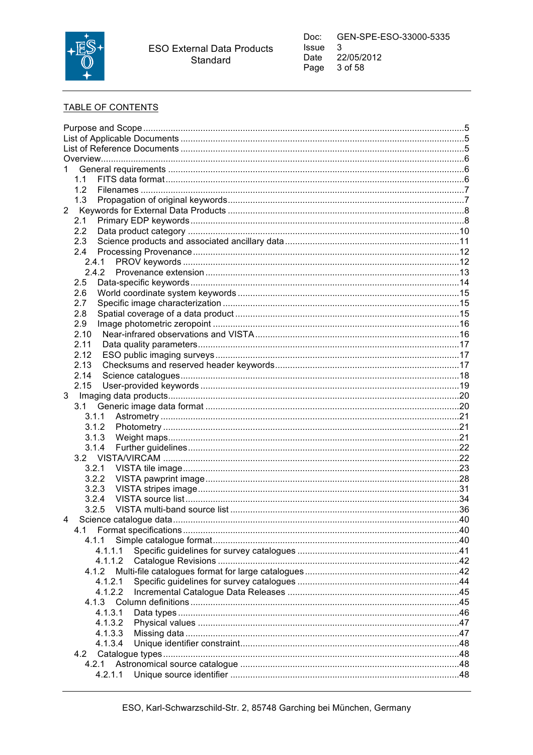TABLE OF CONTENTS

Purpose and Scope ..... 5
List of Applicable Documents ..... 5
List of Reference Documents ..... 5
Overview ..... 6
1 General requirements ..... 6
  1.1 FITS data format ..... 6
  1.2 Filenames ..... 7
  1.3 Propagation of original keywords ..... 7
2 Keywords for External Data Products ..... 8
  2.1 Primary EDP keywords ..... 8
  2.2 Data product category ..... 10
  2.3 Science products and associated ancillary data ..... 11
  2.4 Processing Provenance ..... 12
    2.4.1 PROV keywords ..... 12
    2.4.2 Provenance extension ..... 13
  2.5 Data-specific keywords ..... 14
  2.6 World coordinate system keywords ..... 15
  2.7 Specific image characterization ..... 15
  2.8 Spatial coverage of a data product ..... 15
  2.9 Image photometric zeropoint ..... 16
  2.10 Near-infrared observations and VISTA ..... 16
  2.11 Data quality parameters ..... 17
  2.12 ESO public imaging surveys ..... 17
  2.13 Checksums and reserved header keywords ..... 17
  2.14 Science catalogues ..... 18
  2.15 User-provided keywords ..... 19
3 Imaging data products ..... 20
  3.1 Generic image data format ..... 20
    3.1.1 Astrometry ..... 21
    3.1.2 Photometry ..... 21
    3.1.3 Weight maps ..... 21
    3.1.4 Further guidelines ..... 22
  3.2 VISTA/VIRCAM ..... 22
    3.2.1 VISTA tile image ..... 23
    3.2.2 VISTA pawprint image ..... 28
    3.2.3 VISTA stripes image ..... 31
    3.2.4 VISTA source list ..... 34
    3.2.5 VISTA multi-band source list ..... 36
4 Science catalogue data ..... 40
  4.1 Format specifications ..... 40
    4.1.1 Simple catalogue format ..... 40
      4.1.1.1 Specific guidelines for survey catalogues ..... 41
      4.1.1.2 Catalogue Revisions ..... 42
    4.1.2 Multi-file catalogues format for large catalogues ..... 42
      4.1.2.1 Specific guidelines for survey catalogues ..... 44
      4.1.2.2 Incremental Catalogue Data Releases ..... 45
    4.1.3 Column definitions ..... 45
      4.1.3.1 Data types ..... 46
      4.1.3.2 Physical values ..... 47
      4.1.3.3 Missing data ..... 47
      4.1.3.4 Unique identifier constraint ..... 48
  4.2 Catalogue types ..... 48
    4.2.1 Astronomical source catalogue ..... 48
      4.2.1.1 Unique source identifier ..... 48

ESO, Karl-Schwarzschild-Str. 2, 85748 Garching bei München, Germany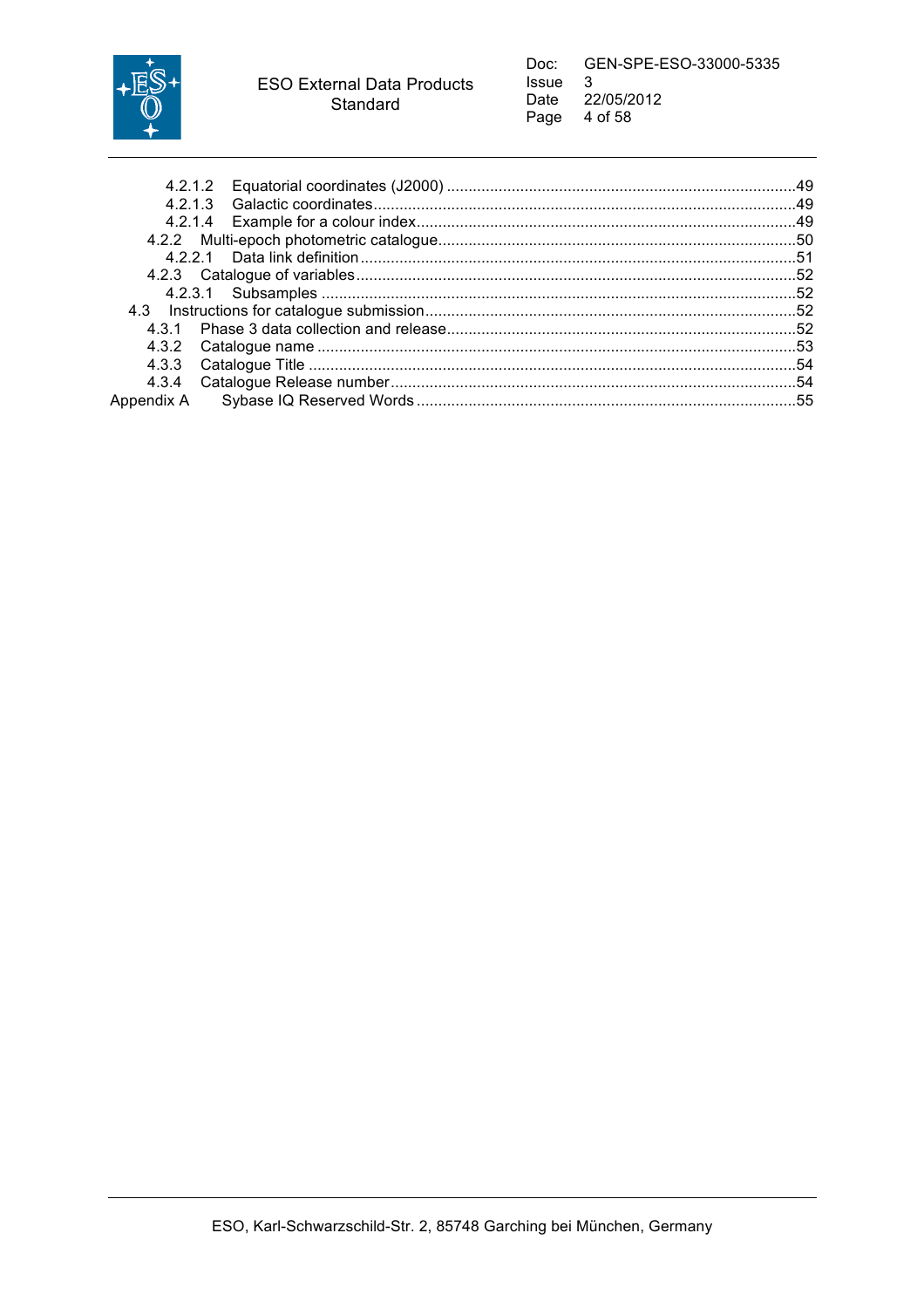4.2.1.2 Equatorial coordinates (J2000) ....49
4.2.1.3 Galactic coordinates....49
4.2.1.4 Example for a colour index....49
4.2.2 Multi-epoch photometric catalogue....50
4.2.2.1 Data link definition....51
4.2.3 Catalogue of variables....52
4.2.3.1 Subsamples ....52
4.3 Instructions for catalogue submission....52
4.3.1 Phase 3 data collection and release....52
4.3.2 Catalogue name ....53
4.3.3 Catalogue Title ....54
4.3.4 Catalogue Release number....54
Appendix A Sybase IQ Reserved Words....55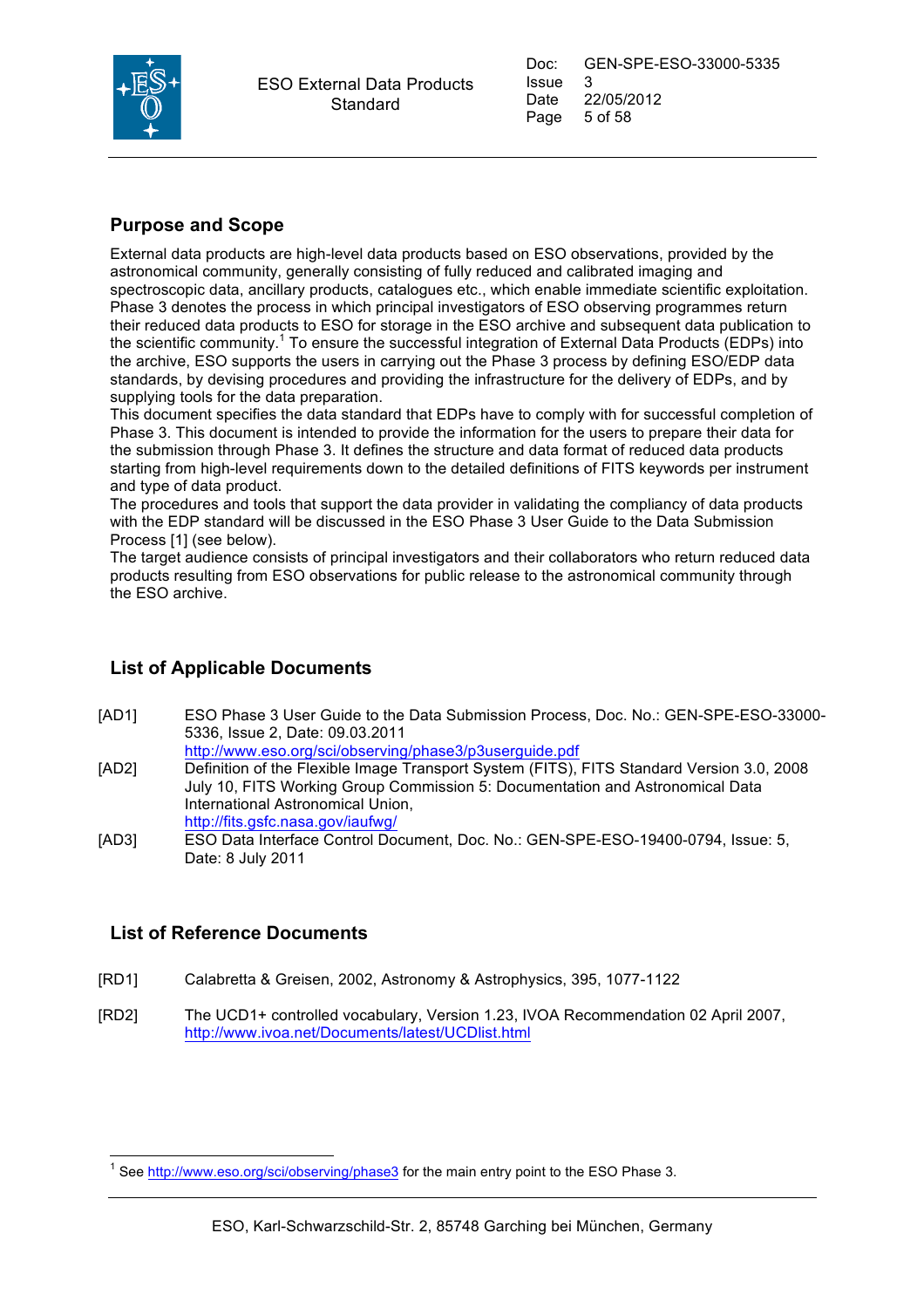## Purpose and Scope

External data products are high-level data products based on ESO observations, provided by the astronomical community, generally consisting of fully reduced and calibrated imaging and spectroscopic data, ancillary products, catalogues etc., which enable immediate scientific exploitation. Phase 3 denotes the process in which principal investigators of ESO observing programmes return their reduced data products to ESO for storage in the ESO archive and subsequent data publication to the scientific community.[1] To ensure the successful integration of External Data Products (EDPs) into the archive, ESO supports the users in carrying out the Phase 3 process by defining ESO/EDP data standards, by devising procedures and providing the infrastructure for the delivery of EDPs, and by supplying tools for the data preparation.
This document specifies the data standard that EDPs have to comply with for successful completion of Phase 3. This document is intended to provide the information for the users to prepare their data for the submission through Phase 3. It defines the structure and data format of reduced data products starting from high-level requirements down to the detailed definitions of FITS keywords per instrument and type of data product.
The procedures and tools that support the data provider in validating the compliancy of data products with the EDP standard will be discussed in the ESO Phase 3 User Guide to the Data Submission Process [1] (see below).
The target audience consists of principal investigators and their collaborators who return reduced data products resulting from ESO observations for public release to the astronomical community through the ESO archive.

## List of Applicable Documents

[AD1] ESO Phase 3 User Guide to the Data Submission Process, Doc. No.: GEN-SPE-ESO-33000-5336, Issue 2, Date: 09.03.2011
http://www.eso.org/sci/observing/phase3/p3userguide.pdf

[AD2] Definition of the Flexible Image Transport System (FITS), FITS Standard Version 3.0, 2008 July 10, FITS Working Group Commission 5: Documentation and Astronomical Data International Astronomical Union,
http://fits.gsfc.nasa.gov/iaufwg/

[AD3] ESO Data Interface Control Document, Doc. No.: GEN-SPE-ESO-19400-0794, Issue: 5, Date: 8 July 2011

## List of Reference Documents

[RD1] Calabretta & Greisen, 2002, Astronomy & Astrophysics, 395, 1077-1122

[RD2] The UCD1+ controlled vocabulary, Version 1.23, IVOA Recommendation 02 April 2007, http://www.ivoa.net/Documents/latest/UCDlist.html

[1] See http://www.eso.org/sci/observing/phase3 for the main entry point to the ESO Phase 3.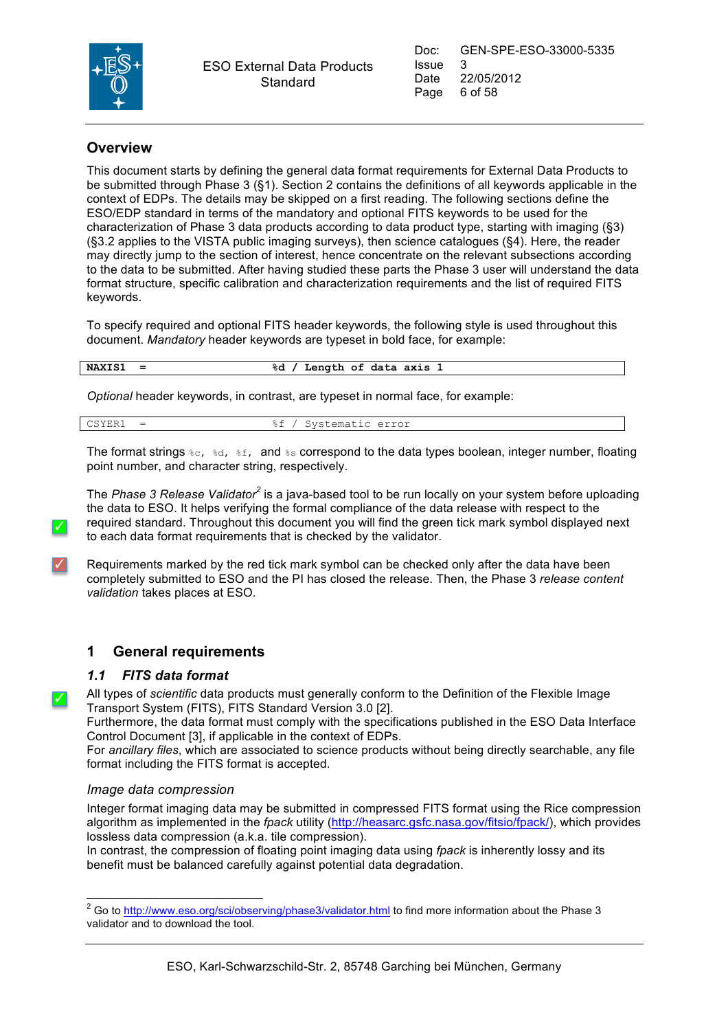## Overview

This document starts by defining the general data format requirements for External Data Products to be submitted through Phase 3 (§1). Section 2 contains the definitions of all keywords applicable in the context of EDPs. The details may be skipped on a first reading. The following sections define the ESO/EDP standard in terms of the mandatory and optional FITS keywords to be used for the characterization of Phase 3 data products according to data product type, starting with imaging (§3) (§3.2 applies to the VISTA public imaging surveys), then science catalogues (§4). Here, the reader may directly jump to the section of interest, hence concentrate on the relevant subsections according to the data to be submitted. After having studied these parts the Phase 3 user will understand the data format structure, specific calibration and characterization requirements and the list of required FITS keywords.

To specify required and optional FITS header keywords, the following style is used throughout this document. *Mandatory* header keywords are typeset in bold face, for example:

```
NAXIS1  =                    %d / Length of data axis 1
```

*Optional* header keywords, in contrast, are typeset in normal face, for example:

```
CSYER1  =                    %f / Systematic error
```

The format strings `%c`, `%d`, `%f`, and `%s` correspond to the data types boolean, integer number, floating point number, and character string, respectively.

The *Phase 3 Release Validator*[2] is a java-based tool to be run locally on your system before uploading the data to ESO. It helps verifying the formal compliance of the data release with respect to the required standard. Throughout this document you will find the green tick mark symbol displayed next to each data format requirements that is checked by the validator.

Requirements marked by the red tick mark symbol can be checked only after the data have been completely submitted to ESO and the PI has closed the release. Then, the Phase 3 *release content validation* takes places at ESO.

# 1 General requirements

## 1.1 FITS data format

All types of *scientific* data products must generally conform to the Definition of the Flexible Image Transport System (FITS), FITS Standard Version 3.0 [2].
Furthermore, the data format must comply with the specifications published in the ESO Data Interface Control Document [3], if applicable in the context of EDPs.
For *ancillary files*, which are associated to science products without being directly searchable, any file format including the FITS format is accepted.

### Image data compression

Integer format imaging data may be submitted in compressed FITS format using the Rice compression algorithm as implemented in the *fpack* utility (http://heasarc.gsfc.nasa.gov/fitsio/fpack/), which provides lossless data compression (a.k.a. tile compression).
In contrast, the compression of floating point imaging data using *fpack* is inherently lossy and its benefit must be balanced carefully against potential data degradation.

---

[2] Go to http://www.eso.org/sci/observing/phase3/validator.html to find more information about the Phase 3 validator and to download the tool.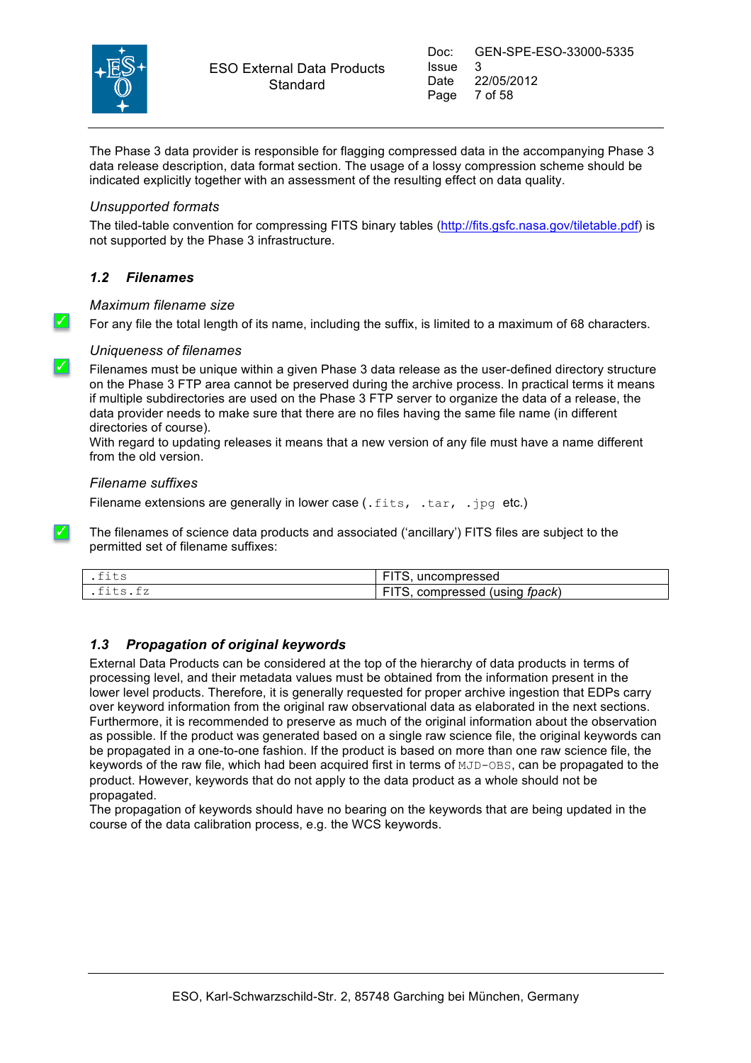The Phase 3 data provider is responsible for flagging compressed data in the accompanying Phase 3 data release description, data format section. The usage of a lossy compression scheme should be indicated explicitly together with an assessment of the resulting effect on data quality.

*Unsupported formats*

The tiled-table convention for compressing FITS binary tables (http://fits.gsfc.nasa.gov/tiletable.pdf) is not supported by the Phase 3 infrastructure.

## 1.2 Filenames

*Maximum filename size*

✓ For any file the total length of its name, including the suffix, is limited to a maximum of 68 characters.

*Uniqueness of filenames*

✓ Filenames must be unique within a given Phase 3 data release as the user-defined directory structure on the Phase 3 FTP area cannot be preserved during the archive process. In practical terms it means if multiple subdirectories are used on the Phase 3 FTP server to organize the data of a release, the data provider needs to make sure that there are no files having the same file name (in different directories of course).
With regard to updating releases it means that a new version of any file must have a name different from the old version.

*Filename suffixes*

Filename extensions are generally in lower case (`.fits`, `.tar`, `.jpg` etc.)

✓ The filenames of science data products and associated ('ancillary') FITS files are subject to the permitted set of filename suffixes:

| | |
|---|---|
| `.fits` | FITS, uncompressed |
| `.fits.fz` | FITS, compressed (using *fpack*) |

## 1.3 Propagation of original keywords

External Data Products can be considered at the top of the hierarchy of data products in terms of processing level, and their metadata values must be obtained from the information present in the lower level products. Therefore, it is generally requested for proper archive ingestion that EDPs carry over keyword information from the original raw observational data as elaborated in the next sections. Furthermore, it is recommended to preserve as much of the original information about the observation as possible. If the product was generated based on a single raw science file, the original keywords can be propagated in a one-to-one fashion. If the product is based on more than one raw science file, the keywords of the raw file, which had been acquired first in terms of `MJD-OBS`, can be propagated to the product. However, keywords that do not apply to the data product as a whole should not be propagated.
The propagation of keywords should have no bearing on the keywords that are being updated in the course of the data calibration process, e.g. the WCS keywords.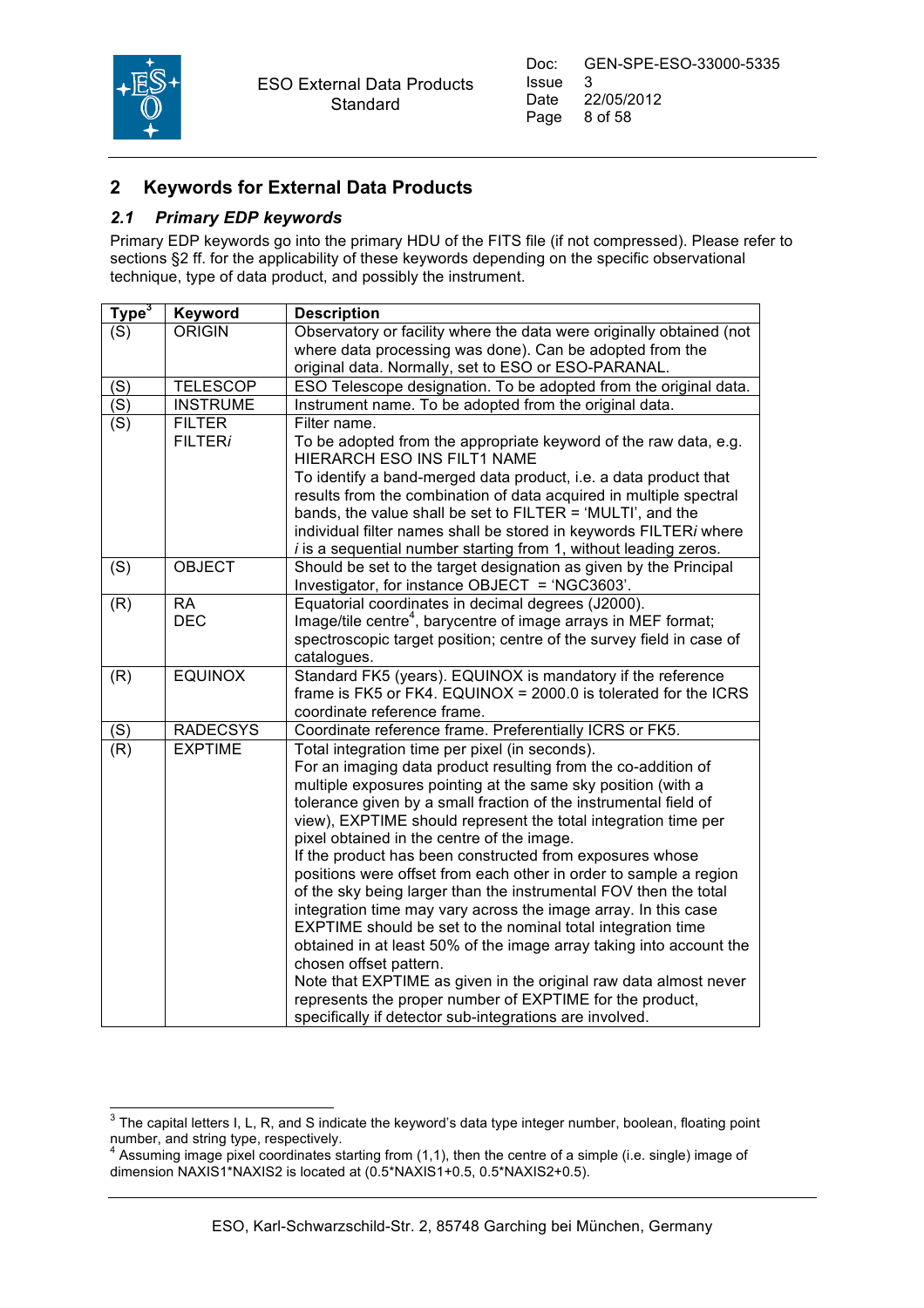## 2 Keywords for External Data Products

### 2.1 Primary EDP keywords

Primary EDP keywords go into the primary HDU of the FITS file (if not compressed). Please refer to sections §2 ff. for the applicability of these keywords depending on the specific observational technique, type of data product, and possibly the instrument.

| Type[3] | Keyword | Description |
|---|---|---|
| (S) | ORIGIN | Observatory or facility where the data were originally obtained (not where data processing was done). Can be adopted from the original data. Normally, set to ESO or ESO-PARANAL. |
| (S) | TELESCOP | ESO Telescope designation. To be adopted from the original data. |
| (S) | INSTRUME | Instrument name. To be adopted from the original data. |
| (S) | FILTER<br>FILTER*i* | Filter name.<br>To be adopted from the appropriate keyword of the raw data, e.g. HIERARCH ESO INS FILT1 NAME<br>To identify a band-merged data product, i.e. a data product that results from the combination of data acquired in multiple spectral bands, the value shall be set to FILTER = 'MULTI', and the individual filter names shall be stored in keywords FILTER*i* where *i* is a sequential number starting from 1, without leading zeros. |
| (S) | OBJECT | Should be set to the target designation as given by the Principal Investigator, for instance OBJECT = 'NGC3603'. |
| (R) | RA<br>DEC | Equatorial coordinates in decimal degrees (J2000).<br>Image/tile centre[4], barycentre of image arrays in MEF format; spectroscopic target position; centre of the survey field in case of catalogues. |
| (R) | EQUINOX | Standard FK5 (years). EQUINOX is mandatory if the reference frame is FK5 or FK4. EQUINOX = 2000.0 is tolerated for the ICRS coordinate reference frame. |
| (S) | RADECSYS | Coordinate reference frame. Preferentially ICRS or FK5. |
| (R) | EXPTIME | Total integration time per pixel (in seconds).<br>For an imaging data product resulting from the co-addition of multiple exposures pointing at the same sky position (with a tolerance given by a small fraction of the instrumental field of view), EXPTIME should represent the total integration time per pixel obtained in the centre of the image.<br>If the product has been constructed from exposures whose positions were offset from each other in order to sample a region of the sky being larger than the instrumental FOV then the total integration time may vary across the image array. In this case EXPTIME should be set to the nominal total integration time obtained in at least 50% of the image array taking into account the chosen offset pattern.<br>Note that EXPTIME as given in the original raw data almost never represents the proper number of EXPTIME for the product, specifically if detector sub-integrations are involved. |

[3] The capital letters I, L, R, and S indicate the keyword's data type integer number, boolean, floating point number, and string type, respectively.

[4] Assuming image pixel coordinates starting from (1,1), then the centre of a simple (i.e. single) image of dimension NAXIS1*NAXIS2 is located at (0.5*NAXIS1+0.5, 0.5*NAXIS2+0.5).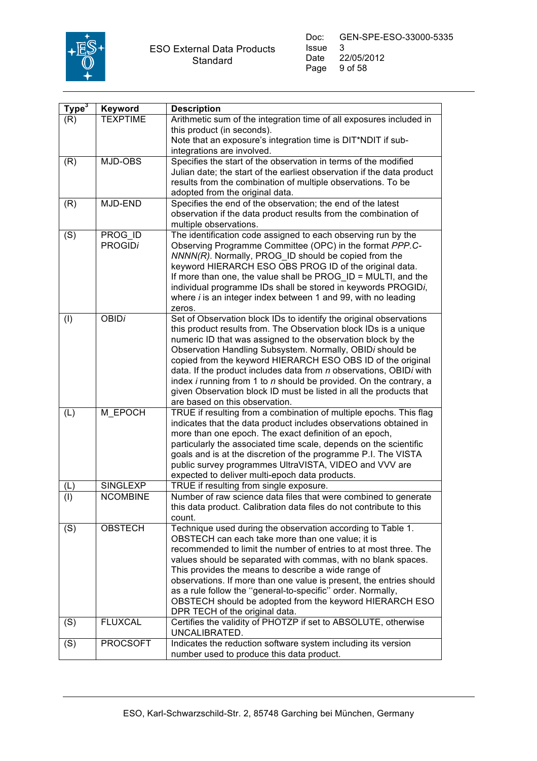| Type[3] | Keyword | Description |
|---|---|---|
| (R) | TEXPTIME | Arithmetic sum of the integration time of all exposures included in this product (in seconds).<br>Note that an exposure's integration time is DIT*NDIT if sub-integrations are involved. |
| (R) | MJD-OBS | Specifies the start of the observation in terms of the modified Julian date; the start of the earliest observation if the data product results from the combination of multiple observations. To be adopted from the original data. |
| (R) | MJD-END | Specifies the end of the observation; the end of the latest observation if the data product results from the combination of multiple observations. |
| (S) | PROG_ID<br>PROGID*i* | The identification code assigned to each observing run by the Observing Programme Committee (OPC) in the format *PPP.C-NNNN(R)*. Normally, PROG_ID should be copied from the keyword HIERARCH ESO OBS PROG ID of the original data.<br>If more than one, the value shall be PROG_ID = MULTI, and the individual programme IDs shall be stored in keywords PROGID*i*, where *i* is an integer index between 1 and 99, with no leading zeros. |
| (I) | OBID*i* | Set of Observation block IDs to identify the original observations this product results from. The Observation block IDs is a unique numeric ID that was assigned to the observation block by the Observation Handling Subsystem. Normally, OBID*i* should be copied from the keyword HIERARCH ESO OBS ID of the original data. If the product includes data from *n* observations, OBID*i* with index *i* running from 1 to *n* should be provided. On the contrary, a given Observation block ID must be listed in all the products that are based on this observation. |
| (L) | M_EPOCH | TRUE if resulting from a combination of multiple epochs. This flag indicates that the data product includes observations obtained in more than one epoch. The exact definition of an epoch, particularly the associated time scale, depends on the scientific goals and is at the discretion of the programme P.I. The VISTA public survey programmes UltraVISTA, VIDEO and VVV are expected to deliver multi-epoch data products. |
| (L) | SINGLEXP | TRUE if resulting from single exposure. |
| (I) | NCOMBINE | Number of raw science data files that were combined to generate this data product. Calibration data files do not contribute to this count. |
| (S) | OBSTECH | Technique used during the observation according to Table 1. OBSTECH can each take more than one value; it is recommended to limit the number of entries to at most three. The values should be separated with commas, with no blank spaces. This provides the means to describe a wide range of observations. If more than one value is present, the entries should as a rule follow the "general-to-specific" order. Normally, OBSTECH should be adopted from the keyword HIERARCH ESO DPR TECH of the original data. |
| (S) | FLUXCAL | Certifies the validity of PHOTZP if set to ABSOLUTE, otherwise UNCALIBRATED. |
| (S) | PROCSOFT | Indicates the reduction software system including its version number used to produce this data product. |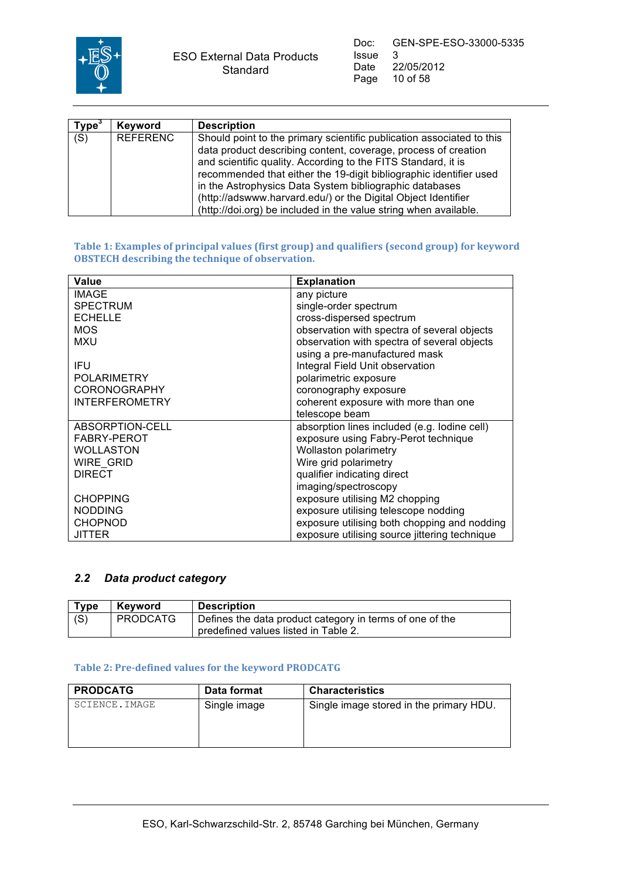| Type[3] | Keyword | Description |
|---|---|---|
| (S) | REFERENC | Should point to the primary scientific publication associated to this data product describing content, coverage, process of creation and scientific quality. According to the FITS Standard, it is recommended that either the 19-digit bibliographic identifier used in the Astrophysics Data System bibliographic databases (http://adswww.harvard.edu/) or the Digital Object Identifier (http://doi.org) be included in the value string when available. |

**Table 1: Examples of principal values (first group) and qualifiers (second group) for keyword OBSTECH describing the technique of observation.**

| Value | Explanation |
|---|---|
| IMAGE | any picture |
| SPECTRUM | single-order spectrum |
| ECHELLE | cross-dispersed spectrum |
| MOS | observation with spectra of several objects |
| MXU | observation with spectra of several objects using a pre-manufactured mask |
| IFU | Integral Field Unit observation |
| POLARIMETRY | polarimetric exposure |
| CORONOGRAPHY | coronography exposure |
| INTERFEROMETRY | coherent exposure with more than one telescope beam |
| ABSORPTION-CELL | absorption lines included (e.g. Iodine cell) |
| FABRY-PEROT | exposure using Fabry-Perot technique |
| WOLLASTON | Wollaston polarimetry |
| WIRE_GRID | Wire grid polarimetry |
| DIRECT | qualifier indicating direct imaging/spectroscopy |
| CHOPPING | exposure utilising M2 chopping |
| NODDING | exposure utilising telescope nodding |
| CHOPNOD | exposure utilising both chopping and nodding |
| JITTER | exposure utilising source jittering technique |

## 2.2 *Data product category*

| Type | Keyword | Description |
|---|---|---|
| (S) | PRODCATG | Defines the data product category in terms of one of the predefined values listed in Table 2. |

**Table 2: Pre-defined values for the keyword PRODCATG**

| PRODCATG | Data format | Characteristics |
|---|---|---|
| SCIENCE.IMAGE | Single image | Single image stored in the primary HDU. |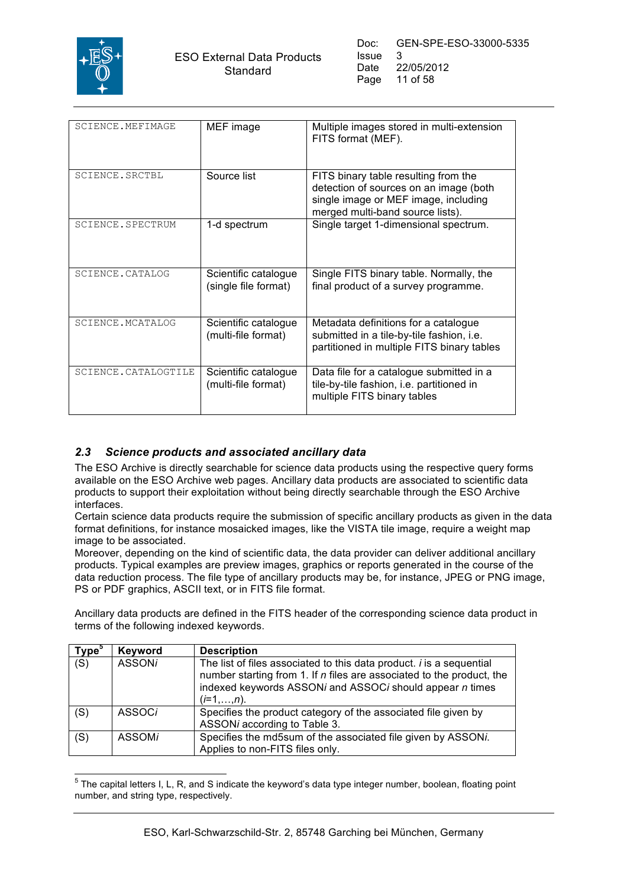| | | |
|---|---|---|
| SCIENCE.MEFIMAGE | MEF image | Multiple images stored in multi-extension FITS format (MEF). |
| SCIENCE.SRCTBL | Source list | FITS binary table resulting from the detection of sources on an image (both single image or MEF image, including merged multi-band source lists). |
| SCIENCE.SPECTRUM | 1-d spectrum | Single target 1-dimensional spectrum. |
| SCIENCE.CATALOG | Scientific catalogue (single file format) | Single FITS binary table. Normally, the final product of a survey programme. |
| SCIENCE.MCATALOG | Scientific catalogue (multi-file format) | Metadata definitions for a catalogue submitted in a tile-by-tile fashion, i.e. partitioned in multiple FITS binary tables |
| SCIENCE.CATALOGTILE | Scientific catalogue (multi-file format) | Data file for a catalogue submitted in a tile-by-tile fashion, i.e. partitioned in multiple FITS binary tables |

## *2.3 Science products and associated ancillary data*

The ESO Archive is directly searchable for science data products using the respective query forms available on the ESO Archive web pages. Ancillary data products are associated to scientific data products to support their exploitation without being directly searchable through the ESO Archive interfaces.

Certain science data products require the submission of specific ancillary products as given in the data format definitions, for instance mosaicked images, like the VISTA tile image, require a weight map image to be associated.

Moreover, depending on the kind of scientific data, the data provider can deliver additional ancillary products. Typical examples are preview images, graphics or reports generated in the course of the data reduction process. The file type of ancillary products may be, for instance, JPEG or PNG image, PS or PDF graphics, ASCII text, or in FITS file format.

Ancillary data products are defined in the FITS header of the corresponding science data product in terms of the following indexed keywords.

| Type[5] | Keyword | Description |
|---|---|---|
| (S) | ASSON*i* | The list of files associated to this data product. *i* is a sequential number starting from 1. If *n* files are associated to the product, the indexed keywords ASSON*i* and ASSOC*i* should appear *n* times (*i*=1,…,*n*). |
| (S) | ASSOC*i* | Specifies the product category of the associated file given by ASSON*i* according to Table 3. |
| (S) | ASSOM*i* | Specifies the md5sum of the associated file given by ASSON*i*. Applies to non-FITS files only. |

[5] The capital letters I, L, R, and S indicate the keyword's data type integer number, boolean, floating point number, and string type, respectively.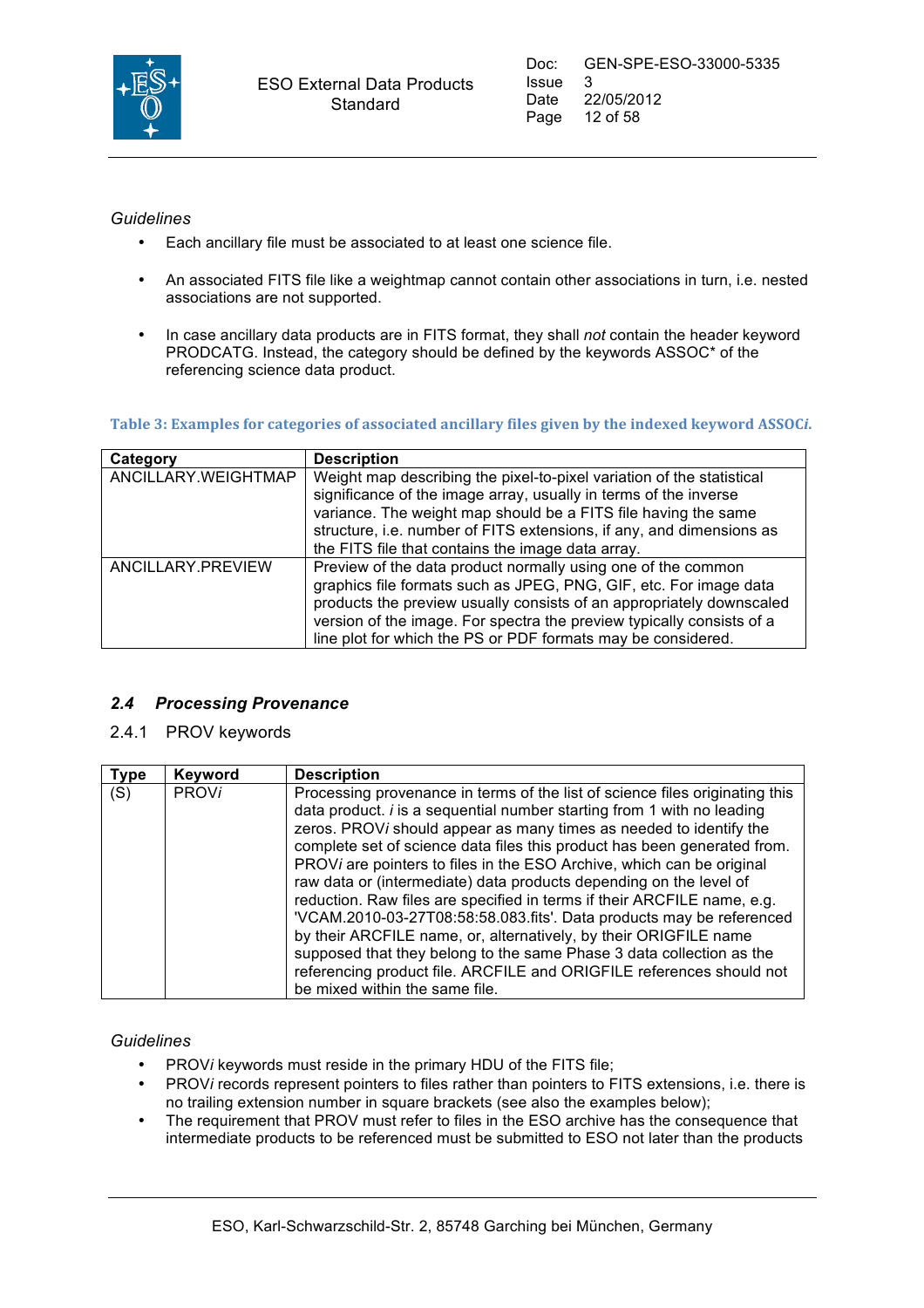*Guidelines*

- Each ancillary file must be associated to at least one science file.
- An associated FITS file like a weightmap cannot contain other associations in turn, i.e. nested associations are not supported.
- In case ancillary data products are in FITS format, they shall *not* contain the header keyword PRODCATG. Instead, the category should be defined by the keywords ASSOC* of the referencing science data product.

**Table 3: Examples for categories of associated ancillary files given by the indexed keyword ASSOC*i*.**

| Category | Description |
|---|---|
| ANCILLARY.WEIGHTMAP | Weight map describing the pixel-to-pixel variation of the statistical significance of the image array, usually in terms of the inverse variance. The weight map should be a FITS file having the same structure, i.e. number of FITS extensions, if any, and dimensions as the FITS file that contains the image data array. |
| ANCILLARY.PREVIEW | Preview of the data product normally using one of the common graphics file formats such as JPEG, PNG, GIF, etc. For image data products the preview usually consists of an appropriately downscaled version of the image. For spectra the preview typically consists of a line plot for which the PS or PDF formats may be considered. |

## *2.4 Processing Provenance*

### 2.4.1 PROV keywords

| Type | Keyword | Description |
|---|---|---|
| (S) | PROV*i* | Processing provenance in terms of the list of science files originating this data product. *i* is a sequential number starting from 1 with no leading zeros. PROV*i* should appear as many times as needed to identify the complete set of science data files this product has been generated from. PROV*i* are pointers to files in the ESO Archive, which can be original raw data or (intermediate) data products depending on the level of reduction. Raw files are specified in terms if their ARCFILE name, e.g. 'VCAM.2010-03-27T08:58:58.083.fits'. Data products may be referenced by their ARCFILE name, or, alternatively, by their ORIGFILE name supposed that they belong to the same Phase 3 data collection as the referencing product file. ARCFILE and ORIGFILE references should not be mixed within the same file. |

*Guidelines*

- PROV*i* keywords must reside in the primary HDU of the FITS file;
- PROV*i* records represent pointers to files rather than pointers to FITS extensions, i.e. there is no trailing extension number in square brackets (see also the examples below);
- The requirement that PROV must refer to files in the ESO archive has the consequence that intermediate products to be referenced must be submitted to ESO not later than the products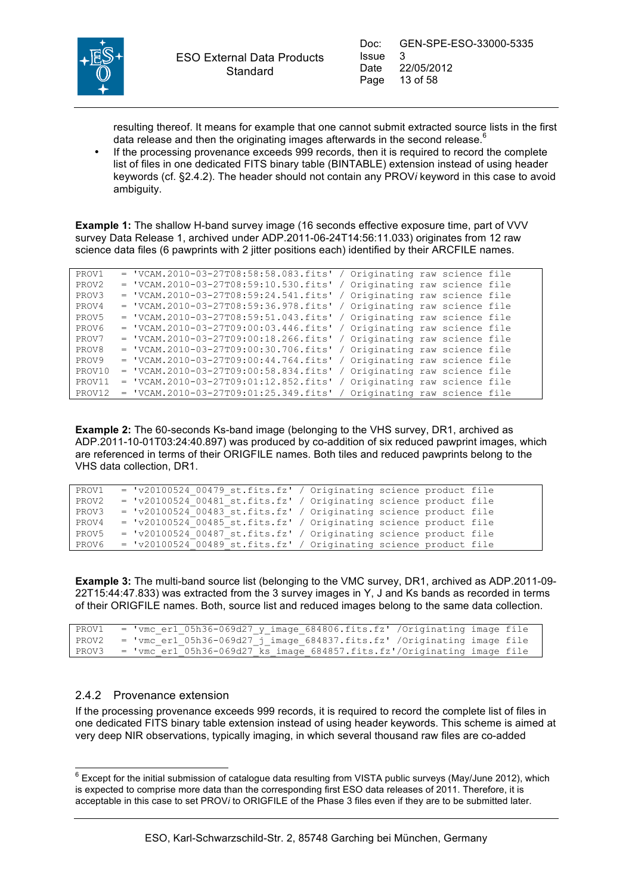resulting thereof. It means for example that one cannot submit extracted source lists in the first data release and then the originating images afterwards in the second release.[6]

- If the processing provenance exceeds 999 records, then it is required to record the complete list of files in one dedicated FITS binary table (BINTABLE) extension instead of using header keywords (cf. §2.4.2). The header should not contain any PROV*i* keyword in this case to avoid ambiguity.

**Example 1:** The shallow H-band survey image (16 seconds effective exposure time, part of VVV survey Data Release 1, archived under ADP.2011-06-24T14:56:11.033) originates from 12 raw science data files (6 pawprints with 2 jitter positions each) identified by their ARCFILE names.

```
PROV1  = 'VCAM.2010-03-27T08:58:58.083.fits' / Originating raw science file
PROV2  = 'VCAM.2010-03-27T08:59:10.530.fits' / Originating raw science file
PROV3  = 'VCAM.2010-03-27T08:59:24.541.fits' / Originating raw science file
PROV4  = 'VCAM.2010-03-27T08:59:36.978.fits' / Originating raw science file
PROV5  = 'VCAM.2010-03-27T08:59:51.043.fits' / Originating raw science file
PROV6  = 'VCAM.2010-03-27T09:00:03.446.fits' / Originating raw science file
PROV7  = 'VCAM.2010-03-27T09:00:18.266.fits' / Originating raw science file
PROV8  = 'VCAM.2010-03-27T09:00:30.706.fits' / Originating raw science file
PROV9  = 'VCAM.2010-03-27T09:00:44.764.fits' / Originating raw science file
PROV10 = 'VCAM.2010-03-27T09:00:58.834.fits' / Originating raw science file
PROV11 = 'VCAM.2010-03-27T09:01:12.852.fits' / Originating raw science file
PROV12 = 'VCAM.2010-03-27T09:01:25.349.fits' / Originating raw science file
```

**Example 2:** The 60-seconds Ks-band image (belonging to the VHS survey, DR1, archived as ADP.2011-10-01T03:24:40.897) was produced by co-addition of six reduced pawprint images, which are referenced in terms of their ORIGFILE names. Both tiles and reduced pawprints belong to the VHS data collection, DR1.

```
PROV1  = 'v20100524_00479_st.fits.fz' / Originating science product file
PROV2  = 'v20100524_00481_st.fits.fz' / Originating science product file
PROV3  = 'v20100524_00483_st.fits.fz' / Originating science product file
PROV4  = 'v20100524_00485_st.fits.fz' / Originating science product file
PROV5  = 'v20100524_00487_st.fits.fz' / Originating science product file
PROV6  = 'v20100524_00489_st.fits.fz' / Originating science product file
```

**Example 3:** The multi-band source list (belonging to the VMC survey, DR1, archived as ADP.2011-09-22T15:44:47.833) was extracted from the 3 survey images in Y, J and Ks bands as recorded in terms of their ORIGFILE names. Both, source list and reduced images belong to the same data collection.

```
PROV1  = 'vmc_er1_05h36-069d27_y_image_684806.fits.fz' /Originating image file
PROV2  = 'vmc_er1_05h36-069d27_j_image_684837.fits.fz' /Originating image file
PROV3  = 'vmc_er1_05h36-069d27_ks_image_684857.fits.fz'/Originating image file
```

### 2.4.2 Provenance extension

If the processing provenance exceeds 999 records, it is required to record the complete list of files in one dedicated FITS binary table extension instead of using header keywords. This scheme is aimed at very deep NIR observations, typically imaging, in which several thousand raw files are co-added

[6] Except for the initial submission of catalogue data resulting from VISTA public surveys (May/June 2012), which is expected to comprise more data than the corresponding first ESO data releases of 2011. Therefore, it is acceptable in this case to set PROV*i* to ORIGFILE of the Phase 3 files even if they are to be submitted later.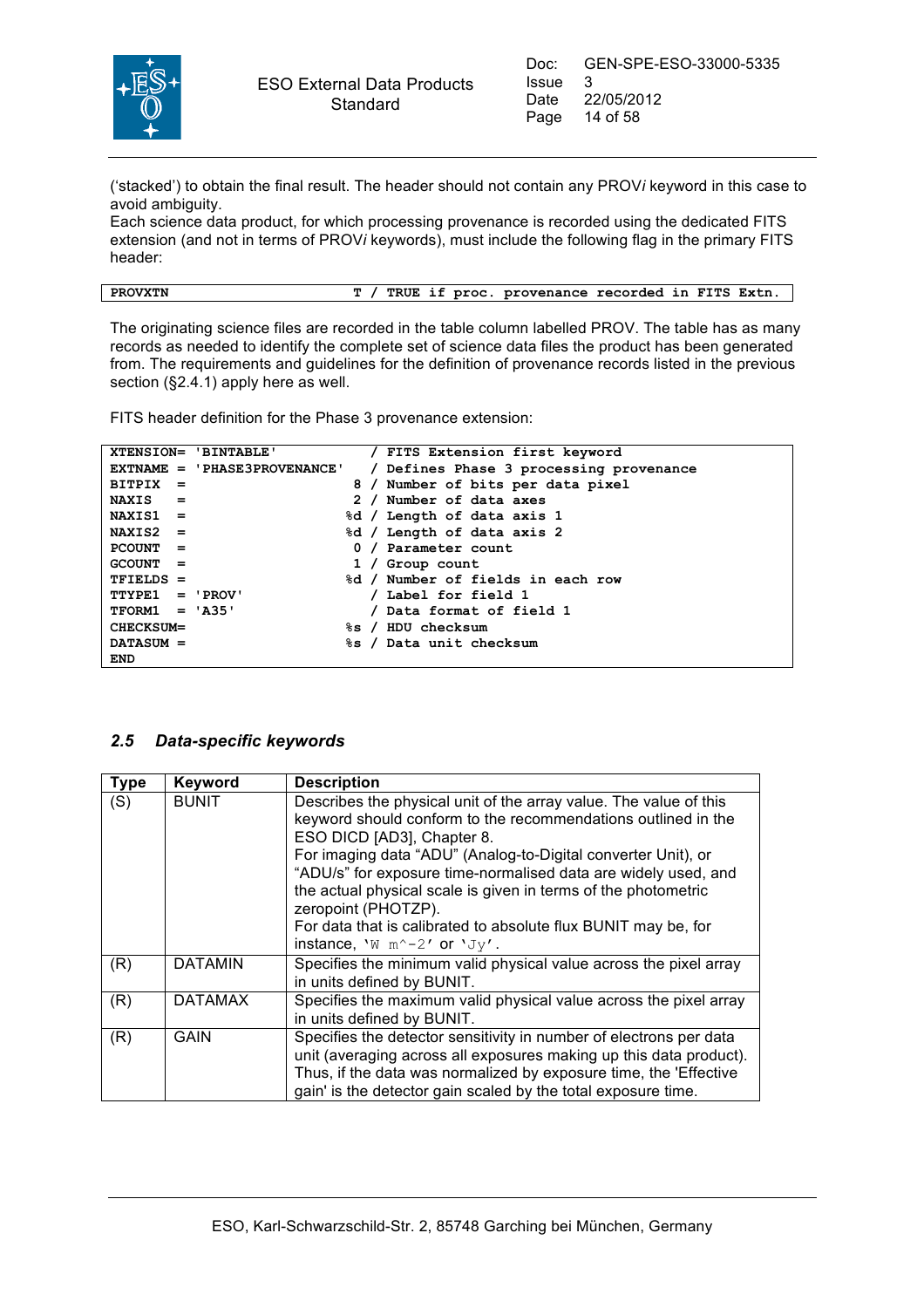('stacked') to obtain the final result. The header should not contain any PROV*i* keyword in this case to avoid ambiguity.
Each science data product, for which processing provenance is recorded using the dedicated FITS extension (and not in terms of PROV*i* keywords), must include the following flag in the primary FITS header:

```
PROVXTN                              T / TRUE if proc. provenance recorded in FITS Extn.
```

The originating science files are recorded in the table column labelled PROV. The table has as many records as needed to identify the complete set of science data files the product has been generated from. The requirements and guidelines for the definition of provenance records listed in the previous section (§2.4.1) apply here as well.

FITS header definition for the Phase 3 provenance extension:

```
XTENSION= 'BINTABLE'              / FITS Extension first keyword
EXTNAME = 'PHASE3PROVENANCE'      / Defines Phase 3 processing provenance
BITPIX  =                      8 / Number of bits per data pixel
NAXIS   =                      2 / Number of data axes
NAXIS1  =                     %d / Length of data axis 1
NAXIS2  =                     %d / Length of data axis 2
PCOUNT  =                      0 / Parameter count
GCOUNT  =                      1 / Group count
TFIELDS =                     %d / Number of fields in each row
TTYPE1  = 'PROV'                 / Label for field 1
TFORM1  = 'A35'                  / Data format of field 1
CHECKSUM=                     %s / HDU checksum
DATASUM =                     %s / Data unit checksum
END
```

## 2.5 *Data-specific keywords*

| Type | Keyword | Description |
|---|---|---|
| (S) | BUNIT | Describes the physical unit of the array value. The value of this keyword should conform to the recommendations outlined in the ESO DICD [AD3], Chapter 8. For imaging data "ADU" (Analog-to-Digital converter Unit), or "ADU/s" for exposure time-normalised data are widely used, and the actual physical scale is given in terms of the photometric zeropoint (PHOTZP). For data that is calibrated to absolute flux BUNIT may be, for instance, 'W m^-2' or 'Jy'. |
| (R) | DATAMIN | Specifies the minimum valid physical value across the pixel array in units defined by BUNIT. |
| (R) | DATAMAX | Specifies the maximum valid physical value across the pixel array in units defined by BUNIT. |
| (R) | GAIN | Specifies the detector sensitivity in number of electrons per data unit (averaging across all exposures making up this data product). Thus, if the data was normalized by exposure time, the 'Effective gain' is the detector gain scaled by the total exposure time. |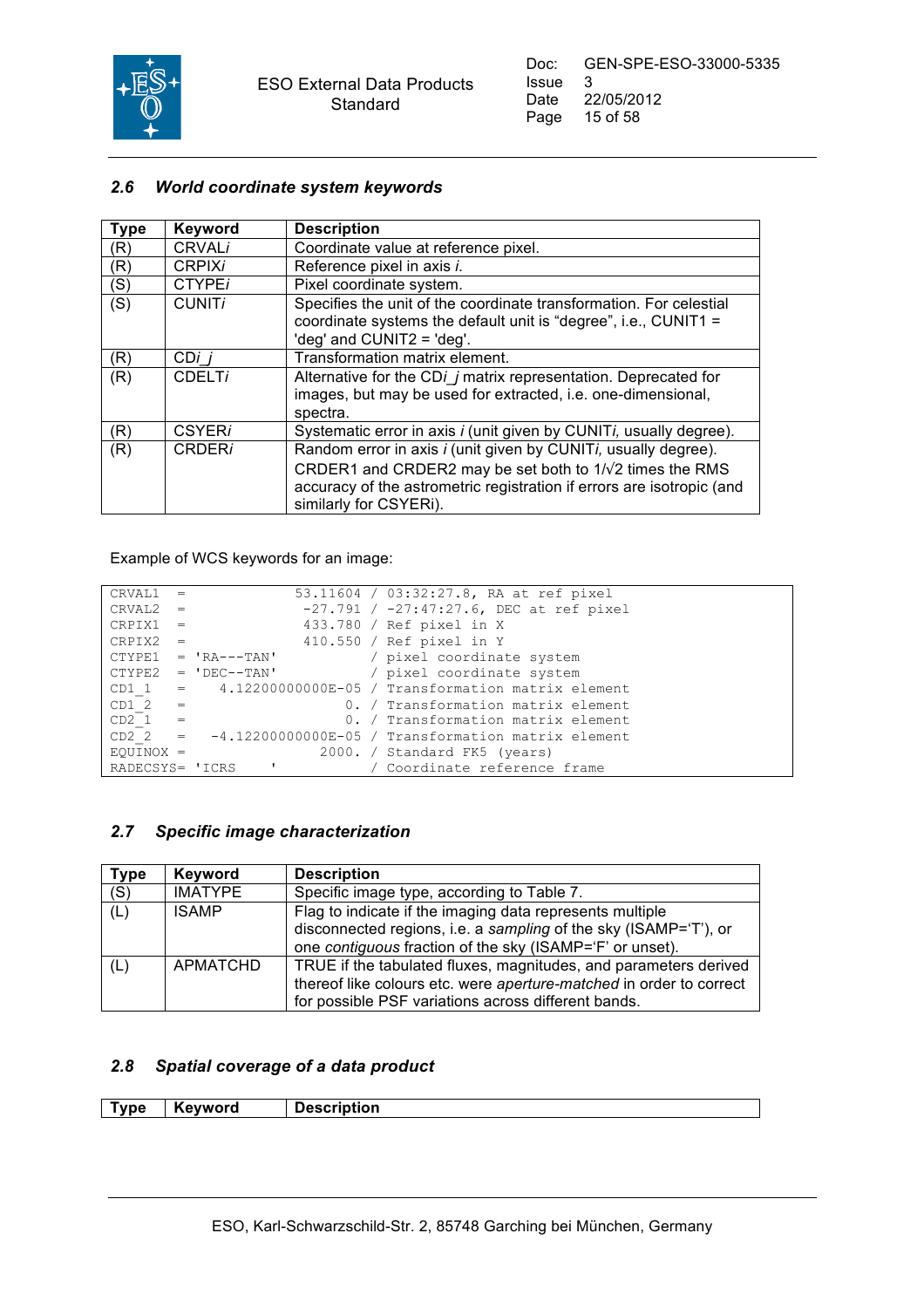## 2.6 World coordinate system keywords

| Type | Keyword | Description |
|---|---|---|
| (R) | CRVAL*i* | Coordinate value at reference pixel. |
| (R) | CRPIX*i* | Reference pixel in axis *i*. |
| (S) | CTYPE*i* | Pixel coordinate system. |
| (S) | CUNIT*i* | Specifies the unit of the coordinate transformation. For celestial coordinate systems the default unit is “degree”, i.e., CUNIT1 = 'deg' and CUNIT2 = 'deg'. |
| (R) | CD*i_j* | Transformation matrix element. |
| (R) | CDELT*i* | Alternative for the CD*i_j* matrix representation. Deprecated for images, but may be used for extracted, i.e. one-dimensional, spectra. |
| (R) | CSYER*i* | Systematic error in axis *i* (unit given by CUNIT*i*, usually degree). |
| (R) | CRDER*i* | Random error in axis *i* (unit given by CUNIT*i*, usually degree). CRDER1 and CRDER2 may be set both to 1/√2 times the RMS accuracy of the astrometric registration if errors are isotropic (and similarly for CSYERi). |

Example of WCS keywords for an image:

```
CRVAL1  =              53.11604 / 03:32:27.8, RA at ref pixel
CRVAL2  =               -27.791 / -27:47:27.6, DEC at ref pixel
CRPIX1  =               433.780 / Ref pixel in X
CRPIX2  =               410.550 / Ref pixel in Y
CTYPE1  = 'RA---TAN'            / pixel coordinate system
CTYPE2  = 'DEC--TAN'            / pixel coordinate system
CD1_1   =    4.12200000000E-05 / Transformation matrix element
CD1_2   =                   0. / Transformation matrix element
CD2_1   =                   0. / Transformation matrix element
CD2_2   =   -4.12200000000E-05 / Transformation matrix element
EQUINOX =                2000. / Standard FK5 (years)
RADECSYS= 'ICRS    '            / Coordinate reference frame
```

## 2.7 Specific image characterization

| Type | Keyword | Description |
|---|---|---|
| (S) | IMATYPE | Specific image type, according to Table 7. |
| (L) | ISAMP | Flag to indicate if the imaging data represents multiple disconnected regions, i.e. a *sampling* of the sky (ISAMP='T'), or one *contiguous* fraction of the sky (ISAMP='F' or unset). |
| (L) | APMATCHD | TRUE if the tabulated fluxes, magnitudes, and parameters derived thereof like colours etc. were *aperture-matched* in order to correct for possible PSF variations across different bands. |

## 2.8 Spatial coverage of a data product

| Type | Keyword | Description |
|---|---|---|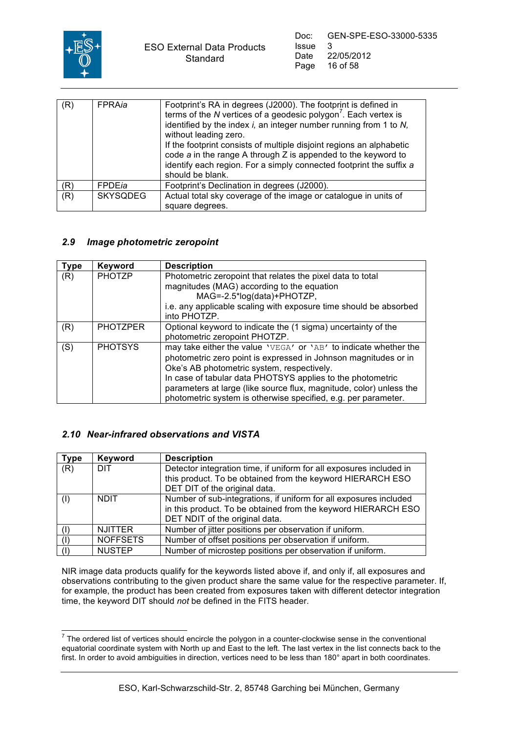| (R) | FPRA*ia* | Footprint's RA in degrees (J2000). The footprint is defined in terms of the *N* vertices of a geodesic polygon[7]. Each vertex is identified by the index *i,* an integer number running from 1 to *N,* without leading zero. If the footprint consists of multiple disjoint regions an alphabetic code *a* in the range A through Z is appended to the keyword to identify each region. For a simply connected footprint the suffix *a* should be blank. |
|---|---|---|
| (R) | FPDE*ia* | Footprint's Declination in degrees (J2000). |
| (R) | SKYSQDEG | Actual total sky coverage of the image or catalogue in units of square degrees. |

## 2.9 Image photometric zeropoint

| Type | Keyword | Description |
|---|---|---|
| (R) | PHOTZP | Photometric zeropoint that relates the pixel data to total magnitudes (MAG) according to the equation MAG=-2.5*log(data)+PHOTZP, i.e. any applicable scaling with exposure time should be absorbed into PHOTZP. |
| (R) | PHOTZPER | Optional keyword to indicate the (1 sigma) uncertainty of the photometric zeropoint PHOTZP. |
| (S) | PHOTSYS | may take either the value 'VEGA' or 'AB' to indicate whether the photometric zero point is expressed in Johnson magnitudes or in Oke's AB photometric system, respectively. In case of tabular data PHOTSYS applies to the photometric parameters at large (like source flux, magnitude, color) unless the photometric system is otherwise specified, e.g. per parameter. |

## 2.10 Near-infrared observations and VISTA

| Type | Keyword | Description |
|---|---|---|
| (R) | DIT | Detector integration time, if uniform for all exposures included in this product. To be obtained from the keyword HIERARCH ESO DET DIT of the original data. |
| (I) | NDIT | Number of sub-integrations, if uniform for all exposures included in this product. To be obtained from the keyword HIERARCH ESO DET NDIT of the original data. |
| (I) | NJITTER | Number of jitter positions per observation if uniform. |
| (I) | NOFFSETS | Number of offset positions per observation if uniform. |
| (I) | NUSTEP | Number of microstep positions per observation if uniform. |

NIR image data products qualify for the keywords listed above if, and only if, all exposures and observations contributing to the given product share the same value for the respective parameter. If, for example, the product has been created from exposures taken with different detector integration time, the keyword DIT should *not* be defined in the FITS header.

[7] The ordered list of vertices should encircle the polygon in a counter-clockwise sense in the conventional equatorial coordinate system with North up and East to the left. The last vertex in the list connects back to the first. In order to avoid ambiguities in direction, vertices need to be less than 180° apart in both coordinates.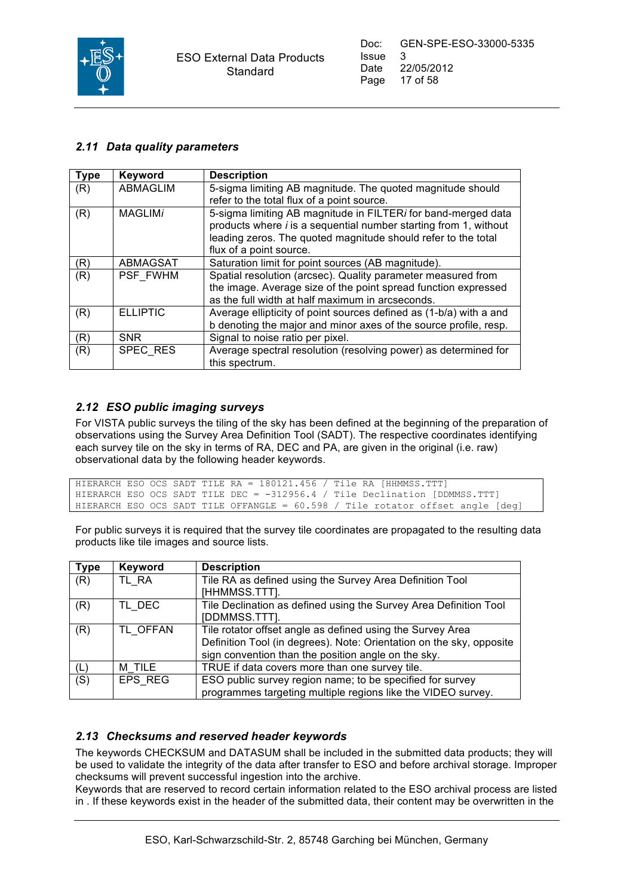### 2.11 Data quality parameters

| Type | Keyword | Description |
|---|---|---|
| (R) | ABMAGLIM | 5-sigma limiting AB magnitude. The quoted magnitude should refer to the total flux of a point source. |
| (R) | MAGLIM*i* | 5-sigma limiting AB magnitude in FILTER*i* for band-merged data products where *i* is a sequential number starting from 1, without leading zeros. The quoted magnitude should refer to the total flux of a point source. |
| (R) | ABMAGSAT | Saturation limit for point sources (AB magnitude). |
| (R) | PSF_FWHM | Spatial resolution (arcsec). Quality parameter measured from the image. Average size of the point spread function expressed as the full width at half maximum in arcseconds. |
| (R) | ELLIPTIC | Average ellipticity of point sources defined as (1-b/a) with a and b denoting the major and minor axes of the source profile, resp. |
| (R) | SNR | Signal to noise ratio per pixel. |
| (R) | SPEC_RES | Average spectral resolution (resolving power) as determined for this spectrum. |

### 2.12 ESO public imaging surveys

For VISTA public surveys the tiling of the sky has been defined at the beginning of the preparation of observations using the Survey Area Definition Tool (SADT). The respective coordinates identifying each survey tile on the sky in terms of RA, DEC and PA, are given in the original (i.e. raw) observational data by the following header keywords.

```
HIERARCH ESO OCS SADT TILE RA = 180121.456 / Tile RA [HHMMSS.TTT]
HIERARCH ESO OCS SADT TILE DEC = -312956.4 / Tile Declination [DDMMSS.TTT]
HIERARCH ESO OCS SADT TILE OFFANGLE = 60.598 / Tile rotator offset angle [deg]
```

For public surveys it is required that the survey tile coordinates are propagated to the resulting data products like tile images and source lists.

| Type | Keyword | Description |
|---|---|---|
| (R) | TL_RA | Tile RA as defined using the Survey Area Definition Tool [HHMMSS.TTT]. |
| (R) | TL_DEC | Tile Declination as defined using the Survey Area Definition Tool [DDMMSS.TTT]. |
| (R) | TL_OFFAN | Tile rotator offset angle as defined using the Survey Area Definition Tool (in degrees). Note: Orientation on the sky, opposite sign convention than the position angle on the sky. |
| (L) | M_TILE | TRUE if data covers more than one survey tile. |
| (S) | EPS_REG | ESO public survey region name; to be specified for survey programmes targeting multiple regions like the VIDEO survey. |

### 2.13 Checksums and reserved header keywords

The keywords CHECKSUM and DATASUM shall be included in the submitted data products; they will be used to validate the integrity of the data after transfer to ESO and before archival storage. Improper checksums will prevent successful ingestion into the archive.
Keywords that are reserved to record certain information related to the ESO archival process are listed in . If these keywords exist in the header of the submitted data, their content may be overwritten in the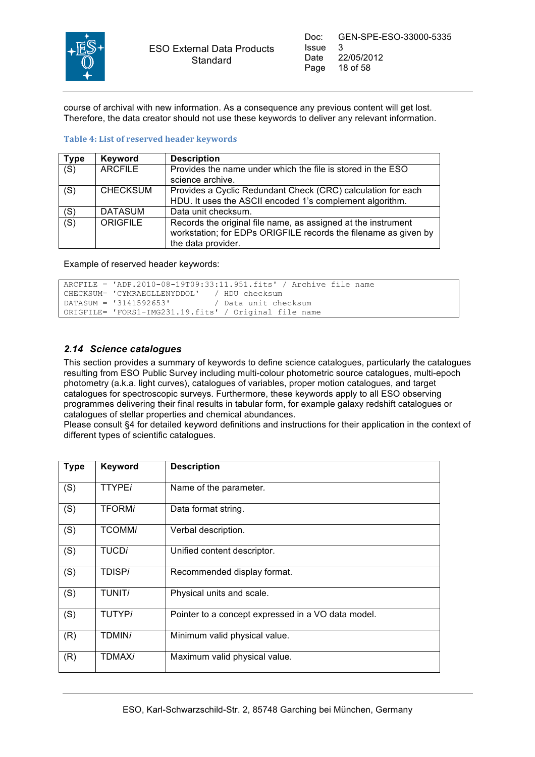course of archival with new information. As a consequence any previous content will get lost. Therefore, the data creator should not use these keywords to deliver any relevant information.

**Table 4: List of reserved header keywords**

| Type | Keyword | Description |
|---|---|---|
| (S) | ARCFILE | Provides the name under which the file is stored in the ESO science archive. |
| (S) | CHECKSUM | Provides a Cyclic Redundant Check (CRC) calculation for each HDU. It uses the ASCII encoded 1's complement algorithm. |
| (S) | DATASUM | Data unit checksum. |
| (S) | ORIGFILE | Records the original file name, as assigned at the instrument workstation; for EDPs ORIGFILE records the filename as given by the data provider. |

Example of reserved header keywords:

```
ARCFILE = 'ADP.2010-08-19T09:33:11.951.fits' / Archive file name
CHECKSUM= 'CYMRAEGLLENYDDOL'   / HDU checksum
DATASUM = '3141592653'         / Data unit checksum
ORIGFILE= 'FORS1-IMG231.19.fits' / Original file name
```

### *2.14 Science catalogues*

This section provides a summary of keywords to define science catalogues, particularly the catalogues resulting from ESO Public Survey including multi-colour photometric source catalogues, multi-epoch photometry (a.k.a. light curves), catalogues of variables, proper motion catalogues, and target catalogues for spectroscopic surveys. Furthermore, these keywords apply to all ESO observing programmes delivering their final results in tabular form, for example galaxy redshift catalogues or catalogues of stellar properties and chemical abundances.
Please consult §4 for detailed keyword definitions and instructions for their application in the context of different types of scientific catalogues.

| Type | Keyword | Description |
|---|---|---|
| (S) | TTYPE*i* | Name of the parameter. |
| (S) | TFORM*i* | Data format string. |
| (S) | TCOMM*i* | Verbal description. |
| (S) | TUCD*i* | Unified content descriptor. |
| (S) | TDISP*i* | Recommended display format. |
| (S) | TUNIT*i* | Physical units and scale. |
| (S) | TUTYP*i* | Pointer to a concept expressed in a VO data model. |
| (R) | TDMIN*i* | Minimum valid physical value. |
| (R) | TDMAX*i* | Maximum valid physical value. |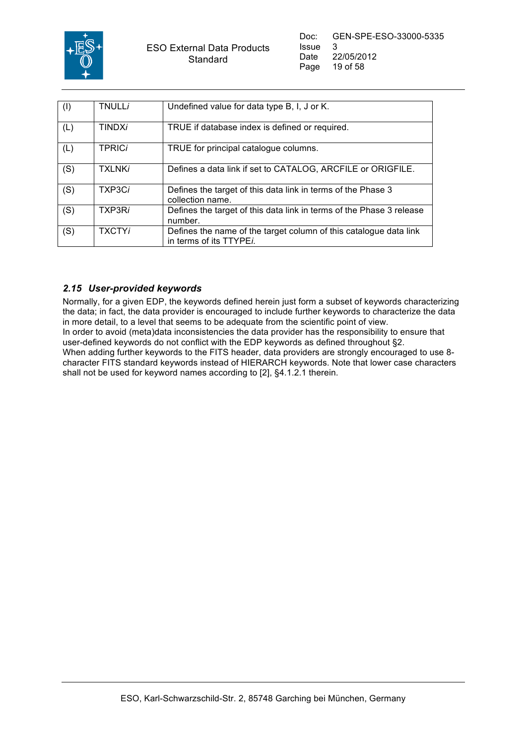| (I) | TNULL*i* | Undefined value for data type B, I, J or K. |
|---|---|---|
| (L) | TINDX*i* | TRUE if database index is defined or required. |
| (L) | TPRIC*i* | TRUE for principal catalogue columns. |
| (S) | TXLNK*i* | Defines a data link if set to CATALOG, ARCFILE or ORIGFILE. |
| (S) | TXP3C*i* | Defines the target of this data link in terms of the Phase 3 collection name. |
| (S) | TXP3R*i* | Defines the target of this data link in terms of the Phase 3 release number. |
| (S) | TXCTY*i* | Defines the name of the target column of this catalogue data link in terms of its TTYPE*i*. |

### *2.15 User-provided keywords*

Normally, for a given EDP, the keywords defined herein just form a subset of keywords characterizing the data; in fact, the data provider is encouraged to include further keywords to characterize the data in more detail, to a level that seems to be adequate from the scientific point of view.
In order to avoid (meta)data inconsistencies the data provider has the responsibility to ensure that user-defined keywords do not conflict with the EDP keywords as defined throughout §2.
When adding further keywords to the FITS header, data providers are strongly encouraged to use 8-character FITS standard keywords instead of HIERARCH keywords. Note that lower case characters shall not be used for keyword names according to [2], §4.1.2.1 therein.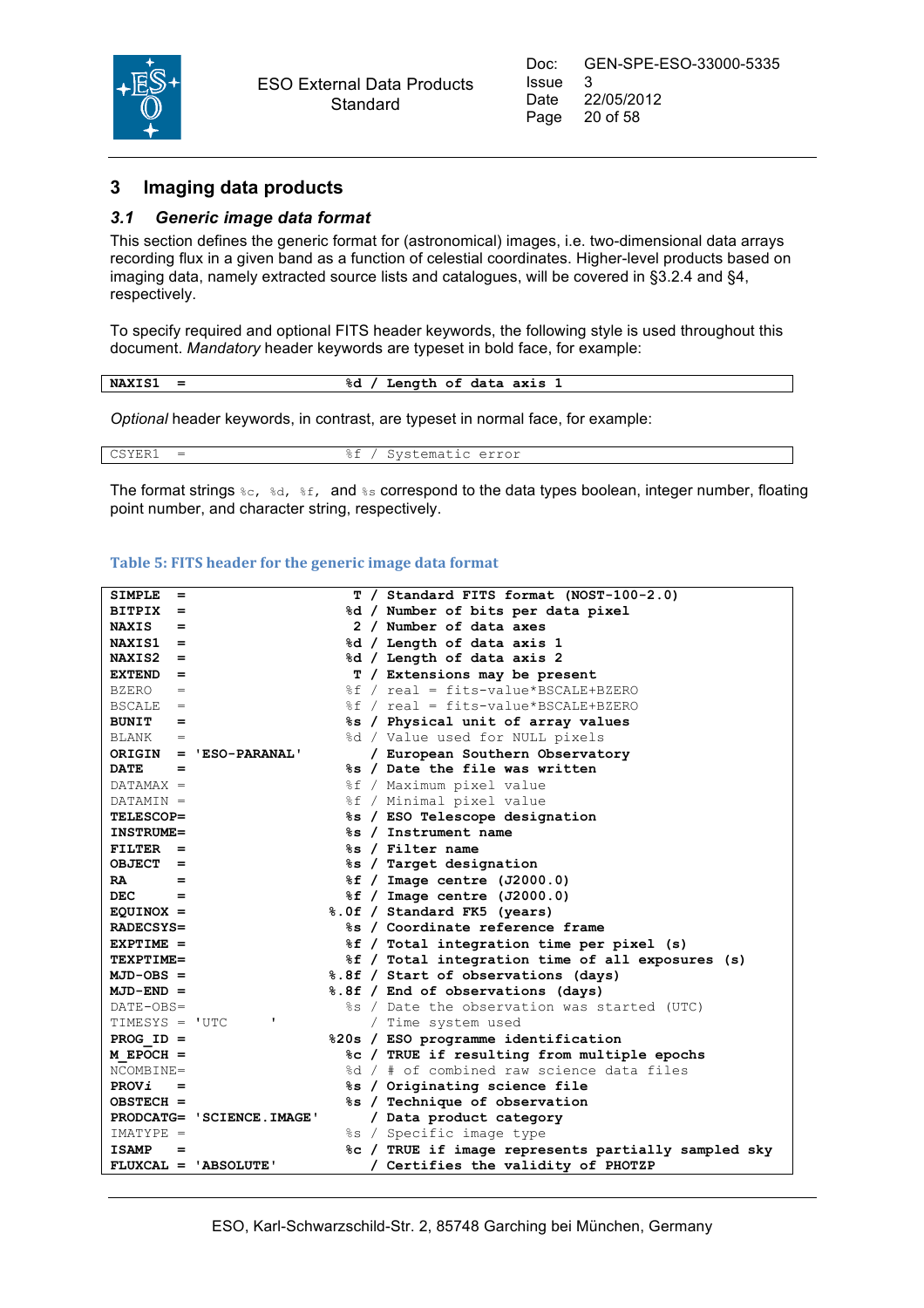# 3 Imaging data products

## 3.1 *Generic image data format*

This section defines the generic format for (astronomical) images, i.e. two-dimensional data arrays recording flux in a given band as a function of celestial coordinates. Higher-level products based on imaging data, namely extracted source lists and catalogues, will be covered in §3.2.4 and §4, respectively.

To specify required and optional FITS header keywords, the following style is used throughout this document. *Mandatory* header keywords are typeset in bold face, for example:

```
NAXIS1  =                   %d / Length of data axis 1
```

*Optional* header keywords, in contrast, are typeset in normal face, for example:

```
CSYER1  =                   %f / Systematic error
```

The format strings `%c`, `%d`, `%f`, and `%s` correspond to the data types boolean, integer number, floating point number, and character string, respectively.

**Table 5: FITS header for the generic image data format**

```
SIMPLE  =                    T / Standard FITS format (NOST-100-2.0)
BITPIX  =                   %d / Number of bits per data pixel
NAXIS   =                    2 / Number of data axes
NAXIS1  =                   %d / Length of data axis 1
NAXIS2  =                   %d / Length of data axis 2
EXTEND  =                    T / Extensions may be present
BZERO   =                   %f / real = fits-value*BSCALE+BZERO
BSCALE  =                   %f / real = fits-value*BSCALE+BZERO
BUNIT   =                   %s / Physical unit of array values
BLANK   =                   %d / Value used for NULL pixels
ORIGIN  = 'ESO-PARANAL'        / European Southern Observatory
DATE    =                   %s / Date the file was written
DATAMAX =                   %f / Maximum pixel value
DATAMIN =                   %f / Minimal pixel value
TELESCOP=                   %s / ESO Telescope designation
INSTRUME=                   %s / Instrument name
FILTER  =                   %s / Filter name
OBJECT  =                   %s / Target designation
RA      =                   %f / Image centre (J2000.0)
DEC     =                   %f / Image centre (J2000.0)
EQUINOX =                 %.0f / Standard FK5 (years)
RADECSYS=                   %s / Coordinate reference frame
EXPTIME =                   %f / Total integration time per pixel (s)
TEXPTIME=                   %f / Total integration time of all exposures (s)
MJD-OBS =                 %.8f / Start of observations (days)
MJD-END =                 %.8f / End of observations (days)
DATE-OBS=                   %s / Date the observation was started (UTC)
TIMESYS = 'UTC     '           / Time system used
PROG_ID =                 %20s / ESO programme identification
M_EPOCH =                   %c / TRUE if resulting from multiple epochs
NCOMBINE=                   %d / # of combined raw science data files
PROVi   =                   %s / Originating science file
OBSTECH =                   %s / Technique of observation
PRODCATG= 'SCIENCE.IMAGE'      / Data product category
IMATYPE =                   %s / Specific image type
ISAMP   =                   %c / TRUE if image represents partially sampled sky
FLUXCAL = 'ABSOLUTE'           / Certifies the validity of PHOTZP
```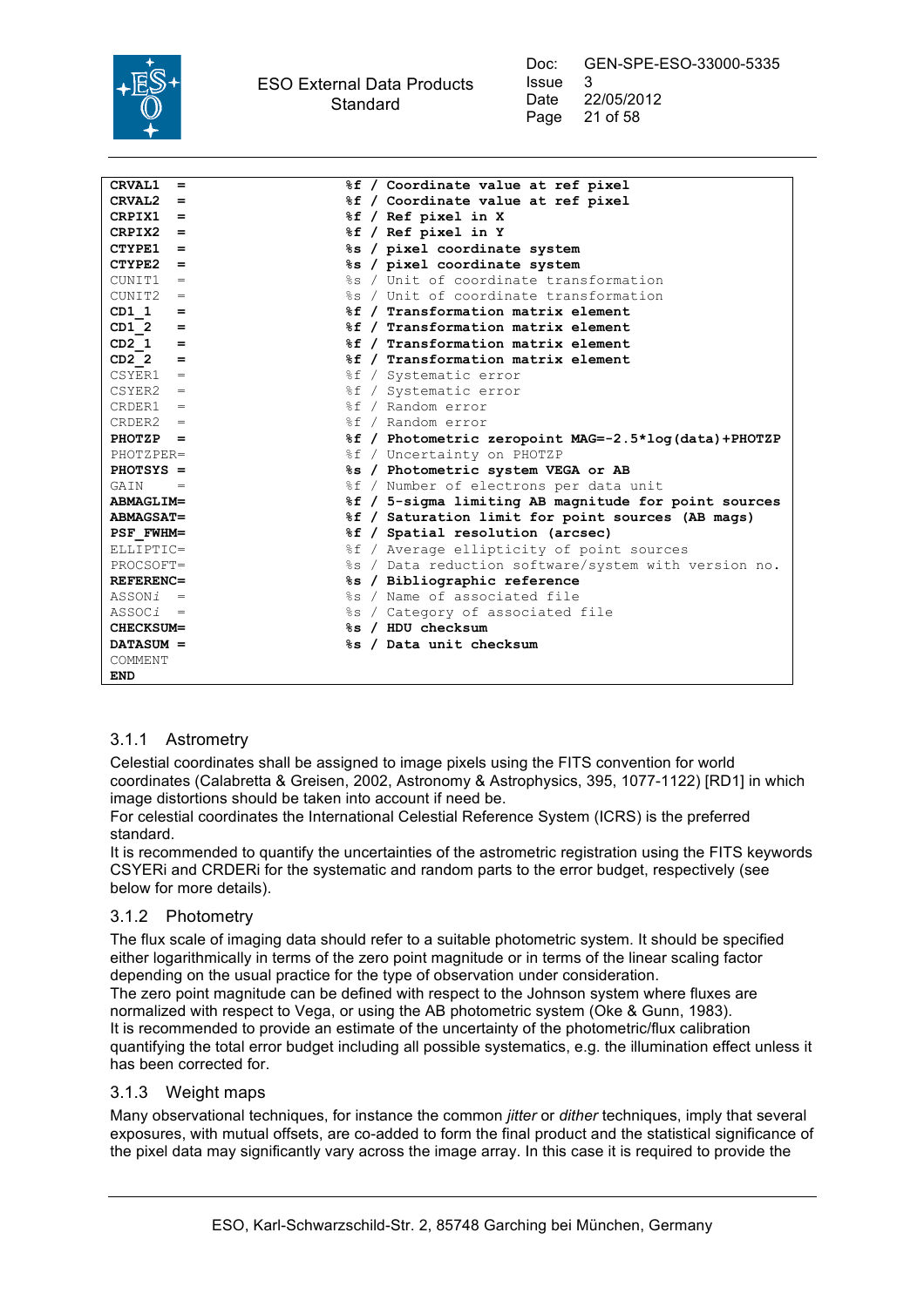```
CRVAL1   =                      %f / Coordinate value at ref pixel
CRVAL2   =                      %f / Coordinate value at ref pixel
CRPIX1   =                      %f / Ref pixel in X
CRPIX2   =                      %f / Ref pixel in Y
CTYPE1   =                      %s / pixel coordinate system
CTYPE2   =                      %s / pixel coordinate system
CUNIT1   =                      %s / Unit of coordinate transformation
CUNIT2   =                      %s / Unit of coordinate transformation
CD1_1    =                      %f / Transformation matrix element
CD1_2    =                      %f / Transformation matrix element
CD2_1    =                      %f / Transformation matrix element
CD2_2    =                      %f / Transformation matrix element
CSYER1   =                      %f / Systematic error
CSYER2   =                      %f / Systematic error
CRDER1   =                      %f / Random error
CRDER2   =                      %f / Random error
PHOTZP   =                      %f / Photometric zeropoint MAG=-2.5*log(data)+PHOTZP
PHOTZPER=                       %f / Uncertainty on PHOTZP
PHOTSYS =                       %s / Photometric system VEGA or AB
GAIN     =                      %f / Number of electrons per data unit
ABMAGLIM=                       %f / 5-sigma limiting AB magnitude for point sources
ABMAGSAT=                       %f / Saturation limit for point sources (AB mags)
PSF_FWHM=                       %f / Spatial resolution (arcsec)
ELLIPTIC=                       %f / Average ellipticity of point sources
PROCSOFT=                       %s / Data reduction software/system with version no.
REFERENC=                       %s / Bibliographic reference
ASSONi   =                      %s / Name of associated file
ASSOCi   =                      %s / Category of associated file
CHECKSUM=                       %s / HDU checksum
DATASUM =                       %s / Data unit checksum
COMMENT
END
```

### 3.1.1 Astrometry

Celestial coordinates shall be assigned to image pixels using the FITS convention for world coordinates (Calabretta & Greisen, 2002, Astronomy & Astrophysics, 395, 1077-1122) [RD1] in which image distortions should be taken into account if need be.
For celestial coordinates the International Celestial Reference System (ICRS) is the preferred standard.
It is recommended to quantify the uncertainties of the astrometric registration using the FITS keywords CSYERi and CRDERi for the systematic and random parts to the error budget, respectively (see below for more details).

### 3.1.2 Photometry

The flux scale of imaging data should refer to a suitable photometric system. It should be specified either logarithmically in terms of the zero point magnitude or in terms of the linear scaling factor depending on the usual practice for the type of observation under consideration.
The zero point magnitude can be defined with respect to the Johnson system where fluxes are normalized with respect to Vega, or using the AB photometric system (Oke & Gunn, 1983).
It is recommended to provide an estimate of the uncertainty of the photometric/flux calibration quantifying the total error budget including all possible systematics, e.g. the illumination effect unless it has been corrected for.

### 3.1.3 Weight maps

Many observational techniques, for instance the common *jitter* or *dither* techniques, imply that several exposures, with mutual offsets, are co-added to form the final product and the statistical significance of the pixel data may significantly vary across the image array. In this case it is required to provide the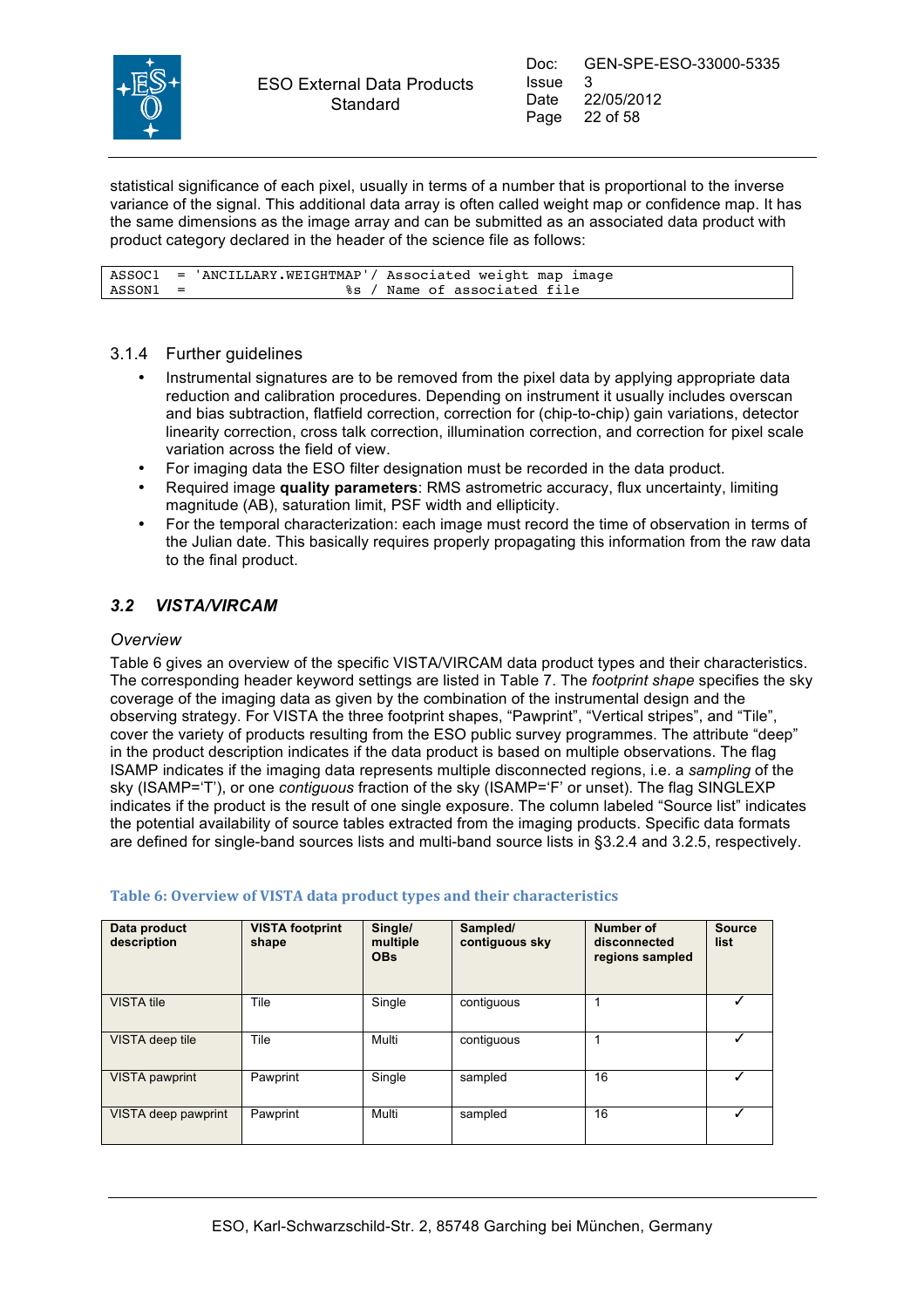statistical significance of each pixel, usually in terms of a number that is proportional to the inverse variance of the signal. This additional data array is often called weight map or confidence map. It has the same dimensions as the image array and can be submitted as an associated data product with product category declared in the header of the science file as follows:

```
ASSOC1  = 'ANCILLARY.WEIGHTMAP'/ Associated weight map image
ASSON1  =                        %s / Name of associated file
```

### 3.1.4 Further guidelines

- Instrumental signatures are to be removed from the pixel data by applying appropriate data reduction and calibration procedures. Depending on instrument it usually includes overscan and bias subtraction, flatfield correction, correction for (chip-to-chip) gain variations, detector linearity correction, cross talk correction, illumination correction, and correction for pixel scale variation across the field of view.
- For imaging data the ESO filter designation must be recorded in the data product.
- Required image **quality parameters**: RMS astrometric accuracy, flux uncertainty, limiting magnitude (AB), saturation limit, PSF width and ellipticity.
- For the temporal characterization: each image must record the time of observation in terms of the Julian date. This basically requires properly propagating this information from the raw data to the final product.

## *3.2 VISTA/VIRCAM*

*Overview*

Table 6 gives an overview of the specific VISTA/VIRCAM data product types and their characteristics. The corresponding header keyword settings are listed in Table 7. The *footprint shape* specifies the sky coverage of the imaging data as given by the combination of the instrumental design and the observing strategy. For VISTA the three footprint shapes, "Pawprint", "Vertical stripes", and "Tile", cover the variety of products resulting from the ESO public survey programmes. The attribute "deep" in the product description indicates if the data product is based on multiple observations. The flag ISAMP indicates if the imaging data represents multiple disconnected regions, i.e. a *sampling* of the sky (ISAMP='T'), or one *contiguous* fraction of the sky (ISAMP='F' or unset). The flag SINGLEXP indicates if the product is the result of one single exposure. The column labeled "Source list" indicates the potential availability of source tables extracted from the imaging products. Specific data formats are defined for single-band sources lists and multi-band source lists in §3.2.4 and 3.2.5, respectively.

**Table 6: Overview of VISTA data product types and their characteristics**

| Data product description | VISTA footprint shape | Single/ multiple OBs | Sampled/ contiguous sky | Number of disconnected regions sampled | Source list |
|---|---|---|---|---|---|
| VISTA tile | Tile | Single | contiguous | 1 | ✓ |
| VISTA deep tile | Tile | Multi | contiguous | 1 | ✓ |
| VISTA pawprint | Pawprint | Single | sampled | 16 | ✓ |
| VISTA deep pawprint | Pawprint | Multi | sampled | 16 | ✓ |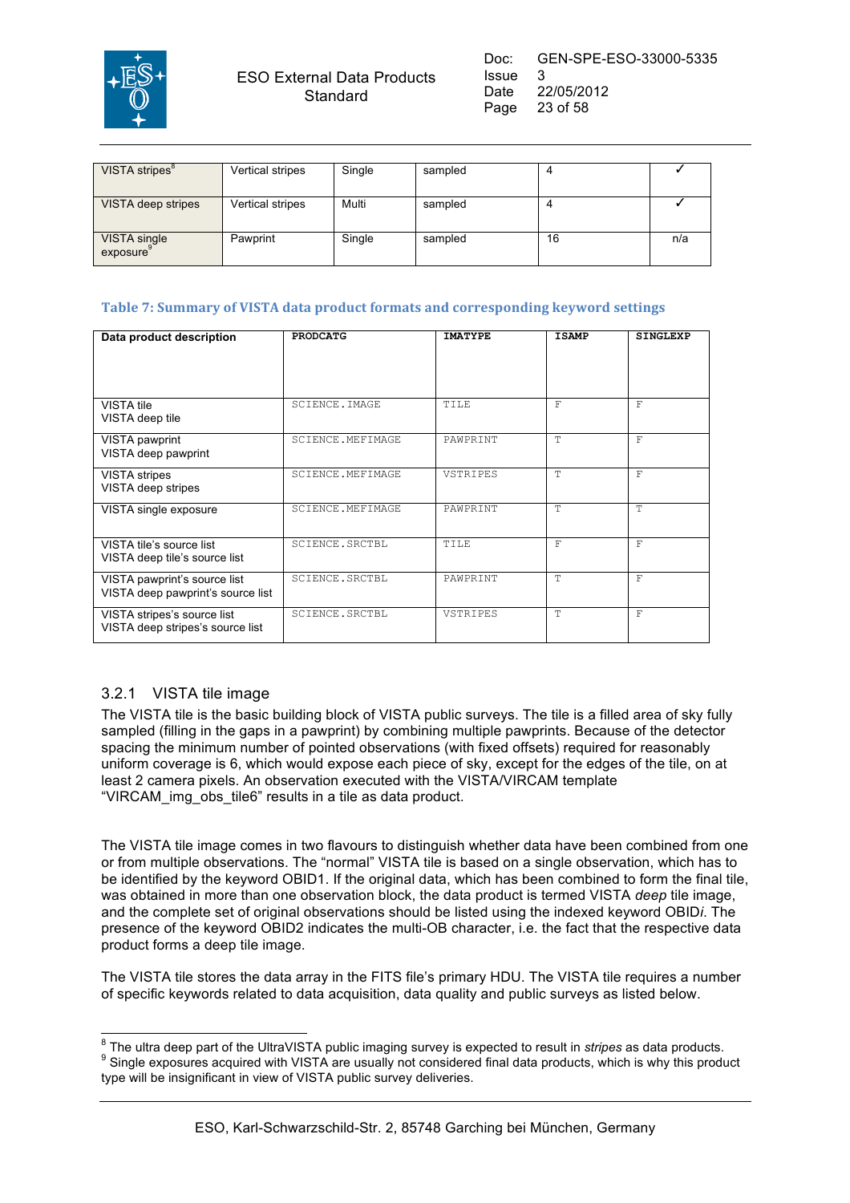| VISTA stripes[8] | Vertical stripes | Single | sampled | 4 | ✓ |
|---|---|---|---|---|---|
| VISTA deep stripes | Vertical stripes | Multi | sampled | 4 | ✓ |
| VISTA single exposure[9] | Pawprint | Single | sampled | 16 | n/a |

**Table 7: Summary of VISTA data product formats and corresponding keyword settings**

| Data product description | PRODCATG | IMATYPE | ISAMP | SINGLEXP |
|---|---|---|---|---|
| VISTA tile<br>VISTA deep tile | SCIENCE.IMAGE | TILE | F | F |
| VISTA pawprint<br>VISTA deep pawprint | SCIENCE.MEFIMAGE | PAWPRINT | T | F |
| VISTA stripes<br>VISTA deep stripes | SCIENCE.MEFIMAGE | VSTRIPES | T | F |
| VISTA single exposure | SCIENCE.MEFIMAGE | PAWPRINT | T | T |
| VISTA tile's source list<br>VISTA deep tile's source list | SCIENCE.SRCTBL | TILE | F | F |
| VISTA pawprint's source list<br>VISTA deep pawprint's source list | SCIENCE.SRCTBL | PAWPRINT | T | F |
| VISTA stripes's source list<br>VISTA deep stripes's source list | SCIENCE.SRCTBL | VSTRIPES | T | F |

### 3.2.1 VISTA tile image

The VISTA tile is the basic building block of VISTA public surveys. The tile is a filled area of sky fully sampled (filling in the gaps in a pawprint) by combining multiple pawprints. Because of the detector spacing the minimum number of pointed observations (with fixed offsets) required for reasonably uniform coverage is 6, which would expose each piece of sky, except for the edges of the tile, on at least 2 camera pixels. An observation executed with the VISTA/VIRCAM template "VIRCAM_img_obs_tile6" results in a tile as data product.

The VISTA tile image comes in two flavours to distinguish whether data have been combined from one or from multiple observations. The "normal" VISTA tile is based on a single observation, which has to be identified by the keyword OBID1. If the original data, which has been combined to form the final tile, was obtained in more than one observation block, the data product is termed VISTA *deep* tile image, and the complete set of original observations should be listed using the indexed keyword OBID*i*. The presence of the keyword OBID2 indicates the multi-OB character, i.e. the fact that the respective data product forms a deep tile image.

The VISTA tile stores the data array in the FITS file's primary HDU. The VISTA tile requires a number of specific keywords related to data acquisition, data quality and public surveys as listed below.

---

[8] The ultra deep part of the UltraVISTA public imaging survey is expected to result in *stripes* as data products.
[9] Single exposures acquired with VISTA are usually not considered final data products, which is why this product type will be insignificant in view of VISTA public survey deliveries.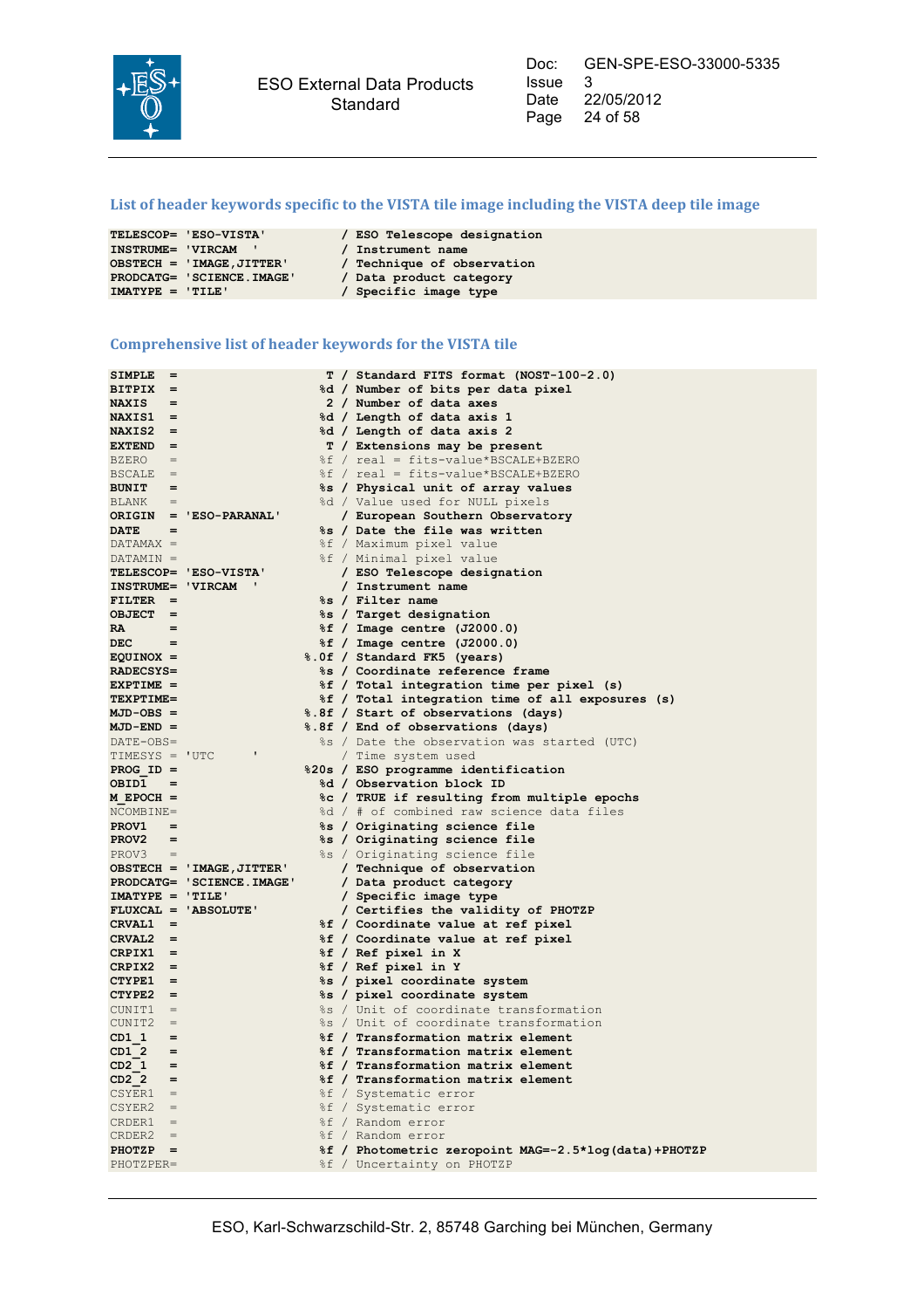### List of header keywords specific to the VISTA tile image including the VISTA deep tile image

```
TELESCOP= 'ESO-VISTA'           / ESO Telescope designation
INSTRUME= 'VIRCAM  '            / Instrument name
OBSTECH = 'IMAGE,JITTER'        / Technique of observation
PRODCATG= 'SCIENCE.IMAGE'       / Data product category
IMATYPE = 'TILE'                / Specific image type
```

### Comprehensive list of header keywords for the VISTA tile

```
SIMPLE  =                    T / Standard FITS format (NOST-100-2.0)
BITPIX  =                   %d / Number of bits per data pixel
NAXIS   =                    2 / Number of data axes
NAXIS1  =                   %d / Length of data axis 1
NAXIS2  =                   %d / Length of data axis 2
EXTEND  =                    T / Extensions may be present
BZERO   =                   %f / real = fits-value*BSCALE+BZERO
BSCALE  =                   %f / real = fits-value*BSCALE+BZERO
BUNIT   =                   %s / Physical unit of array values
BLANK   =                   %d / Value used for NULL pixels
ORIGIN  = 'ESO-PARANAL'        / European Southern Observatory
DATE    =                   %s / Date the file was written
DATAMAX =                   %f / Maximum pixel value
DATAMIN =                   %f / Minimal pixel value
TELESCOP= 'ESO-VISTA'          / ESO Telescope designation
INSTRUME= 'VIRCAM  '           / Instrument name
FILTER  =                   %s / Filter name
OBJECT  =                   %s / Target designation
RA      =                   %f / Image centre (J2000.0)
DEC     =                   %f / Image centre (J2000.0)
EQUINOX =                 %.0f / Standard FK5 (years)
RADECSYS=                   %s / Coordinate reference frame
EXPTIME =                   %f / Total integration time per pixel (s)
TEXPTIME=                   %f / Total integration time of all exposures (s)
MJD-OBS =                 %.8f / Start of observations (days)
MJD-END =                 %.8f / End of observations (days)
DATE-OBS=                   %s / Date the observation was started (UTC)
TIMESYS = 'UTC     '           / Time system used
PROG_ID =                 %20s / ESO programme identification
OBID1   =                   %d / Observation block ID
M_EPOCH =                   %c / TRUE if resulting from multiple epochs
NCOMBINE=                   %d / # of combined raw science data files
PROV1   =                   %s / Originating science file
PROV2   =                   %s / Originating science file
PROV3   =                   %s / Originating science file
OBSTECH = 'IMAGE,JITTER'       / Technique of observation
PRODCATG= 'SCIENCE.IMAGE'      / Data product category
IMATYPE = 'TILE'               / Specific image type
FLUXCAL = 'ABSOLUTE'           / Certifies the validity of PHOTZP
CRVAL1  =                   %f / Coordinate value at ref pixel
CRVAL2  =                   %f / Coordinate value at ref pixel
CRPIX1  =                   %f / Ref pixel in X
CRPIX2  =                   %f / Ref pixel in Y
CTYPE1  =                   %s / pixel coordinate system
CTYPE2  =                   %s / pixel coordinate system
CUNIT1  =                   %s / Unit of coordinate transformation
CUNIT2  =                   %s / Unit of coordinate transformation
CD1_1   =                   %f / Transformation matrix element
CD1_2   =                   %f / Transformation matrix element
CD2_1   =                   %f / Transformation matrix element
CD2_2   =                   %f / Transformation matrix element
CSYER1  =                   %f / Systematic error
CSYER2  =                   %f / Systematic error
CRDER1  =                   %f / Random error
CRDER2  =                   %f / Random error
PHOTZP  =                   %f / Photometric zeropoint MAG=-2.5*log(data)+PHOTZP
PHOTZPER=                   %f / Uncertainty on PHOTZP
```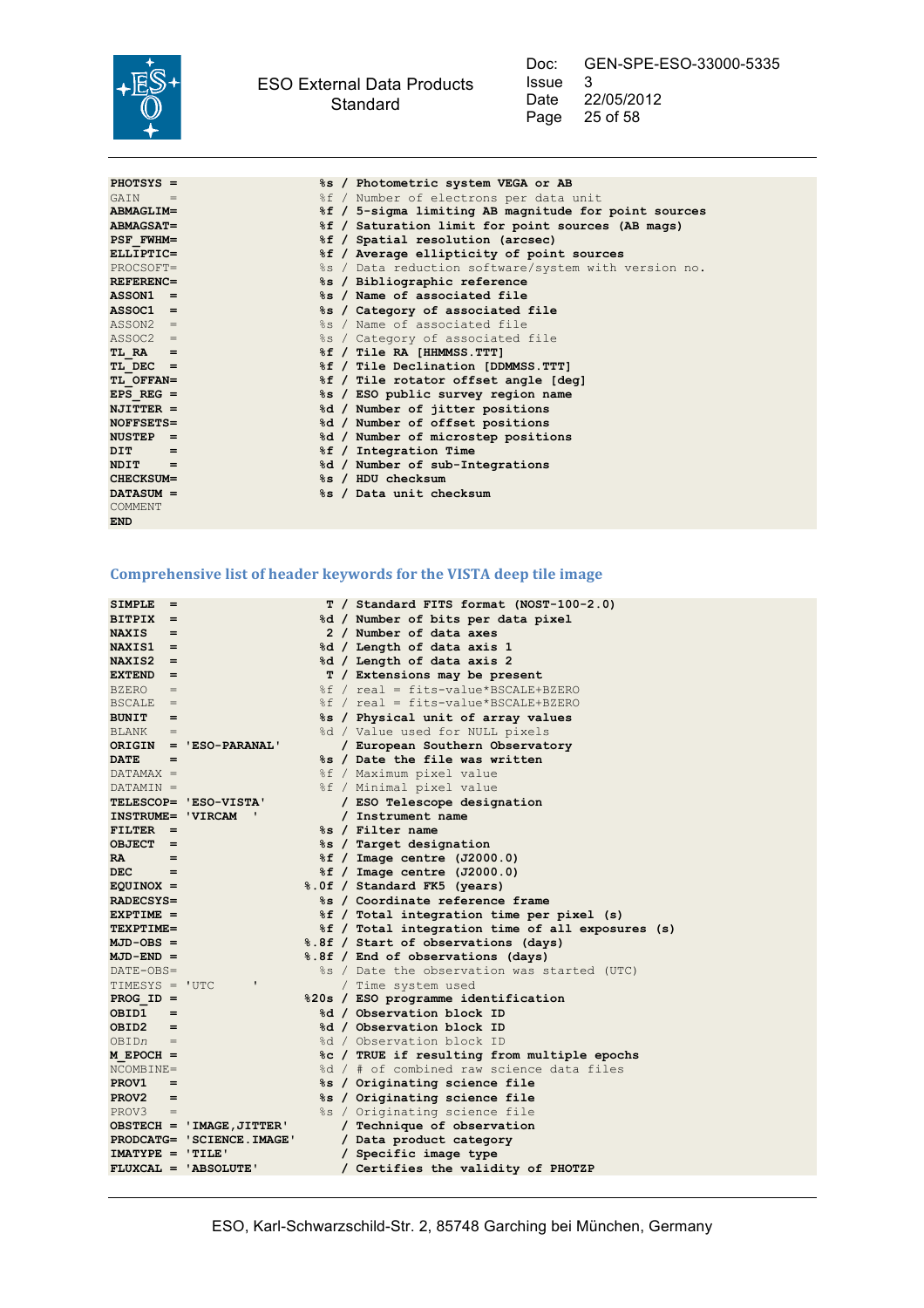```
PHOTSYS =                      %s / Photometric system VEGA or AB
GAIN    =                      %f / Number of electrons per data unit
ABMAGLIM=                      %f / 5-sigma limiting AB magnitude for point sources
ABMAGSAT=                      %f / Saturation limit for point sources (AB mags)
PSF_FWHM=                      %f / Spatial resolution (arcsec)
ELLIPTIC=                      %f / Average ellipticity of point sources
PROCSOFT=                      %s / Data reduction software/system with version no.
REFERENC=                      %s / Bibliographic reference
ASSON1  =                      %s / Name of associated file
ASSOC1  =                      %s / Category of associated file
ASSON2  =                      %s / Name of associated file
ASSOC2  =                      %s / Category of associated file
TL_RA   =                      %f / Tile RA [HHMMSS.TTT]
TL_DEC  =                      %f / Tile Declination [DDMMSS.TTT]
TL_OFFAN=                      %f / Tile rotator offset angle [deg]
EPS_REG =                      %s / ESO public survey region name
NJITTER =                      %d / Number of jitter positions
NOFFSETS=                      %d / Number of offset positions
NUSTEP  =                      %d / Number of microstep positions
DIT     =                      %f / Integration Time
NDIT    =                      %d / Number of sub-Integrations
CHECKSUM=                      %s / HDU checksum
DATASUM =                      %s / Data unit checksum
COMMENT
END
```

## Comprehensive list of header keywords for the VISTA deep tile image

```
SIMPLE  =                       T / Standard FITS format (NOST-100-2.0)
BITPIX  =                      %d / Number of bits per data pixel
NAXIS   =                       2 / Number of data axes
NAXIS1  =                      %d / Length of data axis 1
NAXIS2  =                      %d / Length of data axis 2
EXTEND  =                       T / Extensions may be present
BZERO   =                      %f / real = fits-value*BSCALE+BZERO
BSCALE  =                      %f / real = fits-value*BSCALE+BZERO
BUNIT   =                      %s / Physical unit of array values
BLANK   =                      %d / Value used for NULL pixels
ORIGIN  = 'ESO-PARANAL'         / European Southern Observatory
DATE    =                      %s / Date the file was written
DATAMAX =                      %f / Maximum pixel value
DATAMIN =                      %f / Minimal pixel value
TELESCOP= 'ESO-VISTA'           / ESO Telescope designation
INSTRUME= 'VIRCAM  '            / Instrument name
FILTER  =                      %s / Filter name
OBJECT  =                      %s / Target designation
RA      =                      %f / Image centre (J2000.0)
DEC     =                      %f / Image centre (J2000.0)
EQUINOX =                    %.0f / Standard FK5 (years)
RADECSYS=                      %s / Coordinate reference frame
EXPTIME =                      %f / Total integration time per pixel (s)
TEXPTIME=                      %f / Total integration time of all exposures (s)
MJD-OBS =                    %.8f / Start of observations (days)
MJD-END =                    %.8f / End of observations (days)
DATE-OBS=                      %s / Date the observation was started (UTC)
TIMESYS = 'UTC      '           / Time system used
PROG_ID =                    %20s / ESO programme identification
OBID1   =                      %d / Observation block ID
OBID2   =                      %d / Observation block ID
OBIDn   =                      %d / Observation block ID
M_EPOCH =                      %c / TRUE if resulting from multiple epochs
NCOMBINE=                      %d / # of combined raw science data files
PROV1   =                      %s / Originating science file
PROV2   =                      %s / Originating science file
PROV3   =                      %s / Originating science file
OBSTECH = 'IMAGE,JITTER'        / Technique of observation
PRODCATG= 'SCIENCE.IMAGE'       / Data product category
IMATYPE = 'TILE'                / Specific image type
FLUXCAL = 'ABSOLUTE'            / Certifies the validity of PHOTZP
```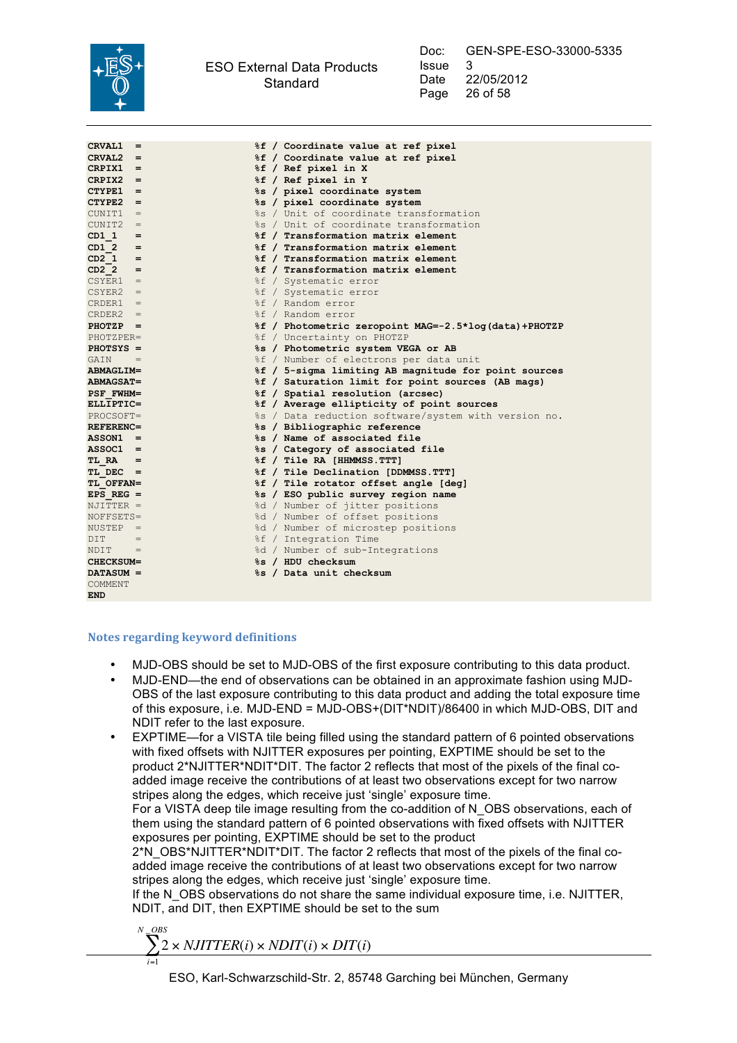```
CRVAL1  =                    %f / Coordinate value at ref pixel
CRVAL2  =                    %f / Coordinate value at ref pixel
CRPIX1  =                    %f / Ref pixel in X
CRPIX2  =                    %f / Ref pixel in Y
CTYPE1  =                    %s / pixel coordinate system
CTYPE2  =                    %s / pixel coordinate system
CUNIT1  =                    %s / Unit of coordinate transformation
CUNIT2  =                    %s / Unit of coordinate transformation
CD1_1   =                    %f / Transformation matrix element
CD1_2   =                    %f / Transformation matrix element
CD2_1   =                    %f / Transformation matrix element
CD2_2   =                    %f / Transformation matrix element
CSYER1  =                    %f / Systematic error
CSYER2  =                    %f / Systematic error
CRDER1  =                    %f / Random error
CRDER2  =                    %f / Random error
PHOTZP  =                    %f / Photometric zeropoint MAG=-2.5*log(data)+PHOTZP
PHOTZPER=                    %f / Uncertainty on PHOTZP
PHOTSYS =                    %s / Photometric system VEGA or AB
GAIN    =                    %f / Number of electrons per data unit
ABMAGLIM=                    %f / 5-sigma limiting AB magnitude for point sources
ABMAGSAT=                    %f / Saturation limit for point sources (AB mags)
PSF_FWHM=                    %f / Spatial resolution (arcsec)
ELLIPTIC=                    %f / Average ellipticity of point sources
PROCSOFT=                    %s / Data reduction software/system with version no.
REFERENC=                    %s / Bibliographic reference
ASSON1  =                    %s / Name of associated file
ASSOC1  =                    %s / Category of associated file
TL_RA   =                    %f / Tile RA [HHMMSS.TTT]
TL_DEC  =                    %f / Tile Declination [DDMMSS.TTT]
TL_OFFAN=                    %f / Tile rotator offset angle [deg]
EPS_REG =                    %s / ESO public survey region name
NJITTER =                    %d / Number of jitter positions
NOFFSETS=                    %d / Number of offset positions
NUSTEP  =                    %d / Number of microstep positions
DIT     =                    %f / Integration Time
NDIT    =                    %d / Number of sub-Integrations
CHECKSUM=                    %s / HDU checksum
DATASUM =                    %s / Data unit checksum
COMMENT
END
```

### Notes regarding keyword definitions

- MJD-OBS should be set to MJD-OBS of the first exposure contributing to this data product.
- MJD-END—the end of observations can be obtained in an approximate fashion using MJD-OBS of the last exposure contributing to this data product and adding the total exposure time of this exposure, i.e. MJD-END = MJD-OBS+(DIT*NDIT)/86400 in which MJD-OBS, DIT and NDIT refer to the last exposure.
- EXPTIME—for a VISTA tile being filled using the standard pattern of 6 pointed observations with fixed offsets with NJITTER exposures per pointing, EXPTIME should be set to the product 2*NJITTER*NDIT*DIT. The factor 2 reflects that most of the pixels of the final co-added image receive the contributions of at least two observations except for two narrow stripes along the edges, which receive just 'single' exposure time.
  For a VISTA deep tile image resulting from the co-addition of N_OBS observations, each of them using the standard pattern of 6 pointed observations with fixed offsets with NJITTER exposures per pointing, EXPTIME should be set to the product 2*N_OBS*NJITTER*NDIT*DIT. The factor 2 reflects that most of the pixels of the final co-added image receive the contributions of at least two observations except for two narrow stripes along the edges, which receive just 'single' exposure time.
  If the N_OBS observations do not share the same individual exposure time, i.e. NJITTER, NDIT, and DIT, then EXPTIME should be set to the sum

$$\sum_{i=1}^{N\_OBS} 2 \times NJITTER(i) \times NDIT(i) \times DIT(i)$$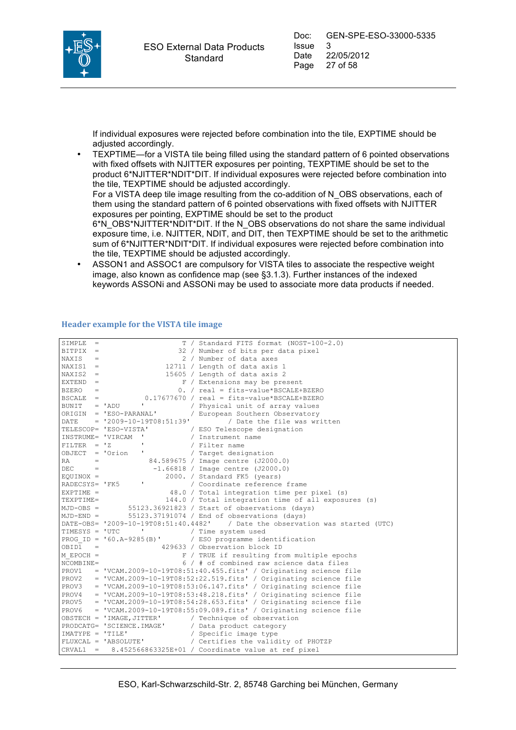If individual exposures were rejected before combination into the tile, EXPTIME should be adjusted accordingly.

- TEXPTIME—for a VISTA tile being filled using the standard pattern of 6 pointed observations with fixed offsets with NJITTER exposures per pointing, TEXPTIME should be set to the product 6*NJITTER*NDIT*DIT. If individual exposures were rejected before combination into the tile, TEXPTIME should be adjusted accordingly.
  For a VISTA deep tile image resulting from the co-addition of N_OBS observations, each of them using the standard pattern of 6 pointed observations with fixed offsets with NJITTER exposures per pointing, EXPTIME should be set to the product 6*N_OBS*NJITTER*NDIT*DIT. If the N_OBS observations do not share the same individual exposure time, i.e. NJITTER, NDIT, and DIT, then TEXPTIME should be set to the arithmetic sum of 6*NJITTER*NDIT*DIT. If individual exposures were rejected before combination into the tile, TEXPTIME should be adjusted accordingly.
- ASSON1 and ASSOC1 are compulsory for VISTA tiles to associate the respective weight image, also known as confidence map (see §3.1.3). Further instances of the indexed keywords ASSONi and ASSONi may be used to associate more data products if needed.

### Header example for the VISTA tile image

```
SIMPLE  =                    T / Standard FITS format (NOST-100-2.0)
BITPIX  =                   32 / Number of bits per data pixel
NAXIS   =                    2 / Number of data axes
NAXIS1  =                12711 / Length of data axis 1
NAXIS2  =                15605 / Length of data axis 2
EXTEND  =                    F / Extensions may be present
BZERO   =                   0. / real = fits-value*BSCALE+BZERO
BSCALE  =           0.17677670 / real = fits-value*BSCALE+BZERO
BUNIT   = 'ADU     '           / Physical unit of array values
ORIGIN  = 'ESO-PARANAL'        / European Southern Observatory
DATE    = '2009-10-19T08:51:39'          / Date the file was written
TELESCOP= 'ESO-VISTA'          / ESO Telescope designation
INSTRUME= 'VIRCAM  '           / Instrument name
FILTER  = 'Z       '           / Filter name
OBJECT  = 'Orion   '           / Target designation
RA      =            84.589675 / Image centre (J2000.0)
DEC     =             -1.66818 / Image centre (J2000.0)
EQUINOX =                2000. / Standard FK5 (years)
RADECSYS= 'FK5     '           / Coordinate reference frame
EXPTIME =                 48.0 / Total integration time per pixel (s)
TEXPTIME=                144.0 / Total integration time of all exposures (s)
MJD-OBS =       55123.36921823 / Start of observations (days)
MJD-END =       55123.37191074 / End of observations (days)
DATE-OBS= '2009-10-19T08:51:40.4482'    / Date the observation was started (UTC)
TIMESYS = 'UTC     '           / Time system used
PROG_ID = '60.A-9285(B)'       / ESO programme identification
OBID1   =               429633 / Observation block ID
M_EPOCH =                    F / TRUE if resulting from multiple epochs
NCOMBINE=                    6 / # of combined raw science data files
PROV1   = 'VCAM.2009-10-19T08:51:40.455.fits' / Originating science file
PROV2   = 'VCAM.2009-10-19T08:52:22.519.fits' / Originating science file
PROV3   = 'VCAM.2009-10-19T08:53:06.147.fits' / Originating science file
PROV4   = 'VCAM.2009-10-19T08:53:48.218.fits' / Originating science file
PROV5   = 'VCAM.2009-10-19T08:54:28.653.fits' / Originating science file
PROV6   = 'VCAM.2009-10-19T08:55:09.089.fits' / Originating science file
OBSTECH = 'IMAGE,JITTER'       / Technique of observation
PRODCATG= 'SCIENCE.IMAGE'      / Data product category
IMATYPE = 'TILE'               / Specific image type
FLUXCAL = 'ABSOLUTE'           / Certifies the validity of PHOTZP
CRVAL1  =   8.452566863325E+01 / Coordinate value at ref pixel
```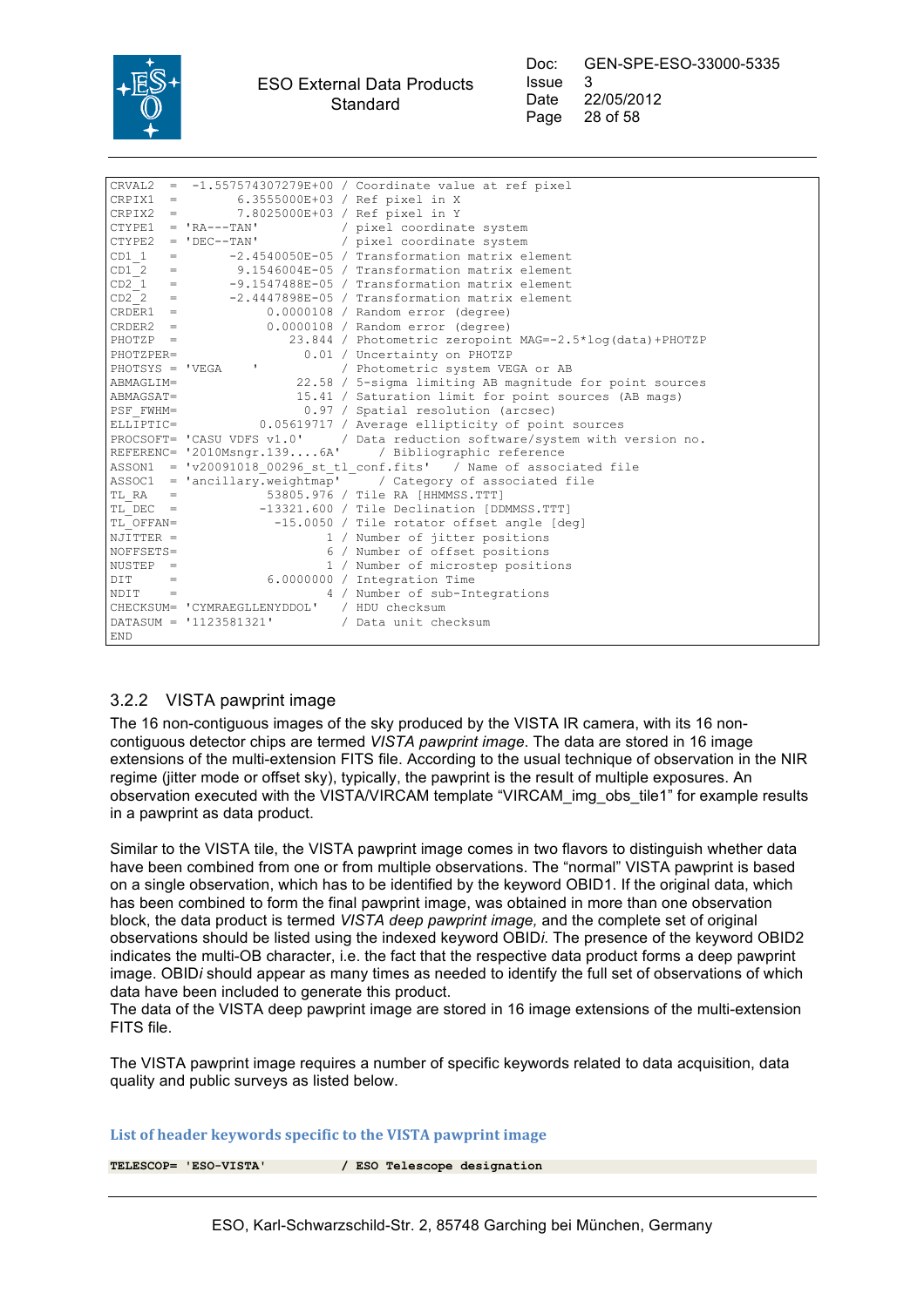```
CRVAL2  =  -1.557574307279E+00 / Coordinate value at ref pixel
CRPIX1  =       6.3555000E+03 / Ref pixel in X
CRPIX2  =       7.8025000E+03 / Ref pixel in Y
CTYPE1  = 'RA---TAN'          / pixel coordinate system
CTYPE2  = 'DEC--TAN'          / pixel coordinate system
CD1_1   =      -2.4540050E-05 / Transformation matrix element
CD1_2   =       9.1546004E-05 / Transformation matrix element
CD2_1   =      -9.1547488E-05 / Transformation matrix element
CD2_2   =      -2.4447898E-05 / Transformation matrix element
CRDER1  =           0.0000108 / Random error (degree)
CRDER2  =           0.0000108 / Random error (degree)
PHOTZP  =              23.844 / Photometric zeropoint MAG=-2.5*log(data)+PHOTZP
PHOTZPER=                0.01 / Uncertainty on PHOTZP
PHOTSYS = 'VEGA    '          / Photometric system VEGA or AB
ABMAGLIM=               22.58 / 5-sigma limiting AB magnitude for point sources
ABMAGSAT=               15.41 / Saturation limit for point sources (AB mags)
PSF_FWHM=                0.97 / Spatial resolution (arcsec)
ELLIPTIC=          0.05619717 / Average ellipticity of point sources
PROCSOFT= 'CASU VDFS v1.0'    / Data reduction software/system with version no.
REFERENC= '2010Msngr.139....6A'    / Bibliographic reference
ASSON1  = 'v20091018_00296_st_tl_conf.fits'   / Name of associated file
ASSOC1  = 'ancillary.weightmap'    / Category of associated file
TL_RA   =          53805.976 / Tile RA [HHMMSS.TTT]
TL_DEC  =         -13321.600 / Tile Declination [DDMMSS.TTT]
TL_OFFAN=           -15.0050 / Tile rotator offset angle [deg]
NJITTER =                  1 / Number of jitter positions
NOFFSETS=                  6 / Number of offset positions
NUSTEP  =                  1 / Number of microstep positions
DIT     =          6.0000000 / Integration Time
NDIT    =                  4 / Number of sub-Integrations
CHECKSUM= 'CYMRAEGLLENYDDOL'  / HDU checksum
DATASUM = '1123581321'        / Data unit checksum
END
```

### 3.2.2 VISTA pawprint image

The 16 non-contiguous images of the sky produced by the VISTA IR camera, with its 16 non-contiguous detector chips are termed *VISTA pawprint image*. The data are stored in 16 image extensions of the multi-extension FITS file. According to the usual technique of observation in the NIR regime (jitter mode or offset sky), typically, the pawprint is the result of multiple exposures. An observation executed with the VISTA/VIRCAM template "VIRCAM_img_obs_tile1" for example results in a pawprint as data product.

Similar to the VISTA tile, the VISTA pawprint image comes in two flavors to distinguish whether data have been combined from one or from multiple observations. The "normal" VISTA pawprint is based on a single observation, which has to be identified by the keyword OBID1. If the original data, which has been combined to form the final pawprint image, was obtained in more than one observation block, the data product is termed *VISTA deep pawprint image,* and the complete set of original observations should be listed using the indexed keyword OBID*i*. The presence of the keyword OBID2 indicates the multi-OB character, i.e. the fact that the respective data product forms a deep pawprint image. OBID*i* should appear as many times as needed to identify the full set of observations of which data have been included to generate this product.
The data of the VISTA deep pawprint image are stored in 16 image extensions of the multi-extension FITS file.

The VISTA pawprint image requires a number of specific keywords related to data acquisition, data quality and public surveys as listed below.

**List of header keywords specific to the VISTA pawprint image**

```
TELESCOP= 'ESO-VISTA'          / ESO Telescope designation
```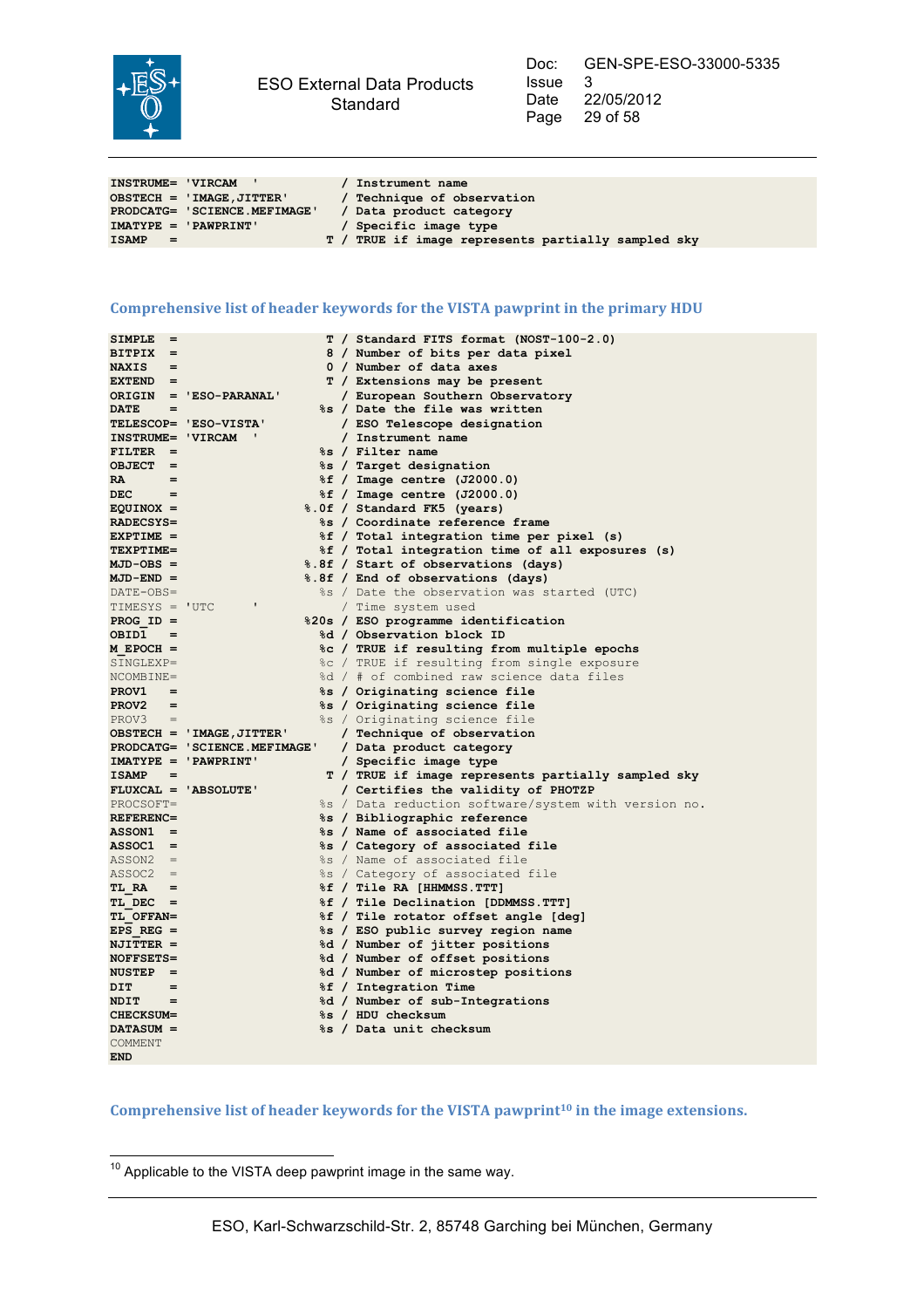```
INSTRUME= 'VIRCAM  '           / Instrument name
OBSTECH = 'IMAGE,JITTER'       / Technique of observation
PRODCATG= 'SCIENCE.MEFIMAGE'   / Data product category
IMATYPE = 'PAWPRINT'           / Specific image type
ISAMP   =                    T / TRUE if image represents partially sampled sky
```

### Comprehensive list of header keywords for the VISTA pawprint in the primary HDU

```
SIMPLE  =                    T / Standard FITS format (NOST-100-2.0)
BITPIX  =                    8 / Number of bits per data pixel
NAXIS   =                    0 / Number of data axes
EXTEND  =                    T / Extensions may be present
ORIGIN  = 'ESO-PARANAL'        / European Southern Observatory
DATE    =                   %s / Date the file was written
TELESCOP= 'ESO-VISTA'          / ESO Telescope designation
INSTRUME= 'VIRCAM  '           / Instrument name
FILTER  =                   %s / Filter name
OBJECT  =                   %s / Target designation
RA      =                   %f / Image centre (J2000.0)
DEC     =                   %f / Image centre (J2000.0)
EQUINOX =                 %.0f / Standard FK5 (years)
RADECSYS=                   %s / Coordinate reference frame
EXPTIME =                   %f / Total integration time per pixel (s)
TEXPTIME=                   %f / Total integration time of all exposures (s)
MJD-OBS =                 %.8f / Start of observations (days)
MJD-END =                 %.8f / End of observations (days)
DATE-OBS=                   %s / Date the observation was started (UTC)
TIMESYS = 'UTC     '           / Time system used
PROG_ID =                 %20s / ESO programme identification
OBID1   =                   %d / Observation block ID
M_EPOCH =                   %c / TRUE if resulting from multiple epochs
SINGLEXP=                   %c / TRUE if resulting from single exposure
NCOMBINE=                   %d / # of combined raw science data files
PROV1   =                   %s / Originating science file
PROV2   =                   %s / Originating science file
PROV3   =                   %s / Originating science file
OBSTECH = 'IMAGE,JITTER'       / Technique of observation
PRODCATG= 'SCIENCE.MEFIMAGE'   / Data product category
IMATYPE = 'PAWPRINT'           / Specific image type
ISAMP   =                    T / TRUE if image represents partially sampled sky
FLUXCAL = 'ABSOLUTE'           / Certifies the validity of PHOTZP
PROCSOFT=                   %s / Data reduction software/system with version no.
REFERENC=                   %s / Bibliographic reference
ASSON1  =                   %s / Name of associated file
ASSOC1  =                   %s / Category of associated file
ASSON2  =                   %s / Name of associated file
ASSOC2  =                   %s / Category of associated file
TL_RA   =                   %f / Tile RA [HHMMSS.TTT]
TL_DEC  =                   %f / Tile Declination [DDMMSS.TTT]
TL_OFFAN=                   %f / Tile rotator offset angle [deg]
EPS_REG =                   %s / ESO public survey region name
NJITTER =                   %d / Number of jitter positions
NOFFSETS=                   %d / Number of offset positions
NUSTEP  =                   %d / Number of microstep positions
DIT     =                   %f / Integration Time
NDIT    =                   %d / Number of sub-Integrations
CHECKSUM=                   %s / HDU checksum
DATASUM =                   %s / Data unit checksum
COMMENT
END
```

### Comprehensive list of header keywords for the VISTA pawprint[10] in the image extensions.

[10] Applicable to the VISTA deep pawprint image in the same way.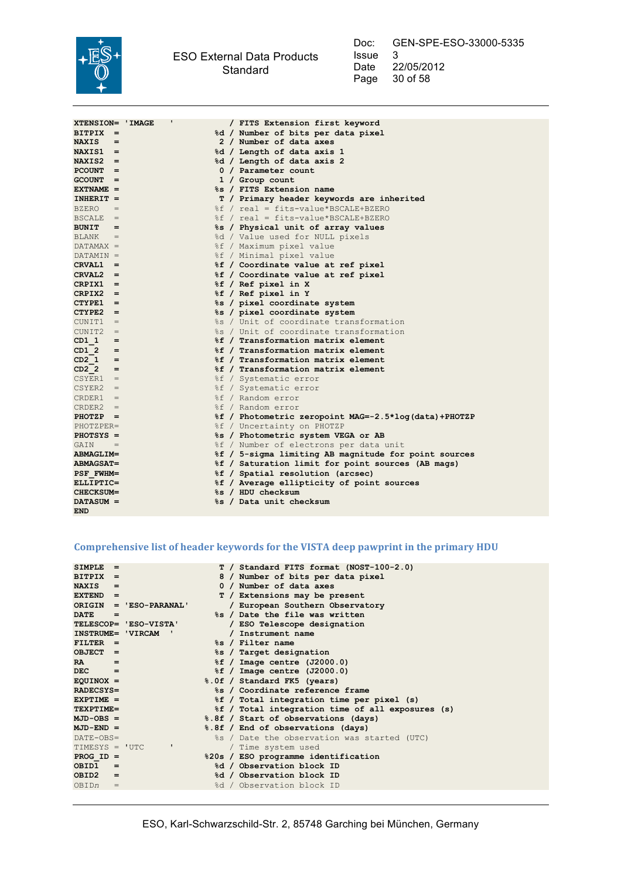```
XTENSION= 'IMAGE   '           / FITS Extension first keyword
BITPIX  =                   %d / Number of bits per data pixel
NAXIS   =                    2 / Number of data axes
NAXIS1  =                   %d / Length of data axis 1
NAXIS2  =                   %d / Length of data axis 2
PCOUNT  =                    0 / Parameter count
GCOUNT  =                    1 / Group count
EXTNAME =                   %s / FITS Extension name
INHERIT =                    T / Primary header keywords are inherited
BZERO   =                   %f / real = fits-value*BSCALE+BZERO
BSCALE  =                   %f / real = fits-value*BSCALE+BZERO
BUNIT   =                   %s / Physical unit of array values
BLANK   =                   %d / Value used for NULL pixels
DATAMAX =                   %f / Maximum pixel value
DATAMIN =                   %f / Minimal pixel value
CRVAL1  =                   %f / Coordinate value at ref pixel
CRVAL2  =                   %f / Coordinate value at ref pixel
CRPIX1  =                   %f / Ref pixel in X
CRPIX2  =                   %f / Ref pixel in Y
CTYPE1  =                   %s / pixel coordinate system
CTYPE2  =                   %s / pixel coordinate system
CUNIT1  =                   %s / Unit of coordinate transformation
CUNIT2  =                   %s / Unit of coordinate transformation
CD1_1   =                   %f / Transformation matrix element
CD1_2   =                   %f / Transformation matrix element
CD2_1   =                   %f / Transformation matrix element
CD2_2   =                   %f / Transformation matrix element
CSYER1  =                   %f / Systematic error
CSYER2  =                   %f / Systematic error
CRDER1  =                   %f / Random error
CRDER2  =                   %f / Random error
PHOTZP  =                   %f / Photometric zeropoint MAG=-2.5*log(data)+PHOTZP
PHOTZPER=                   %f / Uncertainty on PHOTZP
PHOTSYS =                   %s / Photometric system VEGA or AB
GAIN    =                   %f / Number of electrons per data unit
ABMAGLIM=                   %f / 5-sigma limiting AB magnitude for point sources
ABMAGSAT=                   %f / Saturation limit for point sources (AB mags)
PSF_FWHM=                   %f / Spatial resolution (arcsec)
ELLIPTIC=                   %f / Average ellipticity of point sources
CHECKSUM=                   %s / HDU checksum
DATASUM =                   %s / Data unit checksum
END
```

## Comprehensive list of header keywords for the VISTA deep pawprint in the primary HDU

```
SIMPLE  =                    T / Standard FITS format (NOST-100-2.0)
BITPIX  =                    8 / Number of bits per data pixel
NAXIS   =                    0 / Number of data axes
EXTEND  =                    T / Extensions may be present
ORIGIN  = 'ESO-PARANAL'        / European Southern Observatory
DATE    =                   %s / Date the file was written
TELESCOP= 'ESO-VISTA'          / ESO Telescope designation
INSTRUME= 'VIRCAM  '           / Instrument name
FILTER  =                   %s / Filter name
OBJECT  =                   %s / Target designation
RA      =                   %f / Image centre (J2000.0)
DEC     =                   %f / Image centre (J2000.0)
EQUINOX =                 %.0f / Standard FK5 (years)
RADECSYS=                   %s / Coordinate reference frame
EXPTIME =                   %f / Total integration time per pixel (s)
TEXPTIME=                   %f / Total integration time of all exposures (s)
MJD-OBS =                 %.8f / Start of observations (days)
MJD-END =                 %.8f / End of observations (days)
DATE-OBS=                   %s / Date the observation was started (UTC)
TIMESYS = 'UTC      '          / Time system used
PROG_ID =                 %20s / ESO programme identification
OBID1   =                   %d / Observation block ID
OBID2   =                   %d / Observation block ID
OBIDn   =                   %d / Observation block ID
```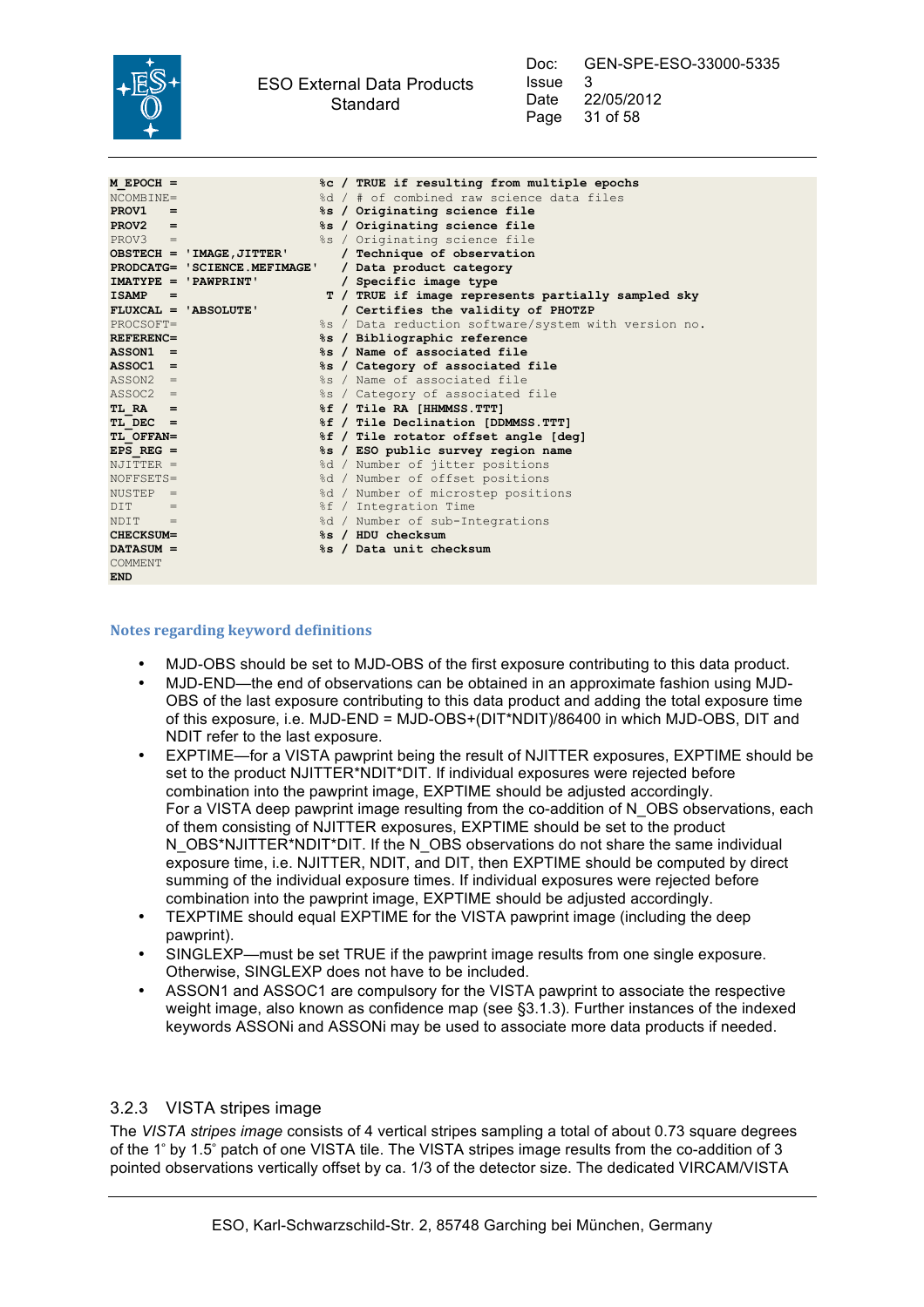```
M_EPOCH =                        %c / TRUE if resulting from multiple epochs
NCOMBINE=                        %d / # of combined raw science data files
PROV1   =                        %s / Originating science file
PROV2   =                        %s / Originating science file
PROV3   =                        %s / Originating science file
OBSTECH = 'IMAGE,JITTER'            / Technique of observation
PRODCATG= 'SCIENCE.MEFIMAGE'        / Data product category
IMATYPE = 'PAWPRINT'                / Specific image type
ISAMP   =                         T / TRUE if image represents partially sampled sky
FLUXCAL = 'ABSOLUTE'                / Certifies the validity of PHOTZP
PROCSOFT=                        %s / Data reduction software/system with version no.
REFERENC=                        %s / Bibliographic reference
ASSON1  =                        %s / Name of associated file
ASSOC1  =                        %s / Category of associated file
ASSON2  =                        %s / Name of associated file
ASSOC2  =                        %s / Category of associated file
TL_RA   =                        %f / Tile RA [HHMMSS.TTT]
TL_DEC  =                        %f / Tile Declination [DDMMSS.TTT]
TL_OFFAN=                        %f / Tile rotator offset angle [deg]
EPS_REG =                        %s / ESO public survey region name
NJITTER =                        %d / Number of jitter positions
NOFFSETS=                        %d / Number of offset positions
NUSTEP  =                        %d / Number of microstep positions
DIT     =                        %f / Integration Time
NDIT    =                        %d / Number of sub-Integrations
CHECKSUM=                        %s / HDU checksum
DATASUM =                        %s / Data unit checksum
COMMENT
END
```

### Notes regarding keyword definitions

- MJD-OBS should be set to MJD-OBS of the first exposure contributing to this data product.
- MJD-END—the end of observations can be obtained in an approximate fashion using MJD-OBS of the last exposure contributing to this data product and adding the total exposure time of this exposure, i.e. MJD-END = MJD-OBS+(DIT*NDIT)/86400 in which MJD-OBS, DIT and NDIT refer to the last exposure.
- EXPTIME—for a VISTA pawprint being the result of NJITTER exposures, EXPTIME should be set to the product NJITTER*NDIT*DIT. If individual exposures were rejected before combination into the pawprint image, EXPTIME should be adjusted accordingly.
  For a VISTA deep pawprint image resulting from the co-addition of N_OBS observations, each of them consisting of NJITTER exposures, EXPTIME should be set to the product N_OBS*NJITTER*NDIT*DIT. If the N_OBS observations do not share the same individual exposure time, i.e. NJITTER, NDIT, and DIT, then EXPTIME should be computed by direct summing of the individual exposure times. If individual exposures were rejected before combination into the pawprint image, EXPTIME should be adjusted accordingly.
- TEXPTIME should equal EXPTIME for the VISTA pawprint image (including the deep pawprint).
- SINGLEXP—must be set TRUE if the pawprint image results from one single exposure. Otherwise, SINGLEXP does not have to be included.
- ASSON1 and ASSOC1 are compulsory for the VISTA pawprint to associate the respective weight image, also known as confidence map (see §3.1.3). Further instances of the indexed keywords ASSONi and ASSONi may be used to associate more data products if needed.

### 3.2.3 VISTA stripes image

The *VISTA stripes image* consists of 4 vertical stripes sampling a total of about 0.73 square degrees of the 1˚ by 1.5˚ patch of one VISTA tile. The VISTA stripes image results from the co-addition of 3 pointed observations vertically offset by ca. 1/3 of the detector size. The dedicated VIRCAM/VISTA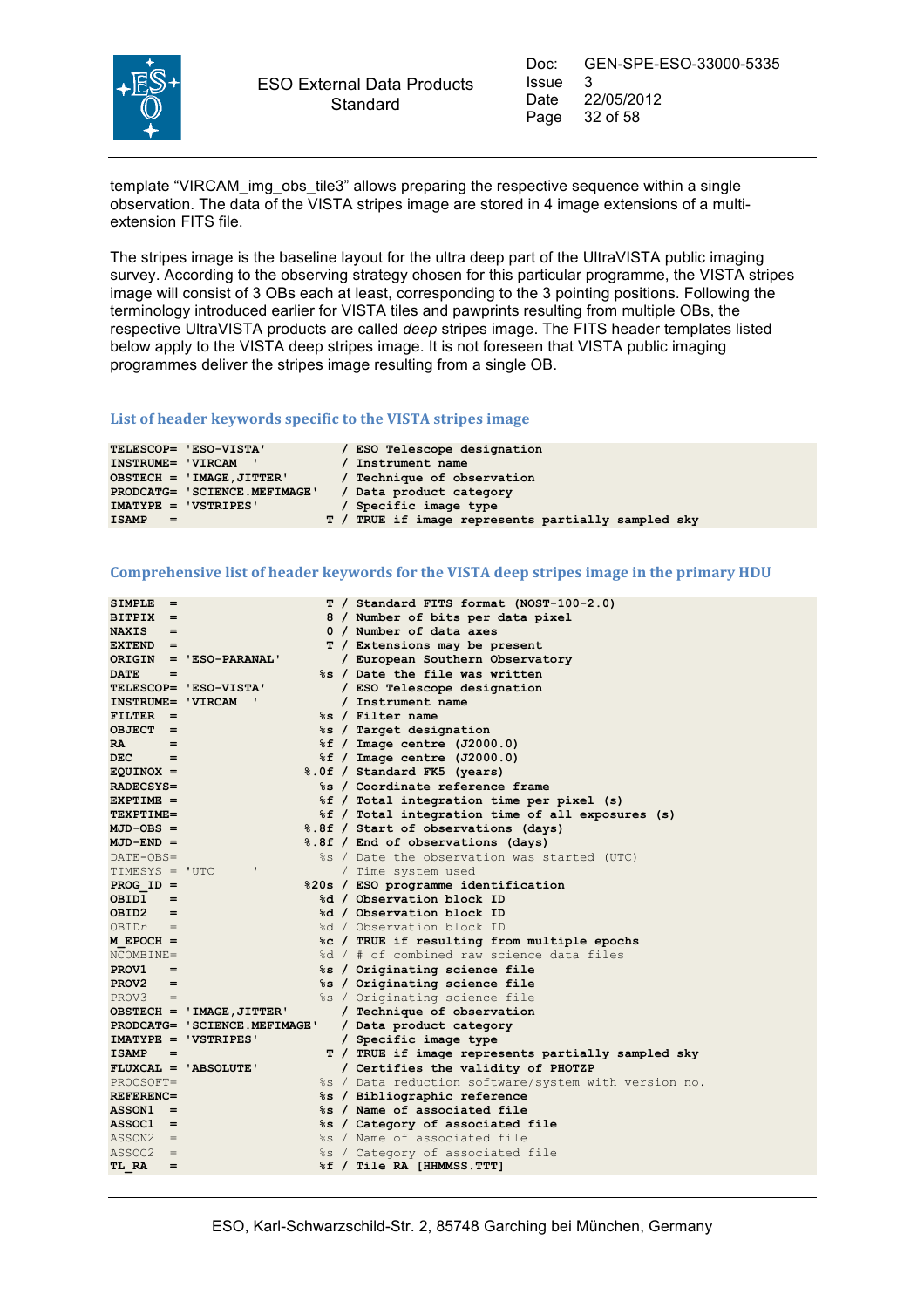template “VIRCAM_img_obs_tile3” allows preparing the respective sequence within a single observation. The data of the VISTA stripes image are stored in 4 image extensions of a multi-extension FITS file.

The stripes image is the baseline layout for the ultra deep part of the UltraVISTA public imaging survey. According to the observing strategy chosen for this particular programme, the VISTA stripes image will consist of 3 OBs each at least, corresponding to the 3 pointing positions. Following the terminology introduced earlier for VISTA tiles and pawprints resulting from multiple OBs, the respective UltraVISTA products are called *deep* stripes image. The FITS header templates listed below apply to the VISTA deep stripes image. It is not foreseen that VISTA public imaging programmes deliver the stripes image resulting from a single OB.

### List of header keywords specific to the VISTA stripes image

```
TELESCOP= 'ESO-VISTA'           / ESO Telescope designation
INSTRUME= 'VIRCAM  '            / Instrument name
OBSTECH = 'IMAGE,JITTER'        / Technique of observation
PRODCATG= 'SCIENCE.MEFIMAGE'    / Data product category
IMATYPE = 'VSTRIPES'            / Specific image type
ISAMP   =                     T / TRUE if image represents partially sampled sky
```

### Comprehensive list of header keywords for the VISTA deep stripes image in the primary HDU

```
SIMPLE  =                     T / Standard FITS format (NOST-100-2.0)
BITPIX  =                     8 / Number of bits per data pixel
NAXIS   =                     0 / Number of data axes
EXTEND  =                     T / Extensions may be present
ORIGIN  = 'ESO-PARANAL'         / European Southern Observatory
DATE    =                    %s / Date the file was written
TELESCOP= 'ESO-VISTA'           / ESO Telescope designation
INSTRUME= 'VIRCAM  '            / Instrument name
FILTER  =                    %s / Filter name
OBJECT  =                    %s / Target designation
RA      =                    %f / Image centre (J2000.0)
DEC     =                    %f / Image centre (J2000.0)
EQUINOX =                  %.0f / Standard FK5 (years)
RADECSYS=                    %s / Coordinate reference frame
EXPTIME =                    %f / Total integration time per pixel (s)
TEXPTIME=                    %f / Total integration time of all exposures (s)
MJD-OBS =                  %.8f / Start of observations (days)
MJD-END =                  %.8f / End of observations (days)
DATE-OBS=                    %s / Date the observation was started (UTC)
TIMESYS = 'UTC     '            / Time system used
PROG_ID =                  %20s / ESO programme identification
OBID1   =                    %d / Observation block ID
OBID2   =                    %d / Observation block ID
OBIDn   =                    %d / Observation block ID
M_EPOCH =                    %c / TRUE if resulting from multiple epochs
NCOMBINE=                    %d / # of combined raw science data files
PROV1   =                    %s / Originating science file
PROV2   =                    %s / Originating science file
PROV3   =                    %s / Originating science file
OBSTECH = 'IMAGE,JITTER'        / Technique of observation
PRODCATG= 'SCIENCE.MEFIMAGE'    / Data product category
IMATYPE = 'VSTRIPES'            / Specific image type
ISAMP   =                     T / TRUE if image represents partially sampled sky
FLUXCAL = 'ABSOLUTE'            / Certifies the validity of PHOTZP
PROCSOFT=                    %s / Data reduction software/system with version no.
REFERENC=                    %s / Bibliographic reference
ASSON1  =                    %s / Name of associated file
ASSOC1  =                    %s / Category of associated file
ASSON2  =                    %s / Name of associated file
ASSOC2  =                    %s / Category of associated file
TL_RA   =                    %f / Tile RA [HHMMSS.TTT]
```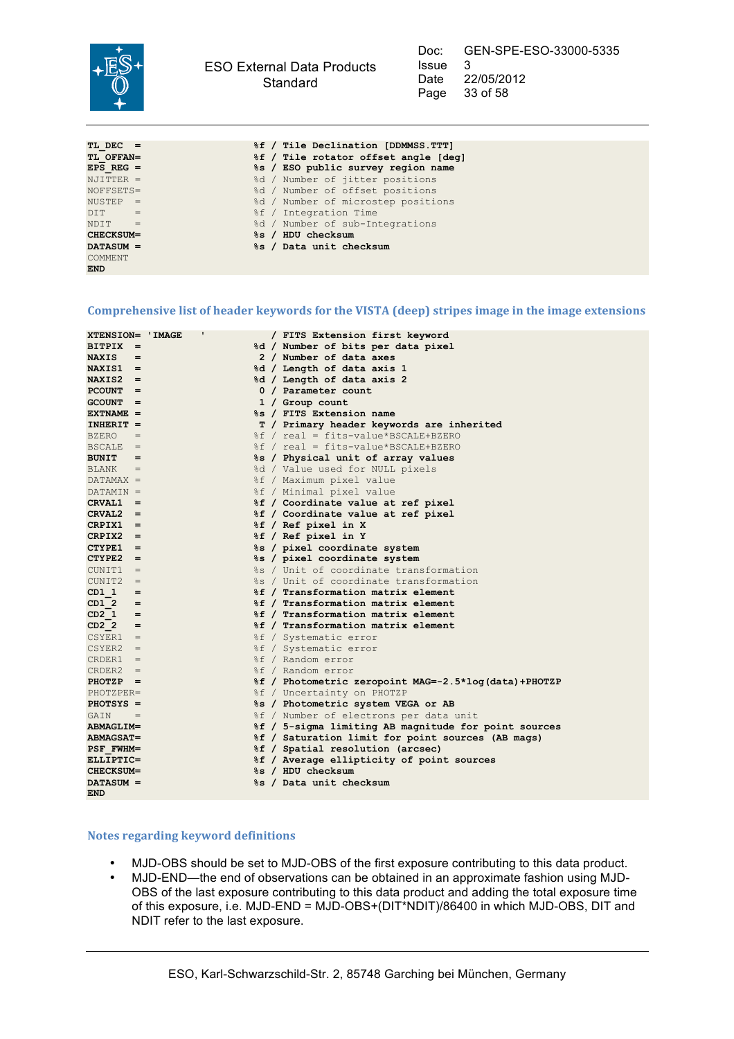```
TL_DEC  =                    %f / Tile Declination [DDMMSS.TTT]
TL_OFFAN=                    %f / Tile rotator offset angle [deg]
EPS_REG =                    %s / ESO public survey region name
NJITTER =                    %d / Number of jitter positions
NOFFSETS=                    %d / Number of offset positions
NUSTEP  =                    %d / Number of microstep positions
DIT     =                    %f / Integration Time
NDIT    =                    %d / Number of sub-Integrations
CHECKSUM=                    %s / HDU checksum
DATASUM =                    %s / Data unit checksum
COMMENT
END
```

### Comprehensive list of header keywords for the VISTA (deep) stripes image in the image extensions

```
XTENSION= 'IMAGE   '          / FITS Extension first keyword
BITPIX  =                    %d / Number of bits per data pixel
NAXIS   =                     2 / Number of data axes
NAXIS1  =                    %d / Length of data axis 1
NAXIS2  =                    %d / Length of data axis 2
PCOUNT  =                     0 / Parameter count
GCOUNT  =                     1 / Group count
EXTNAME =                    %s / FITS Extension name
INHERIT =                     T / Primary header keywords are inherited
BZERO   =                    %f / real = fits-value*BSCALE+BZERO
BSCALE  =                    %f / real = fits-value*BSCALE+BZERO
BUNIT   =                    %s / Physical unit of array values
BLANK   =                    %d / Value used for NULL pixels
DATAMAX =                    %f / Maximum pixel value
DATAMIN =                    %f / Minimal pixel value
CRVAL1  =                    %f / Coordinate value at ref pixel
CRVAL2  =                    %f / Coordinate value at ref pixel
CRPIX1  =                    %f / Ref pixel in X
CRPIX2  =                    %f / Ref pixel in Y
CTYPE1  =                    %s / pixel coordinate system
CTYPE2  =                    %s / pixel coordinate system
CUNIT1  =                    %s / Unit of coordinate transformation
CUNIT2  =                    %s / Unit of coordinate transformation
CD1_1   =                    %f / Transformation matrix element
CD1_2   =                    %f / Transformation matrix element
CD2_1   =                    %f / Transformation matrix element
CD2_2   =                    %f / Transformation matrix element
CSYER1  =                    %f / Systematic error
CSYER2  =                    %f / Systematic error
CRDER1  =                    %f / Random error
CRDER2  =                    %f / Random error
PHOTZP  =                    %f / Photometric zeropoint MAG=-2.5*log(data)+PHOTZP
PHOTZPER=                    %f / Uncertainty on PHOTZP
PHOTSYS =                    %s / Photometric system VEGA or AB
GAIN    =                    %f / Number of electrons per data unit
ABMAGLIM=                    %f / 5-sigma limiting AB magnitude for point sources
ABMAGSAT=                    %f / Saturation limit for point sources (AB mags)
PSF_FWHM=                    %f / Spatial resolution (arcsec)
ELLIPTIC=                    %f / Average ellipticity of point sources
CHECKSUM=                    %s / HDU checksum
DATASUM =                    %s / Data unit checksum
END
```

### Notes regarding keyword definitions

- MJD-OBS should be set to MJD-OBS of the first exposure contributing to this data product.
- MJD-END—the end of observations can be obtained in an approximate fashion using MJD-OBS of the last exposure contributing to this data product and adding the total exposure time of this exposure, i.e. MJD-END = MJD-OBS+(DIT*NDIT)/86400 in which MJD-OBS, DIT and NDIT refer to the last exposure.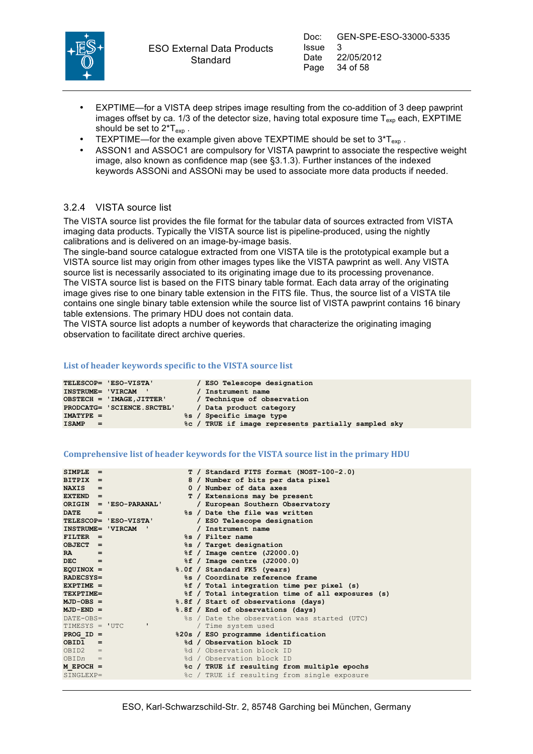- EXPTIME—for a VISTA deep stripes image resulting from the co-addition of 3 deep pawprint images offset by ca. 1/3 of the detector size, having total exposure time $T_{exp}$ each, EXPTIME should be set to $2*T_{exp}$ .
- TEXPTIME—for the example given above TEXPTIME should be set to $3*T_{exp}$ .
- ASSON1 and ASSOC1 are compulsory for VISTA pawprint to associate the respective weight image, also known as confidence map (see §3.1.3). Further instances of the indexed keywords ASSONi and ASSONi may be used to associate more data products if needed.

### 3.2.4 VISTA source list

The VISTA source list provides the file format for the tabular data of sources extracted from VISTA imaging data products. Typically the VISTA source list is pipeline-produced, using the nightly calibrations and is delivered on an image-by-image basis.
The single-band source catalogue extracted from one VISTA tile is the prototypical example but a VISTA source list may origin from other images types like the VISTA pawprint as well. Any VISTA source list is necessarily associated to its originating image due to its processing provenance.
The VISTA source list is based on the FITS binary table format. Each data array of the originating image gives rise to one binary table extension in the FITS file. Thus, the source list of a VISTA tile contains one single binary table extension while the source list of VISTA pawprint contains 16 binary table extensions. The primary HDU does not contain data.
The VISTA source list adopts a number of keywords that characterize the originating imaging observation to facilitate direct archive queries.

#### List of header keywords specific to the VISTA source list

```
TELESCOP= 'ESO-VISTA'          / ESO Telescope designation
INSTRUME= 'VIRCAM  '           / Instrument name
OBSTECH = 'IMAGE,JITTER'       / Technique of observation
PRODCATG= 'SCIENCE.SRCTBL'     / Data product category
IMATYPE =                   %s / Specific image type
ISAMP   =                   %c / TRUE if image represents partially sampled sky
```

#### Comprehensive list of header keywords for the VISTA source list in the primary HDU

```
SIMPLE  =                    T / Standard FITS format (NOST-100-2.0)
BITPIX  =                    8 / Number of bits per data pixel
NAXIS   =                    0 / Number of data axes
EXTEND  =                    T / Extensions may be present
ORIGIN  = 'ESO-PARANAL'        / European Southern Observatory
DATE    =                   %s / Date the file was written
TELESCOP= 'ESO-VISTA'          / ESO Telescope designation
INSTRUME= 'VIRCAM  '           / Instrument name
FILTER  =                   %s / Filter name
OBJECT  =                   %s / Target designation
RA      =                   %f / Image centre (J2000.0)
DEC     =                   %f / Image centre (J2000.0)
EQUINOX =                 %.0f / Standard FK5 (years)
RADECSYS=                   %s / Coordinate reference frame
EXPTIME =                   %f / Total integration time per pixel (s)
TEXPTIME=                   %f / Total integration time of all exposures (s)
MJD-OBS =                 %.8f / Start of observations (days)
MJD-END =                 %.8f / End of observations (days)
DATE-OBS=                   %s / Date the observation was started (UTC)
TIMESYS = 'UTC      '          / Time system used
PROG_ID =                 %20s / ESO programme identification
OBID1   =                   %d / Observation block ID
OBID2   =                   %d / Observation block ID
OBIDn   =                   %d / Observation block ID
M_EPOCH =                   %c / TRUE if resulting from multiple epochs
SINGLEXP=                   %c / TRUE if resulting from single exposure
```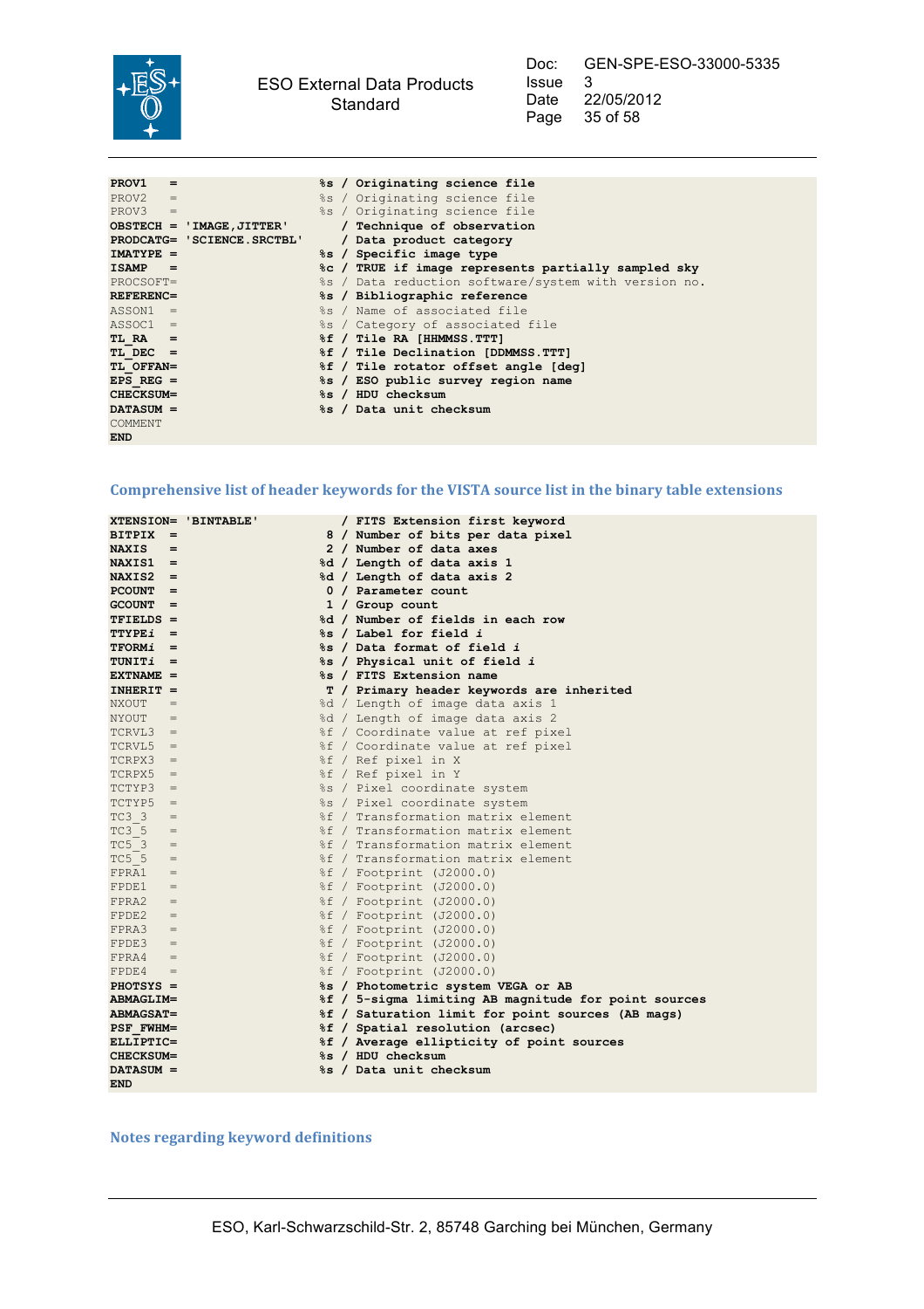```
PROV1    =                    %s / Originating science file
PROV2    =                    %s / Originating science file
PROV3    =                    %s / Originating science file
OBSTECH  = 'IMAGE,JITTER'        / Technique of observation
PRODCATG= 'SCIENCE.SRCTBL'       / Data product category
IMATYPE  =                    %s / Specific image type
ISAMP    =                    %c / TRUE if image represents partially sampled sky
PROCSOFT=                     %s / Data reduction software/system with version no.
REFERENC=                     %s / Bibliographic reference
ASSON1   =                    %s / Name of associated file
ASSOC1   =                    %s / Category of associated file
TL_RA    =                    %f / Tile RA [HHMMSS.TTT]
TL_DEC   =                    %f / Tile Declination [DDMMSS.TTT]
TL_OFFAN=                     %f / Tile rotator offset angle [deg]
EPS_REG  =                    %s / ESO public survey region name
CHECKSUM=                     %s / HDU checksum
DATASUM  =                    %s / Data unit checksum
COMMENT
END
```

## Comprehensive list of header keywords for the VISTA source list in the binary table extensions

```
XTENSION= 'BINTABLE'             / FITS Extension first keyword
BITPIX   =                     8 / Number of bits per data pixel
NAXIS    =                     2 / Number of data axes
NAXIS1   =                    %d / Length of data axis 1
NAXIS2   =                    %d / Length of data axis 2
PCOUNT   =                     0 / Parameter count
GCOUNT   =                     1 / Group count
TFIELDS  =                    %d / Number of fields in each row
TTYPEi   =                    %s / Label for field i
TFORMi   =                    %s / Data format of field i
TUNITi   =                    %s / Physical unit of field i
EXTNAME  =                    %s / FITS Extension name
INHERIT  =                     T / Primary header keywords are inherited
NXOUT    =                    %d / Length of image data axis 1
NYOUT    =                    %d / Length of image data axis 2
TCRVL3   =                    %f / Coordinate value at ref pixel
TCRVL5   =                    %f / Coordinate value at ref pixel
TCRPX3   =                    %f / Ref pixel in X
TCRPX5   =                    %f / Ref pixel in Y
TCTYP3   =                    %s / Pixel coordinate system
TCTYP5   =                    %s / Pixel coordinate system
TC3_3    =                    %f / Transformation matrix element
TC3_5    =                    %f / Transformation matrix element
TC5_3    =                    %f / Transformation matrix element
TC5_5    =                    %f / Transformation matrix element
FPRA1    =                    %f / Footprint (J2000.0)
FPDE1    =                    %f / Footprint (J2000.0)
FPRA2    =                    %f / Footprint (J2000.0)
FPDE2    =                    %f / Footprint (J2000.0)
FPRA3    =                    %f / Footprint (J2000.0)
FPDE3    =                    %f / Footprint (J2000.0)
FPRA4    =                    %f / Footprint (J2000.0)
FPDE4    =                    %f / Footprint (J2000.0)
PHOTSYS  =                    %s / Photometric system VEGA or AB
ABMAGLIM=                     %f / 5-sigma limiting AB magnitude for point sources
ABMAGSAT=                     %f / Saturation limit for point sources (AB mags)
PSF_FWHM=                     %f / Spatial resolution (arcsec)
ELLIPTIC=                     %f / Average ellipticity of point sources
CHECKSUM=                     %s / HDU checksum
DATASUM  =                    %s / Data unit checksum
END
```

## Notes regarding keyword definitions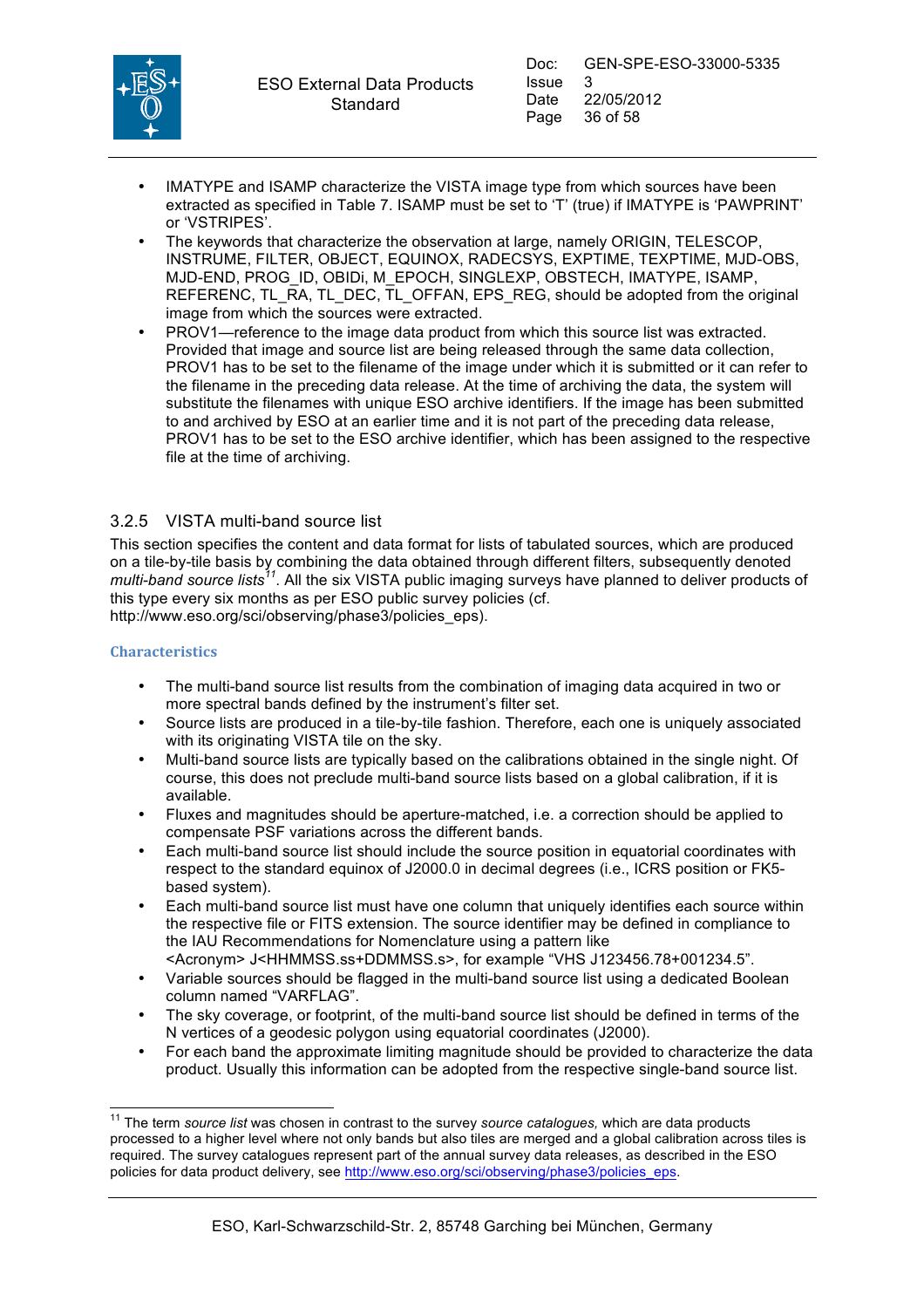- IMATYPE and ISAMP characterize the VISTA image type from which sources have been extracted as specified in Table 7. ISAMP must be set to 'T' (true) if IMATYPE is 'PAWPRINT' or 'VSTRIPES'.
- The keywords that characterize the observation at large, namely ORIGIN, TELESCOP, INSTRUME, FILTER, OBJECT, EQUINOX, RADECSYS, EXPTIME, TEXPTIME, MJD-OBS, MJD-END, PROG_ID, OBIDi, M_EPOCH, SINGLEXP, OBSTECH, IMATYPE, ISAMP, REFERENC, TL_RA, TL_DEC, TL_OFFAN, EPS_REG, should be adopted from the original image from which the sources were extracted.
- PROV1—reference to the image data product from which this source list was extracted. Provided that image and source list are being released through the same data collection, PROV1 has to be set to the filename of the image under which it is submitted or it can refer to the filename in the preceding data release. At the time of archiving the data, the system will substitute the filenames with unique ESO archive identifiers. If the image has been submitted to and archived by ESO at an earlier time and it is not part of the preceding data release, PROV1 has to be set to the ESO archive identifier, which has been assigned to the respective file at the time of archiving.

### 3.2.5 VISTA multi-band source list

This section specifies the content and data format for lists of tabulated sources, which are produced on a tile-by-tile basis by combining the data obtained through different filters, subsequently denoted *multi-band source lists*[11]. All the six VISTA public imaging surveys have planned to deliver products of this type every six months as per ESO public survey policies (cf. http://www.eso.org/sci/observing/phase3/policies_eps).

#### Characteristics

- The multi-band source list results from the combination of imaging data acquired in two or more spectral bands defined by the instrument's filter set.
- Source lists are produced in a tile-by-tile fashion. Therefore, each one is uniquely associated with its originating VISTA tile on the sky.
- Multi-band source lists are typically based on the calibrations obtained in the single night. Of course, this does not preclude multi-band source lists based on a global calibration, if it is available.
- Fluxes and magnitudes should be aperture-matched, i.e. a correction should be applied to compensate PSF variations across the different bands.
- Each multi-band source list should include the source position in equatorial coordinates with respect to the standard equinox of J2000.0 in decimal degrees (i.e., ICRS position or FK5-based system).
- Each multi-band source list must have one column that uniquely identifies each source within the respective file or FITS extension. The source identifier may be defined in compliance to the IAU Recommendations for Nomenclature using a pattern like <Acronym> J<HHMMSS.ss+DDMMSS.s>, for example "VHS J123456.78+001234.5".
- Variable sources should be flagged in the multi-band source list using a dedicated Boolean column named "VARFLAG".
- The sky coverage, or footprint, of the multi-band source list should be defined in terms of the N vertices of a geodesic polygon using equatorial coordinates (J2000).
- For each band the approximate limiting magnitude should be provided to characterize the data product. Usually this information can be adopted from the respective single-band source list.

---

[11] The term *source list* was chosen in contrast to the survey *source catalogues,* which are data products processed to a higher level where not only bands but also tiles are merged and a global calibration across tiles is required. The survey catalogues represent part of the annual survey data releases, as described in the ESO policies for data product delivery, see http://www.eso.org/sci/observing/phase3/policies_eps.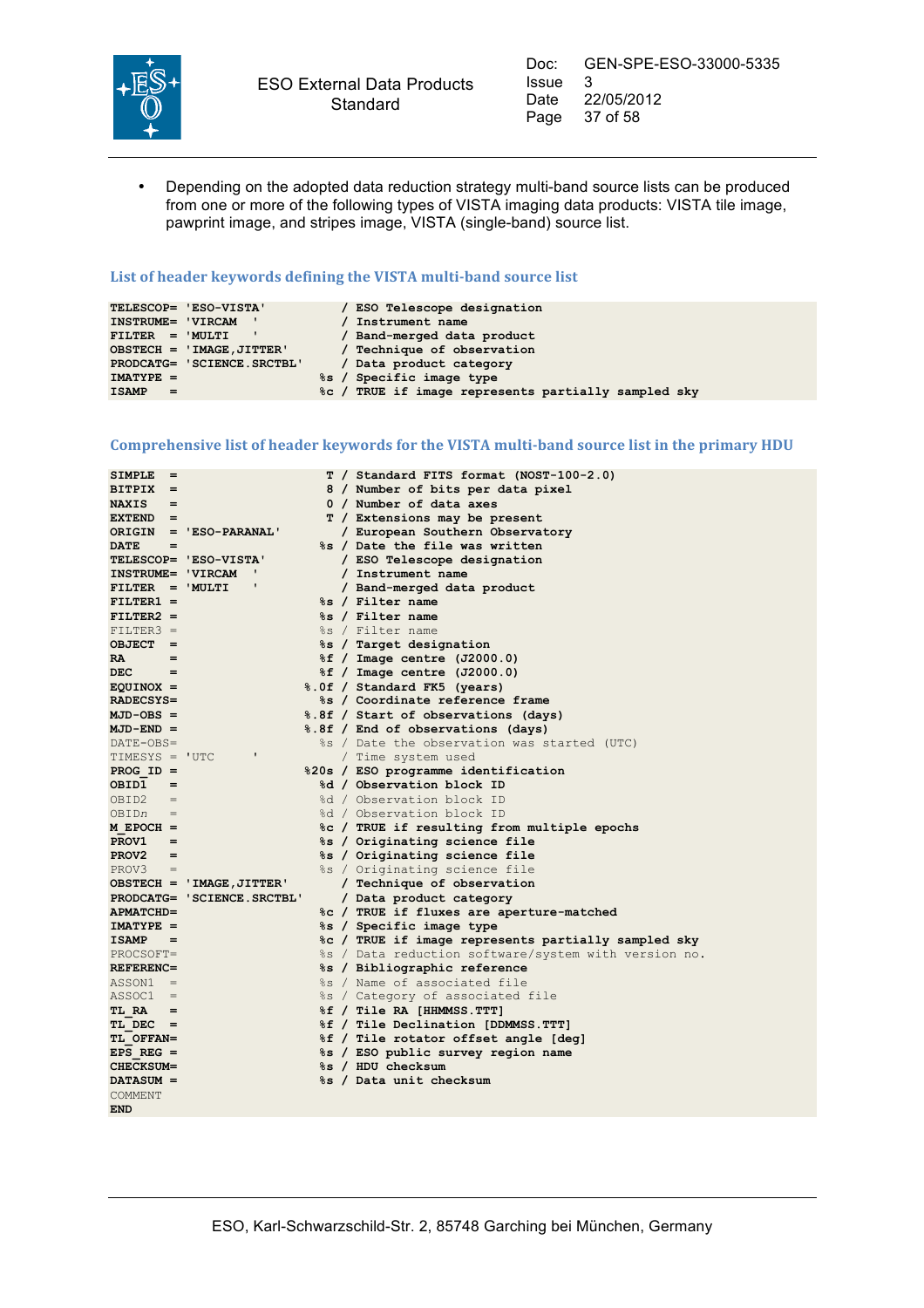- Depending on the adopted data reduction strategy multi-band source lists can be produced from one or more of the following types of VISTA imaging data products: VISTA tile image, pawprint image, and stripes image, VISTA (single-band) source list.

### List of header keywords defining the VISTA multi-band source list

```
TELESCOP= 'ESO-VISTA'          / ESO Telescope designation
INSTRUME= 'VIRCAM  '           / Instrument name
FILTER  = 'MULTI   '           / Band-merged data product
OBSTECH = 'IMAGE,JITTER'       / Technique of observation
PRODCATG= 'SCIENCE.SRCTBL'     / Data product category
IMATYPE =                   %s / Specific image type
ISAMP   =                   %c / TRUE if image represents partially sampled sky
```

### Comprehensive list of header keywords for the VISTA multi-band source list in the primary HDU

```
SIMPLE  =                    T / Standard FITS format (NOST-100-2.0)
BITPIX  =                    8 / Number of bits per data pixel
NAXIS   =                    0 / Number of data axes
EXTEND  =                    T / Extensions may be present
ORIGIN  = 'ESO-PARANAL'        / European Southern Observatory
DATE    =                   %s / Date the file was written
TELESCOP= 'ESO-VISTA'          / ESO Telescope designation
INSTRUME= 'VIRCAM  '           / Instrument name
FILTER  = 'MULTI   '           / Band-merged data product
FILTER1 =                   %s / Filter name
FILTER2 =                   %s / Filter name
FILTER3 =                   %s / Filter name
OBJECT  =                   %s / Target designation
RA      =                   %f / Image centre (J2000.0)
DEC     =                   %f / Image centre (J2000.0)
EQUINOX =                 %.0f / Standard FK5 (years)
RADECSYS=                   %s / Coordinate reference frame
MJD-OBS =                 %.8f / Start of observations (days)
MJD-END =                 %.8f / End of observations (days)
DATE-OBS=                   %s / Date the observation was started (UTC)
TIMESYS = 'UTC     '           / Time system used
PROG_ID =                 %20s / ESO programme identification
OBID1   =                   %d / Observation block ID
OBID2   =                   %d / Observation block ID
OBIDn   =                   %d / Observation block ID
M_EPOCH =                   %c / TRUE if resulting from multiple epochs
PROV1   =                   %s / Originating science file
PROV2   =                   %s / Originating science file
PROV3   =                   %s / Originating science file
OBSTECH = 'IMAGE,JITTER'       / Technique of observation
PRODCATG= 'SCIENCE.SRCTBL'     / Data product category
APMATCHD=                   %c / TRUE if fluxes are aperture-matched
IMATYPE =                   %s / Specific image type
ISAMP   =                   %c / TRUE if image represents partially sampled sky
PROCSOFT=                   %s / Data reduction software/system with version no.
REFERENC=                   %s / Bibliographic reference
ASSON1  =                   %s / Name of associated file
ASSOC1  =                   %s / Category of associated file
TL_RA   =                   %f / Tile RA [HHMMSS.TTT]
TL_DEC  =                   %f / Tile Declination [DDMMSS.TTT]
TL_OFFAN=                   %f / Tile rotator offset angle [deg]
EPS_REG =                   %s / ESO public survey region name
CHECKSUM=                   %s / HDU checksum
DATASUM =                   %s / Data unit checksum
COMMENT
END
```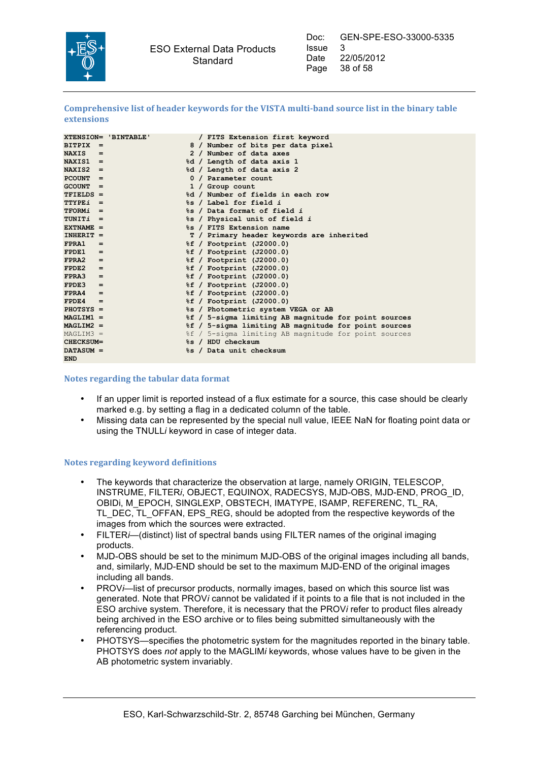### Comprehensive list of header keywords for the VISTA multi-band source list in the binary table extensions

```
XTENSION= 'BINTABLE'           / FITS Extension first keyword
BITPIX  =                    8 / Number of bits per data pixel
NAXIS   =                    2 / Number of data axes
NAXIS1  =                   %d / Length of data axis 1
NAXIS2  =                   %d / Length of data axis 2
PCOUNT  =                    0 / Parameter count
GCOUNT  =                    1 / Group count
TFIELDS =                   %d / Number of fields in each row
TTYPEi  =                   %s / Label for field i
TFORMi  =                   %s / Data format of field i
TUNITi  =                   %s / Physical unit of field i
EXTNAME =                   %s / FITS Extension name
INHERIT =                    T / Primary header keywords are inherited
FPRA1   =                   %f / Footprint (J2000.0)
FPDE1   =                   %f / Footprint (J2000.0)
FPRA2   =                   %f / Footprint (J2000.0)
FPDE2   =                   %f / Footprint (J2000.0)
FPRA3   =                   %f / Footprint (J2000.0)
FPDE3   =                   %f / Footprint (J2000.0)
FPRA4   =                   %f / Footprint (J2000.0)
FPDE4   =                   %f / Footprint (J2000.0)
PHOTSYS =                   %s / Photometric system VEGA or AB
MAGLIM1 =                   %f / 5-sigma limiting AB magnitude for point sources
MAGLIM2 =                   %f / 5-sigma limiting AB magnitude for point sources
MAGLIM3 =                   %f / 5-sigma limiting AB magnitude for point sources
CHECKSUM=                   %s / HDU checksum
DATASUM =                   %s / Data unit checksum
END
```

### Notes regarding the tabular data format

- If an upper limit is reported instead of a flux estimate for a source, this case should be clearly marked e.g. by setting a flag in a dedicated column of the table.
- Missing data can be represented by the special null value, IEEE NaN for floating point data or using the TNULL*i* keyword in case of integer data.

### Notes regarding keyword definitions

- The keywords that characterize the observation at large, namely ORIGIN, TELESCOP, INSTRUME, FILTER*i*, OBJECT, EQUINOX, RADECSYS, MJD-OBS, MJD-END, PROG_ID, OBIDi, M_EPOCH, SINGLEXP, OBSTECH, IMATYPE, ISAMP, REFERENC, TL_RA, TL_DEC, TL_OFFAN, EPS_REG, should be adopted from the respective keywords of the images from which the sources were extracted.
- FILTER*i*—(distinct) list of spectral bands using FILTER names of the original imaging products.
- MJD-OBS should be set to the minimum MJD-OBS of the original images including all bands, and, similarly, MJD-END should be set to the maximum MJD-END of the original images including all bands.
- PROV*i*—list of precursor products, normally images, based on which this source list was generated. Note that PROV*i* cannot be validated if it points to a file that is not included in the ESO archive system. Therefore, it is necessary that the PROV*i* refer to product files already being archived in the ESO archive or to files being submitted simultaneously with the referencing product.
- PHOTSYS—specifies the photometric system for the magnitudes reported in the binary table. PHOTSYS does *not* apply to the MAGLIM*i* keywords, whose values have to be given in the AB photometric system invariably.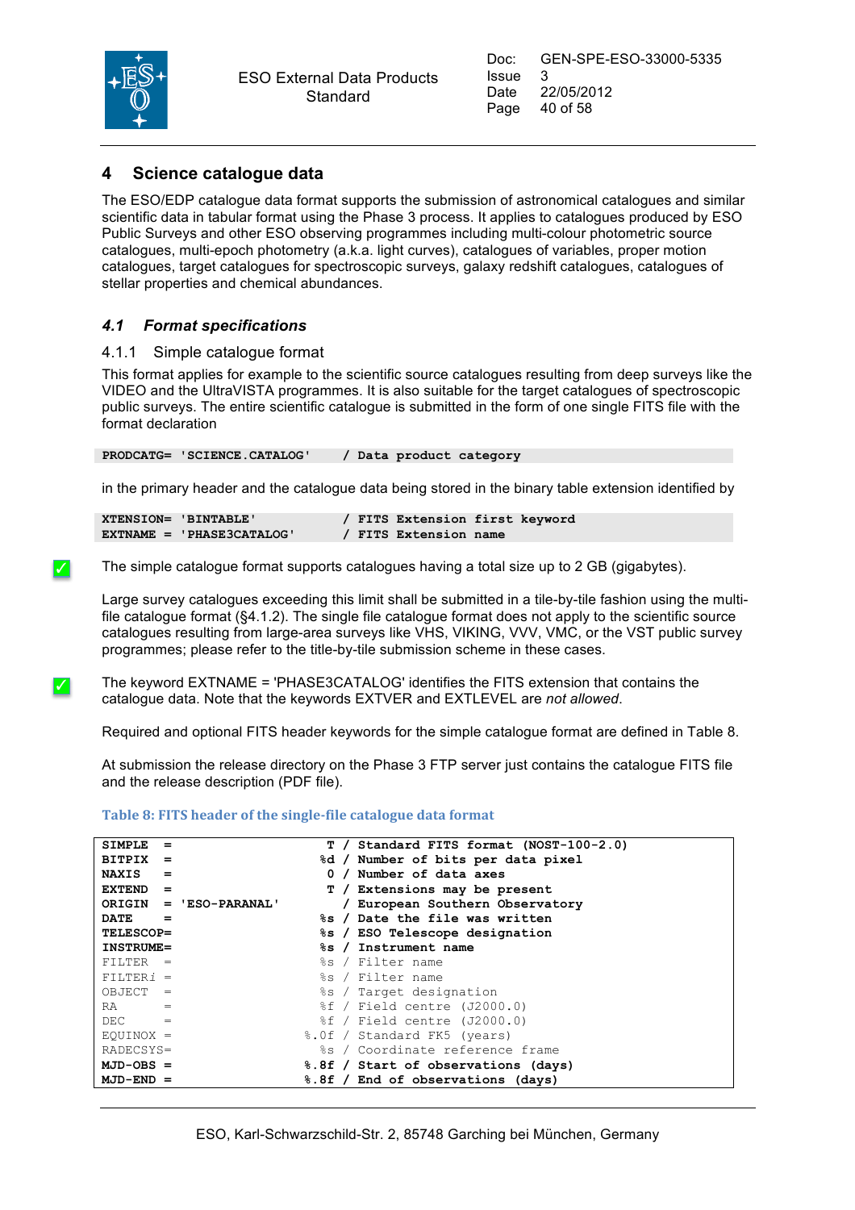# 4 Science catalogue data

The ESO/EDP catalogue data format supports the submission of astronomical catalogues and similar scientific data in tabular format using the Phase 3 process. It applies to catalogues produced by ESO Public Surveys and other ESO observing programmes including multi-colour photometric source catalogues, multi-epoch photometry (a.k.a. light curves), catalogues of variables, proper motion catalogues, target catalogues for spectroscopic surveys, galaxy redshift catalogues, catalogues of stellar properties and chemical abundances.

## *4.1 Format specifications*

### 4.1.1 Simple catalogue format

This format applies for example to the scientific source catalogues resulting from deep surveys like the VIDEO and the UltraVISTA programmes. It is also suitable for the target catalogues of spectroscopic public surveys. The entire scientific catalogue is submitted in the form of one single FITS file with the format declaration

```
PRODCATG= 'SCIENCE.CATALOG'     / Data product category
```

in the primary header and the catalogue data being stored in the binary table extension identified by

```
XTENSION= 'BINTABLE'            / FITS Extension first keyword
EXTNAME = 'PHASE3CATALOG'       / FITS Extension name
```

✓ The simple catalogue format supports catalogues having a total size up to 2 GB (gigabytes).

Large survey catalogues exceeding this limit shall be submitted in a tile-by-tile fashion using the multi-file catalogue format (§4.1.2). The single file catalogue format does not apply to the scientific source catalogues resulting from large-area surveys like VHS, VIKING, VVV, VMC, or the VST public survey programmes; please refer to the title-by-tile submission scheme in these cases.

✓ The keyword EXTNAME = 'PHASE3CATALOG' identifies the FITS extension that contains the catalogue data. Note that the keywords EXTVER and EXTLEVEL are *not allowed*.

Required and optional FITS header keywords for the simple catalogue format are defined in Table 8.

At submission the release directory on the Phase 3 FTP server just contains the catalogue FITS file and the release description (PDF file).

**Table 8: FITS header of the single-file catalogue data format**

```
SIMPLE  =                    T / Standard FITS format (NOST-100-2.0)
BITPIX  =                   %d / Number of bits per data pixel
NAXIS   =                    0 / Number of data axes
EXTEND  =                    T / Extensions may be present
ORIGIN  = 'ESO-PARANAL'        / European Southern Observatory
DATE    =                   %s / Date the file was written
TELESCOP=                   %s / ESO Telescope designation
INSTRUME=                   %s / Instrument name
FILTER  =                   %s / Filter name
FILTERi =                   %s / Filter name
OBJECT  =                   %s / Target designation
RA      =                   %f / Field centre (J2000.0)
DEC     =                   %f / Field centre (J2000.0)
EQUINOX =                 %.0f / Standard FK5 (years)
RADECSYS=                   %s / Coordinate reference frame
MJD-OBS =                 %.8f / Start of observations (days)
MJD-END =                 %.8f / End of observations (days)
```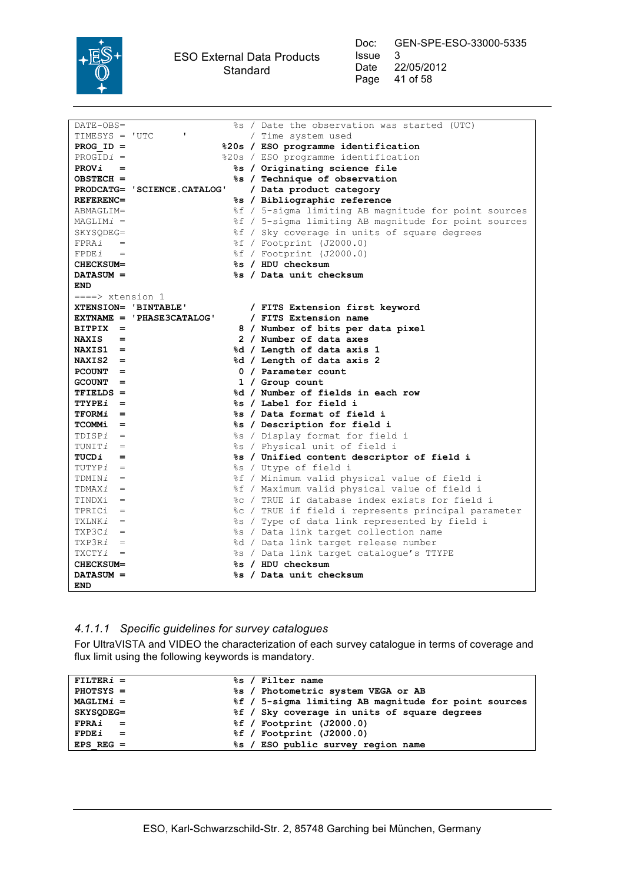```
DATE-OBS=                    %s / Date the observation was started (UTC)
TIMESYS = 'UTC     '            / Time system used
PROG_ID =                  %20s / ESO programme identification
PROGIDi =                  %20s / ESO programme identification
PROVi   =                    %s / Originating science file
OBSTECH =                    %s / Technique of observation
PRODCATG= 'SCIENCE.CATALOG'     / Data product category
REFERENC=                    %s / Bibliographic reference
ABMAGLIM=                    %f / 5-sigma limiting AB magnitude for point sources
MAGLIMi =                    %f / 5-sigma limiting AB magnitude for point sources
SKYSQDEG=                    %f / Sky coverage in units of square degrees
FPRAi   =                    %f / Footprint (J2000.0)
FPDEi   =                    %f / Footprint (J2000.0)
CHECKSUM=                    %s / HDU checksum
DATASUM =                    %s / Data unit checksum
END
====> xtension 1
XTENSION= 'BINTABLE'            / FITS Extension first keyword
EXTNAME = 'PHASE3CATALOG'       / FITS Extension name
BITPIX  =                     8 / Number of bits per data pixel
NAXIS   =                     2 / Number of data axes
NAXIS1  =                    %d / Length of data axis 1
NAXIS2  =                    %d / Length of data axis 2
PCOUNT  =                     0 / Parameter count
GCOUNT  =                     1 / Group count
TFIELDS =                    %d / Number of fields in each row
TTYPEi  =                    %s / Label for field i
TFORMi  =                    %s / Data format of field i
TCOMMi  =                    %s / Description for field i
TDISPi  =                    %s / Display format for field i
TUNITi  =                    %s / Physical unit of field i
TUCDi   =                    %s / Unified content descriptor of field i
TUTYPi  =                    %s / Utype of field i
TDMINi  =                    %f / Minimum valid physical value of field i
TDMAXi  =                    %f / Maximum valid physical value of field i
TINDXi  =                    %c / TRUE if database index exists for field i
TPRICi  =                    %c / TRUE if field i represents principal parameter
TXLNKi  =                    %s / Type of data link represented by field i
TXP3Ci  =                    %s / Data link target collection name
TXP3Ri  =                    %d / Data link target release number
TXCTYi  =                    %s / Data link target catalogue's TTYPE
CHECKSUM=                    %s / HDU checksum
DATASUM =                    %s / Data unit checksum
END
```

#### 4.1.1.1 *Specific guidelines for survey catalogues*

For UltraVISTA and VIDEO the characterization of each survey catalogue in terms of coverage and flux limit using the following keywords is mandatory.

```
FILTERi =                    %s / Filter name
PHOTSYS =                    %s / Photometric system VEGA or AB
MAGLIMi =                    %f / 5-sigma limiting AB magnitude for point sources
SKYSQDEG=                    %f / Sky coverage in units of square degrees
FPRAi   =                    %f / Footprint (J2000.0)
FPDEi   =                    %f / Footprint (J2000.0)
EPS_REG =                    %s / ESO public survey region name
```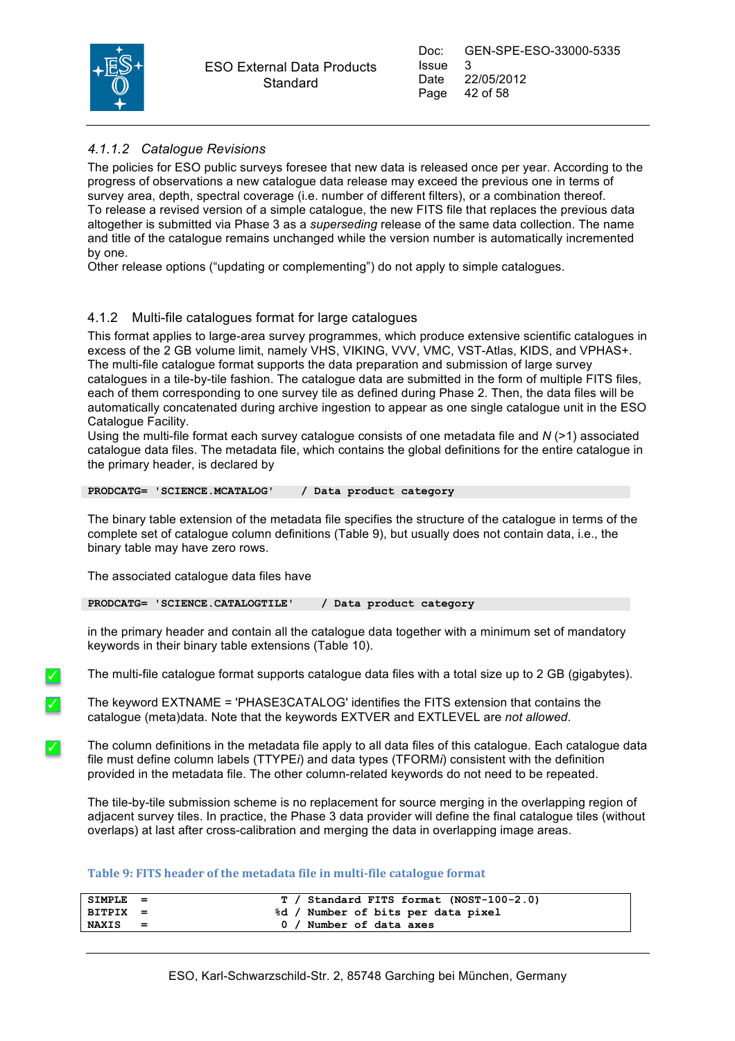#### 4.1.1.2 *Catalogue Revisions*

The policies for ESO public surveys foresee that new data is released once per year. According to the progress of observations a new catalogue data release may exceed the previous one in terms of survey area, depth, spectral coverage (i.e. number of different filters), or a combination thereof.
To release a revised version of a simple catalogue, the new FITS file that replaces the previous data altogether is submitted via Phase 3 as a *superseding* release of the same data collection. The name and title of the catalogue remains unchanged while the version number is automatically incremented by one.
Other release options ("updating or complementing") do not apply to simple catalogues.

### 4.1.2 Multi-file catalogues format for large catalogues

This format applies to large-area survey programmes, which produce extensive scientific catalogues in excess of the 2 GB volume limit, namely VHS, VIKING, VVV, VMC, VST-Atlas, KIDS, and VPHAS+.
The multi-file catalogue format supports the data preparation and submission of large survey catalogues in a tile-by-tile fashion. The catalogue data are submitted in the form of multiple FITS files, each of them corresponding to one survey tile as defined during Phase 2. Then, the data files will be automatically concatenated during archive ingestion to appear as one single catalogue unit in the ESO Catalogue Facility.
Using the multi-file format each survey catalogue consists of one metadata file and *N* (>1) associated catalogue data files. The metadata file, which contains the global definitions for the entire catalogue in the primary header, is declared by

```
PRODCATG= 'SCIENCE.MCATALOG'     / Data product category
```

The binary table extension of the metadata file specifies the structure of the catalogue in terms of the complete set of catalogue column definitions (Table 9), but usually does not contain data, i.e., the binary table may have zero rows.

The associated catalogue data files have

```
PRODCATG= 'SCIENCE.CATALOGTILE'     / Data product category
```

in the primary header and contain all the catalogue data together with a minimum set of mandatory keywords in their binary table extensions (Table 10).

✓ The multi-file catalogue format supports catalogue data files with a total size up to 2 GB (gigabytes).

✓ The keyword EXTNAME = 'PHASE3CATALOG' identifies the FITS extension that contains the catalogue (meta)data. Note that the keywords EXTVER and EXTLEVEL are *not allowed*.

✓ The column definitions in the metadata file apply to all data files of this catalogue. Each catalogue data file must define column labels (TTYPE*i*) and data types (TFORM*i*) consistent with the definition provided in the metadata file. The other column-related keywords do not need to be repeated.

The tile-by-tile submission scheme is no replacement for source merging in the overlapping region of adjacent survey tiles. In practice, the Phase 3 data provider will define the final catalogue tiles (without overlaps) at last after cross-calibration and merging the data in overlapping image areas.

**Table 9: FITS header of the metadata file in multi-file catalogue format**

```
SIMPLE  =                    T / Standard FITS format (NOST-100-2.0)
BITPIX  =                   %d / Number of bits per data pixel
NAXIS   =                    0 / Number of data axes
```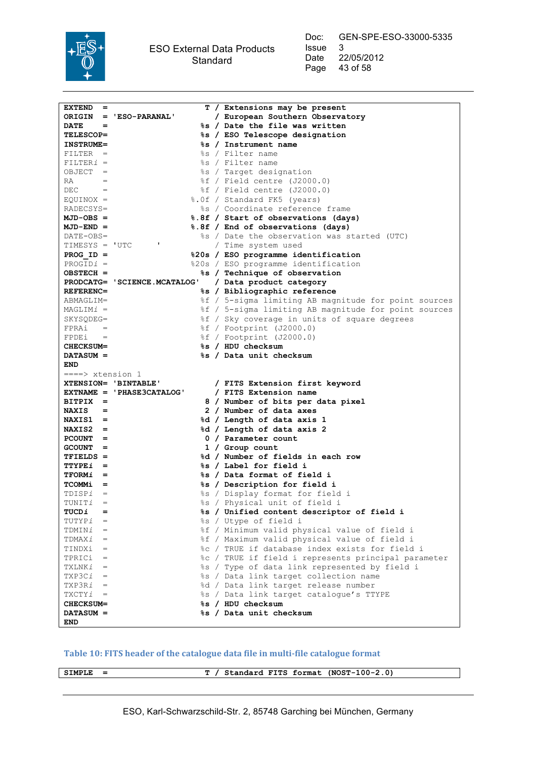```
EXTEND  =                    T / Extensions may be present
ORIGIN  = 'ESO-PARANAL'        / European Southern Observatory
DATE    =                   %s / Date the file was written
TELESCOP=                   %s / ESO Telescope designation
INSTRUME=                   %s / Instrument name
FILTER  =                   %s / Filter name
FILTERi =                   %s / Filter name
OBJECT  =                   %s / Target designation
RA      =                   %f / Field centre (J2000.0)
DEC     =                   %f / Field centre (J2000.0)
EQUINOX =                 %.0f / Standard FK5 (years)
RADECSYS=                   %s / Coordinate reference frame
MJD-OBS =                 %.8f / Start of observations (days)
MJD-END =                 %.8f / End of observations (days)
DATE-OBS=                   %s / Date the observation was started (UTC)
TIMESYS = 'UTC     '           / Time system used
PROG_ID =                 %20s / ESO programme identification
PROGIDi =                 %20s / ESO programme identification
OBSTECH =                   %s / Technique of observation
PRODCATG= 'SCIENCE.MCATALOG'   / Data product category
REFERENC=                   %s / Bibliographic reference
ABMAGLIM=                   %f / 5-sigma limiting AB magnitude for point sources
MAGLIMi =                   %f / 5-sigma limiting AB magnitude for point sources
SKYSQDEG=                   %f / Sky coverage in units of square degrees
FPRAi   =                   %f / Footprint (J2000.0)
FPDEi   =                   %f / Footprint (J2000.0)
CHECKSUM=                   %s / HDU checksum
DATASUM =                   %s / Data unit checksum
END
====> xtension 1
XTENSION= 'BINTABLE'           / FITS Extension first keyword
EXTNAME = 'PHASE3CATALOG'      / FITS Extension name
BITPIX  =                    8 / Number of bits per data pixel
NAXIS   =                    2 / Number of data axes
NAXIS1  =                   %d / Length of data axis 1
NAXIS2  =                   %d / Length of data axis 2
PCOUNT  =                    0 / Parameter count
GCOUNT  =                    1 / Group count
TFIELDS =                   %d / Number of fields in each row
TTYPEi  =                   %s / Label for field i
TFORMi  =                   %s / Data format of field i
TCOMMi  =                   %s / Description for field i
TDISPi  =                   %s / Display format for field i
TUNITi  =                   %s / Physical unit of field i
TUCDi   =                   %s / Unified content descriptor of field i
TUTYPi  =                   %s / Utype of field i
TDMINi  =                   %f / Minimum valid physical value of field i
TDMAXi  =                   %f / Maximum valid physical value of field i
TINDXi  =                   %c / TRUE if database index exists for field i
TPRICi  =                   %c / TRUE if field i represents principal parameter
TXLNKi  =                   %s / Type of data link represented by field i
TXP3Ci  =                   %s / Data link target collection name
TXP3Ri  =                   %d / Data link target release number
TXCTYi  =                   %s / Data link target catalogue's TTYPE
CHECKSUM=                   %s / HDU checksum
DATASUM =                   %s / Data unit checksum
END
```

**Table 10: FITS header of the catalogue data file in multi-file catalogue format**

```
SIMPLE  =                    T / Standard FITS format (NOST-100-2.0)
```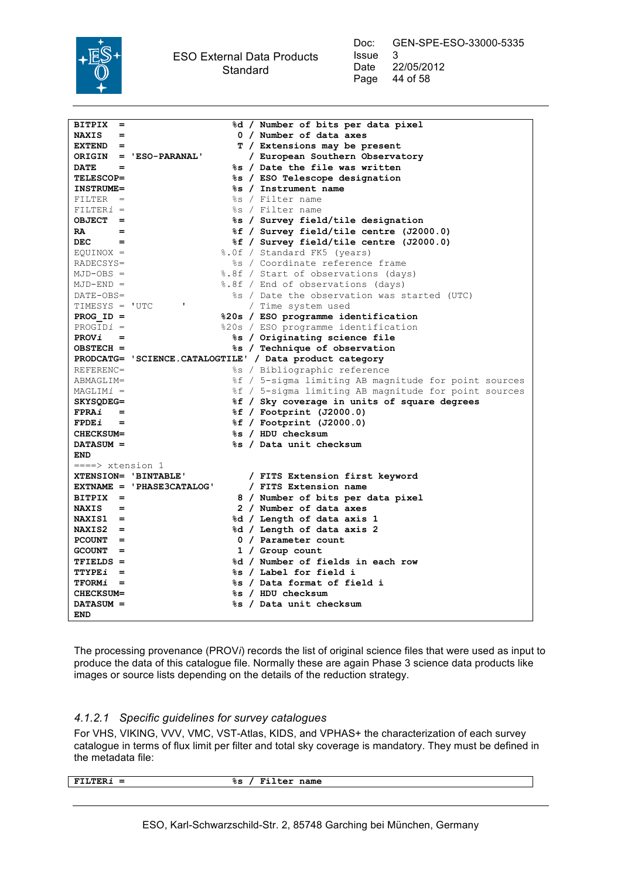```
BITPIX  =                    %d / Number of bits per data pixel
NAXIS   =                     0 / Number of data axes
EXTEND  =                     T / Extensions may be present
ORIGIN  = 'ESO-PARANAL'        / European Southern Observatory
DATE    =                    %s / Date the file was written
TELESCOP=                    %s / ESO Telescope designation
INSTRUME=                    %s / Instrument name
FILTER  =                    %s / Filter name
FILTERi =                    %s / Filter name
OBJECT  =                    %s / Survey field/tile designation
RA      =                    %f / Survey field/tile centre (J2000.0)
DEC     =                    %f / Survey field/tile centre (J2000.0)
EQUINOX =                  %.0f / Standard FK5 (years)
RADECSYS=                    %s / Coordinate reference frame
MJD-OBS =                  %.8f / Start of observations (days)
MJD-END =                  %.8f / End of observations (days)
DATE-OBS=                    %s / Date the observation was started (UTC)
TIMESYS = 'UTC     '            / Time system used
PROG_ID =                  %20s / ESO programme identification
PROGIDi =                  %20s / ESO programme identification
PROVi   =                    %s / Originating science file
OBSTECH =                    %s / Technique of observation
PRODCATG= 'SCIENCE.CATALOGTILE' / Data product category
REFERENC=                    %s / Bibliographic reference
ABMAGLIM=                    %f / 5-sigma limiting AB magnitude for point sources
MAGLIMi =                    %f / 5-sigma limiting AB magnitude for point sources
SKYSQDEG=                    %f / Sky coverage in units of square degrees
FPRAi   =                    %f / Footprint (J2000.0)
FPDEi   =                    %f / Footprint (J2000.0)
CHECKSUM=                    %s / HDU checksum
DATASUM =                    %s / Data unit checksum
END
====> xtension 1
XTENSION= 'BINTABLE'            / FITS Extension first keyword
EXTNAME = 'PHASE3CATALOG'       / FITS Extension name
BITPIX  =                     8 / Number of bits per data pixel
NAXIS   =                     2 / Number of data axes
NAXIS1  =                    %d / Length of data axis 1
NAXIS2  =                    %d / Length of data axis 2
PCOUNT  =                     0 / Parameter count
GCOUNT  =                     1 / Group count
TFIELDS =                    %d / Number of fields in each row
TTYPEi  =                    %s / Label for field i
TFORMi  =                    %s / Data format of field i
CHECKSUM=                    %s / HDU checksum
DATASUM =                    %s / Data unit checksum
END
```

The processing provenance (PROV*i*) records the list of original science files that were used as input to produce the data of this catalogue file. Normally these are again Phase 3 science data products like images or source lists depending on the details of the reduction strategy.

### *4.1.2.1 Specific guidelines for survey catalogues*

For VHS, VIKING, VVV, VMC, VST-Atlas, KIDS, and VPHAS+ the characterization of each survey catalogue in terms of flux limit per filter and total sky coverage is mandatory. They must be defined in the metadata file:

```
FILTERi =                    %s / Filter name
```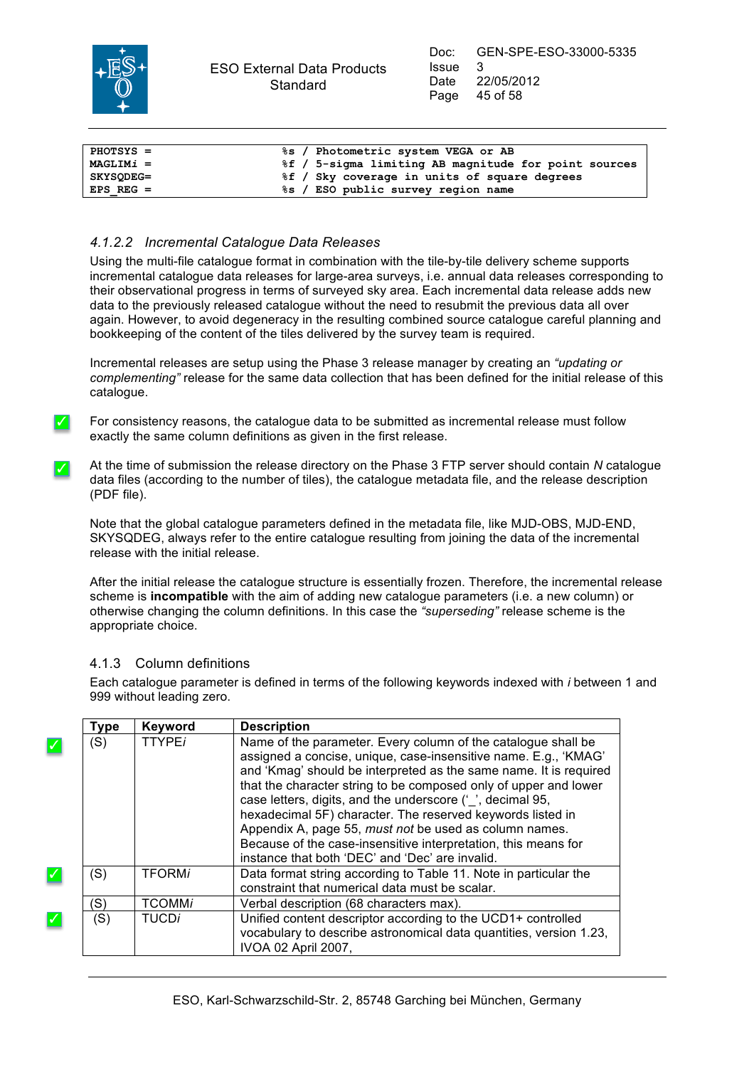```
PHOTSYS =                     %s / Photometric system VEGA or AB
MAGLIMi =                     %f / 5-sigma limiting AB magnitude for point sources
SKYSQDEG=                     %f / Sky coverage in units of square degrees
EPS_REG =                     %s / ESO public survey region name
```

#### *4.1.2.2 Incremental Catalogue Data Releases*

Using the multi-file catalogue format in combination with the tile-by-tile delivery scheme supports incremental catalogue data releases for large-area surveys, i.e. annual data releases corresponding to their observational progress in terms of surveyed sky area. Each incremental data release adds new data to the previously released catalogue without the need to resubmit the previous data all over again. However, to avoid degeneracy in the resulting combined source catalogue careful planning and bookkeeping of the content of the tiles delivered by the survey team is required.

Incremental releases are setup using the Phase 3 release manager by creating an *"updating or complementing"* release for the same data collection that has been defined for the initial release of this catalogue.

✓ For consistency reasons, the catalogue data to be submitted as incremental release must follow exactly the same column definitions as given in the first release.

✓ At the time of submission the release directory on the Phase 3 FTP server should contain *N* catalogue data files (according to the number of tiles), the catalogue metadata file, and the release description (PDF file).

Note that the global catalogue parameters defined in the metadata file, like MJD-OBS, MJD-END, SKYSQDEG, always refer to the entire catalogue resulting from joining the data of the incremental release with the initial release.

After the initial release the catalogue structure is essentially frozen. Therefore, the incremental release scheme is **incompatible** with the aim of adding new catalogue parameters (i.e. a new column) or otherwise changing the column definitions. In this case the *"superseding"* release scheme is the appropriate choice.

### 4.1.3 Column definitions

Each catalogue parameter is defined in terms of the following keywords indexed with *i* between 1 and 999 without leading zero.

| | Type | Keyword | Description |
|---|---|---|---|
| ✓ | (S) | TTYPE*i* | Name of the parameter. Every column of the catalogue shall be assigned a concise, unique, case-insensitive name. E.g., 'KMAG' and 'Kmag' should be interpreted as the same name. It is required that the character string to be composed only of upper and lower case letters, digits, and the underscore ('_', decimal 95, hexadecimal 5F) character. The reserved keywords listed in Appendix A, page 55, *must not* be used as column names. Because of the case-insensitive interpretation, this means for instance that both 'DEC' and 'Dec' are invalid. |
| ✓ | (S) | TFORM*i* | Data format string according to Table 11. Note in particular the constraint that numerical data must be scalar. |
| | (S) | TCOMM*i* | Verbal description (68 characters max). |
| ✓ | (S) | TUCD*i* | Unified content descriptor according to the UCD1+ controlled vocabulary to describe astronomical data quantities, version 1.23, IVOA 02 April 2007, |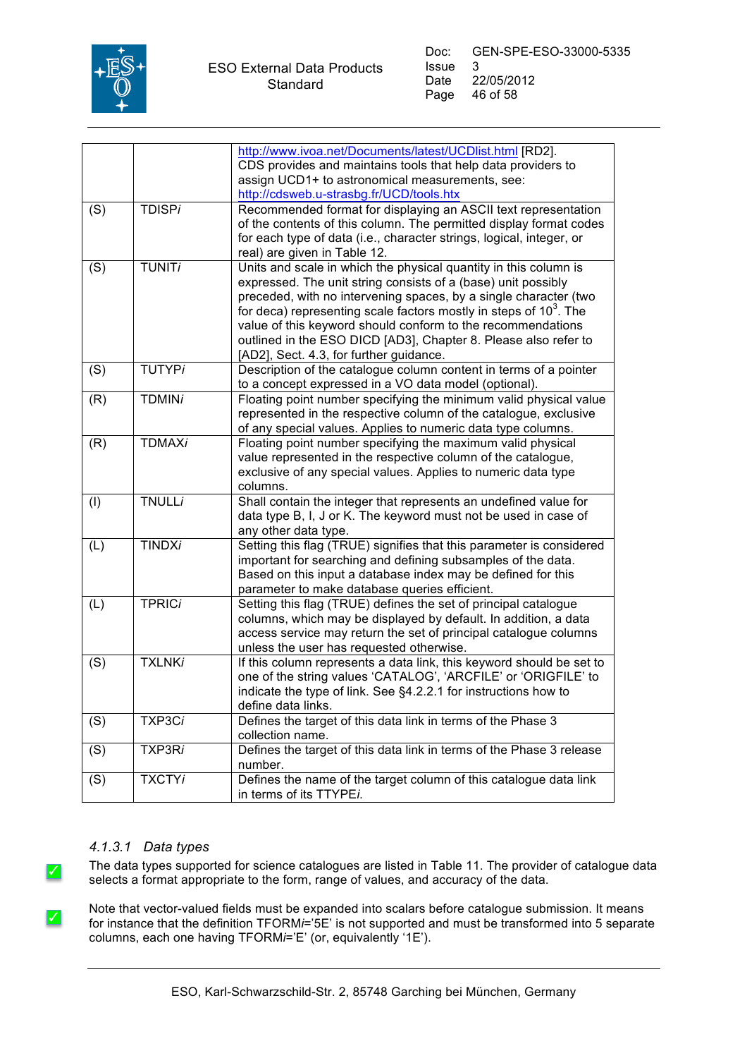|  |  |  |
|---|---|---|
|  |  | http://www.ivoa.net/Documents/latest/UCDlist.html [RD2]. CDS provides and maintains tools that help data providers to assign UCD1+ to astronomical measurements, see: http://cdsweb.u-strasbg.fr/UCD/tools.htx |
| (S) | TDISP*i* | Recommended format for displaying an ASCII text representation of the contents of this column. The permitted display format codes for each type of data (i.e., character strings, logical, integer, or real) are given in Table 12. |
| (S) | TUNIT*i* | Units and scale in which the physical quantity in this column is expressed. The unit string consists of a (base) unit possibly preceded, with no intervening spaces, by a single character (two for deca) representing scale factors mostly in steps of $10^3$. The value of this keyword should conform to the recommendations outlined in the ESO DICD [AD3], Chapter 8. Please also refer to [AD2], Sect. 4.3, for further guidance. |
| (S) | TUTYP*i* | Description of the catalogue column content in terms of a pointer to a concept expressed in a VO data model (optional). |
| (R) | TDMIN*i* | Floating point number specifying the minimum valid physical value represented in the respective column of the catalogue, exclusive of any special values. Applies to numeric data type columns. |
| (R) | TDMAX*i* | Floating point number specifying the maximum valid physical value represented in the respective column of the catalogue, exclusive of any special values. Applies to numeric data type columns. |
| (I) | TNULL*i* | Shall contain the integer that represents an undefined value for data type B, I, J or K. The keyword must not be used in case of any other data type. |
| (L) | TINDX*i* | Setting this flag (TRUE) signifies that this parameter is considered important for searching and defining subsamples of the data. Based on this input a database index may be defined for this parameter to make database queries efficient. |
| (L) | TPRIC*i* | Setting this flag (TRUE) defines the set of principal catalogue columns, which may be displayed by default. In addition, a data access service may return the set of principal catalogue columns unless the user has requested otherwise. |
| (S) | TXLNK*i* | If this column represents a data link, this keyword should be set to one of the string values 'CATALOG', 'ARCFILE' or 'ORIGFILE' to indicate the type of link. See §4.2.2.1 for instructions how to define data links. |
| (S) | TXP3C*i* | Defines the target of this data link in terms of the Phase 3 collection name. |
| (S) | TXP3R*i* | Defines the target of this data link in terms of the Phase 3 release number. |
| (S) | TXCTY*i* | Defines the name of the target column of this catalogue data link in terms of its TTYPE*i*. |

#### *4.1.3.1 Data types*

✓ The data types supported for science catalogues are listed in Table 11. The provider of catalogue data selects a format appropriate to the form, range of values, and accuracy of the data.

✓ Note that vector-valued fields must be expanded into scalars before catalogue submission. It means for instance that the definition TFORM*i*='5E' is not supported and must be transformed into 5 separate columns, each one having TFORM*i*='E' (or, equivalently '1E').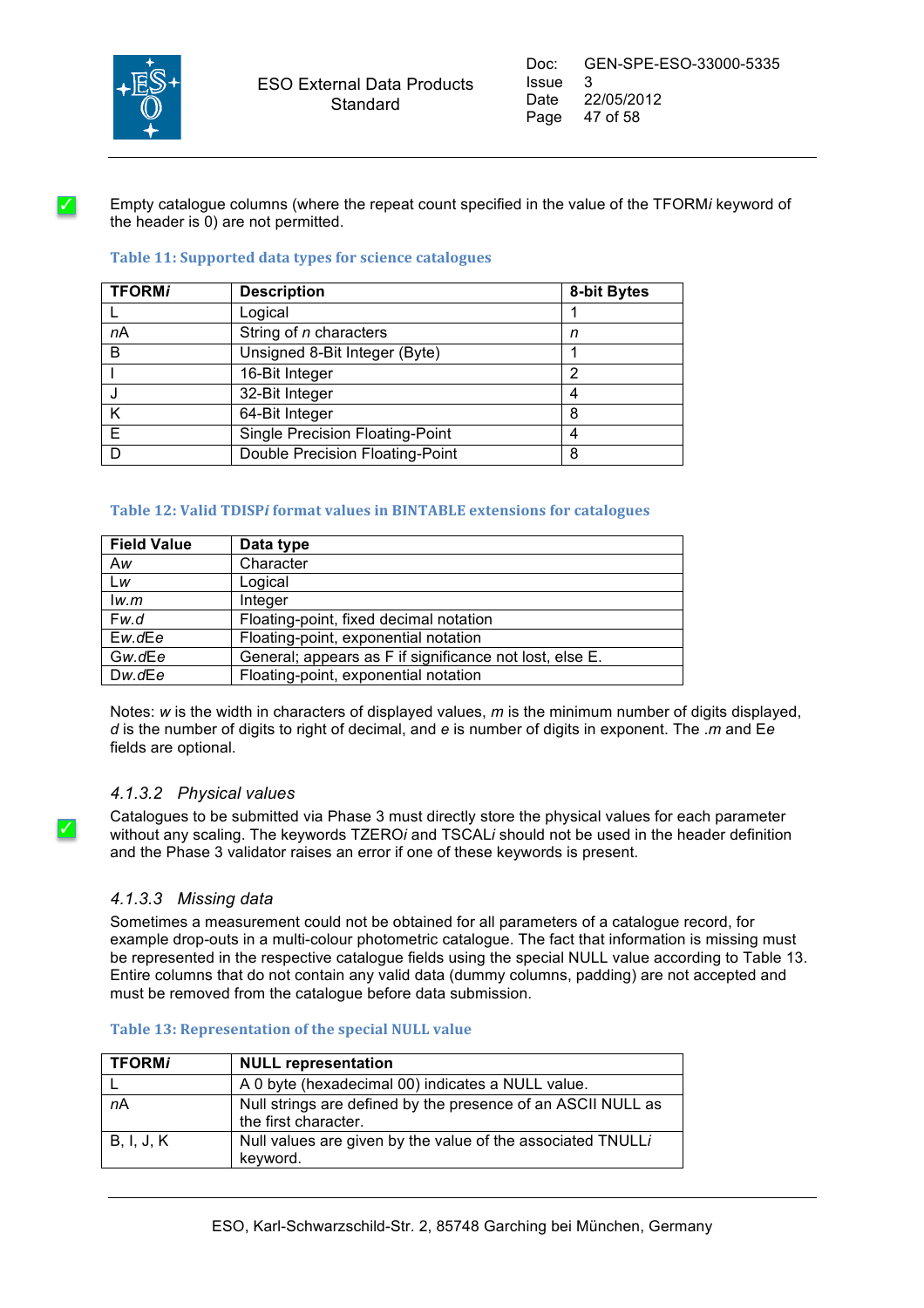✓ Empty catalogue columns (where the repeat count specified in the value of the TFORM*i* keyword of the header is 0) are not permitted.

**Table 11: Supported data types for science catalogues**

| TFORM*i* | Description | 8-bit Bytes |
|---|---|---|
| L | Logical | 1 |
| *n*A | String of *n* characters | *n* |
| B | Unsigned 8-Bit Integer (Byte) | 1 |
| I | 16-Bit Integer | 2 |
| J | 32-Bit Integer | 4 |
| K | 64-Bit Integer | 8 |
| E | Single Precision Floating-Point | 4 |
| D | Double Precision Floating-Point | 8 |

**Table 12: Valid TDISP*i* format values in BINTABLE extensions for catalogues**

| Field Value | Data type |
|---|---|
| A*w* | Character |
| L*w* | Logical |
| I*w.m* | Integer |
| F*w.d* | Floating-point, fixed decimal notation |
| E*w.d*E*e* | Floating-point, exponential notation |
| G*w.d*E*e* | General; appears as F if significance not lost, else E. |
| D*w.d*E*e* | Floating-point, exponential notation |

Notes: *w* is the width in characters of displayed values, *m* is the minimum number of digits displayed, *d* is the number of digits to right of decimal, and *e* is number of digits in exponent. The *.m* and E*e* fields are optional.

#### *4.1.3.2 Physical values*

✓ Catalogues to be submitted via Phase 3 must directly store the physical values for each parameter without any scaling. The keywords TZERO*i* and TSCAL*i* should not be used in the header definition and the Phase 3 validator raises an error if one of these keywords is present.

#### *4.1.3.3 Missing data*

Sometimes a measurement could not be obtained for all parameters of a catalogue record, for example drop-outs in a multi-colour photometric catalogue. The fact that information is missing must be represented in the respective catalogue fields using the special NULL value according to Table 13. Entire columns that do not contain any valid data (dummy columns, padding) are not accepted and must be removed from the catalogue before data submission.

**Table 13: Representation of the special NULL value**

| TFORM*i* | NULL representation |
|---|---|
| L | A 0 byte (hexadecimal 00) indicates a NULL value. |
| *n*A | Null strings are defined by the presence of an ASCII NULL as the first character. |
| B, I, J, K | Null values are given by the value of the associated TNULL*i* keyword. |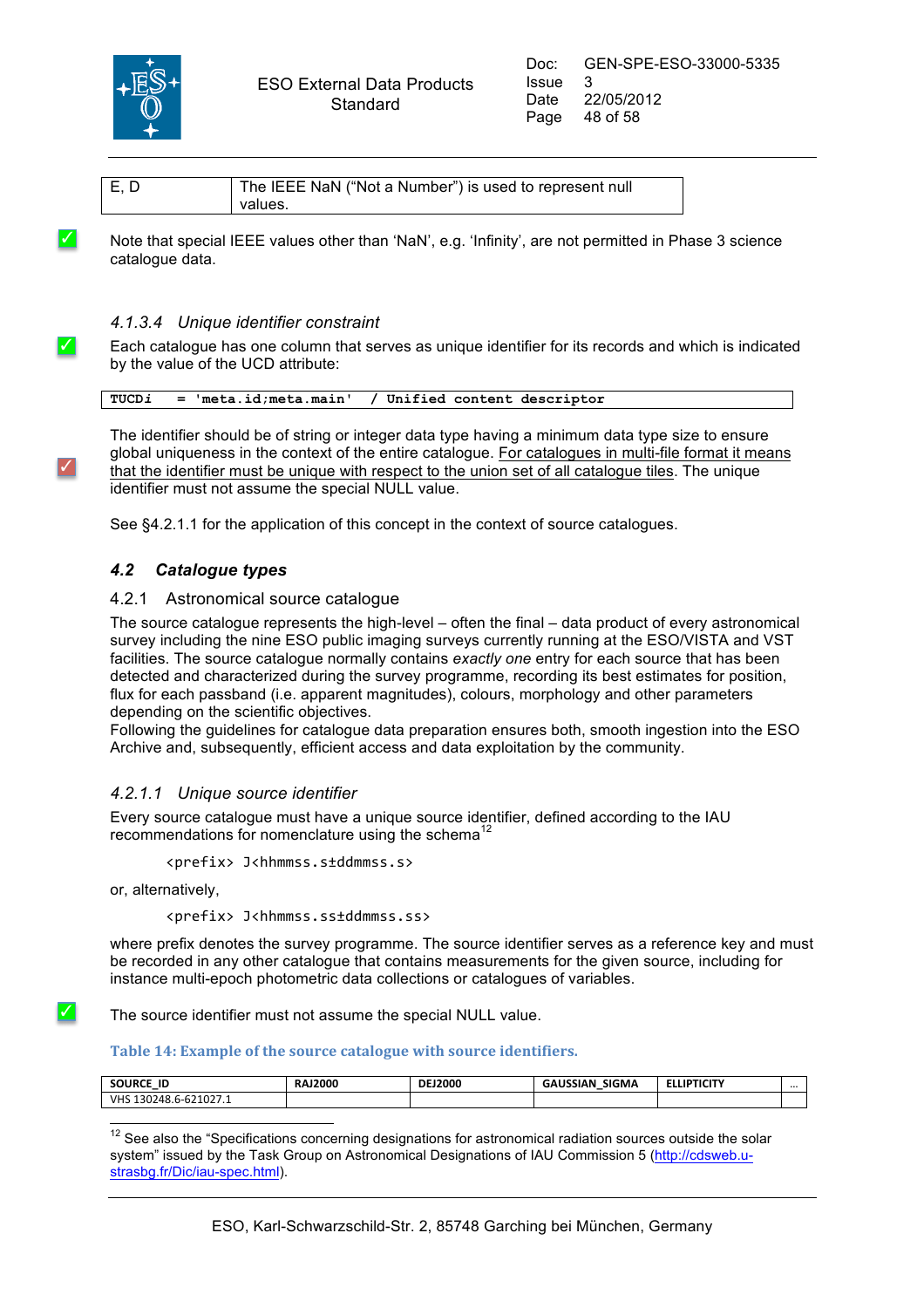| E, D | The IEEE NaN (“Not a Number”) is used to represent null values. |
|---|---|

✓ Note that special IEEE values other than ‘NaN’, e.g. ‘Infinity’, are not permitted in Phase 3 science catalogue data.

#### *4.1.3.4 Unique identifier constraint*

✓ Each catalogue has one column that serves as unique identifier for its records and which is indicated by the value of the UCD attribute:

```
TUCDi   = 'meta.id;meta.main'   / Unified content descriptor
```

✓ The identifier should be of string or integer data type having a minimum data type size to ensure global uniqueness in the context of the entire catalogue. For catalogues in multi-file format it means that the identifier must be unique with respect to the union set of all catalogue tiles. The unique identifier must not assume the special NULL value.

See §4.2.1.1 for the application of this concept in the context of source catalogues.

## *4.2 Catalogue types*

### 4.2.1 Astronomical source catalogue

The source catalogue represents the high-level – often the final – data product of every astronomical survey including the nine ESO public imaging surveys currently running at the ESO/VISTA and VST facilities. The source catalogue normally contains *exactly one* entry for each source that has been detected and characterized during the survey programme, recording its best estimates for position, flux for each passband (i.e. apparent magnitudes), colours, morphology and other parameters depending on the scientific objectives.
Following the guidelines for catalogue data preparation ensures both, smooth ingestion into the ESO Archive and, subsequently, efficient access and data exploitation by the community.

#### *4.2.1.1 Unique source identifier*

Every source catalogue must have a unique source identifier, defined according to the IAU recommendations for nomenclature using the schema[12]

```
<prefix> J<hhmmss.s±ddmmss.s>
```

or, alternatively,

```
<prefix> J<hhmmss.ss±ddmmss.ss>
```

where prefix denotes the survey programme. The source identifier serves as a reference key and must be recorded in any other catalogue that contains measurements for the given source, including for instance multi-epoch photometric data collections or catalogues of variables.

✓ The source identifier must not assume the special NULL value.

**Table 14: Example of the source catalogue with source identifiers.**

| SOURCE_ID | RAJ2000 | DEJ2000 | GAUSSIAN_SIGMA | ELLIPTICITY | … |
|---|---|---|---|---|---|
| VHS 130248.6-621027.1 | | | | | |

[12] See also the “Specifications concerning designations for astronomical radiation sources outside the solar system” issued by the Task Group on Astronomical Designations of IAU Commission 5 (http://cdsweb.u-strasbg.fr/Dic/iau-spec.html).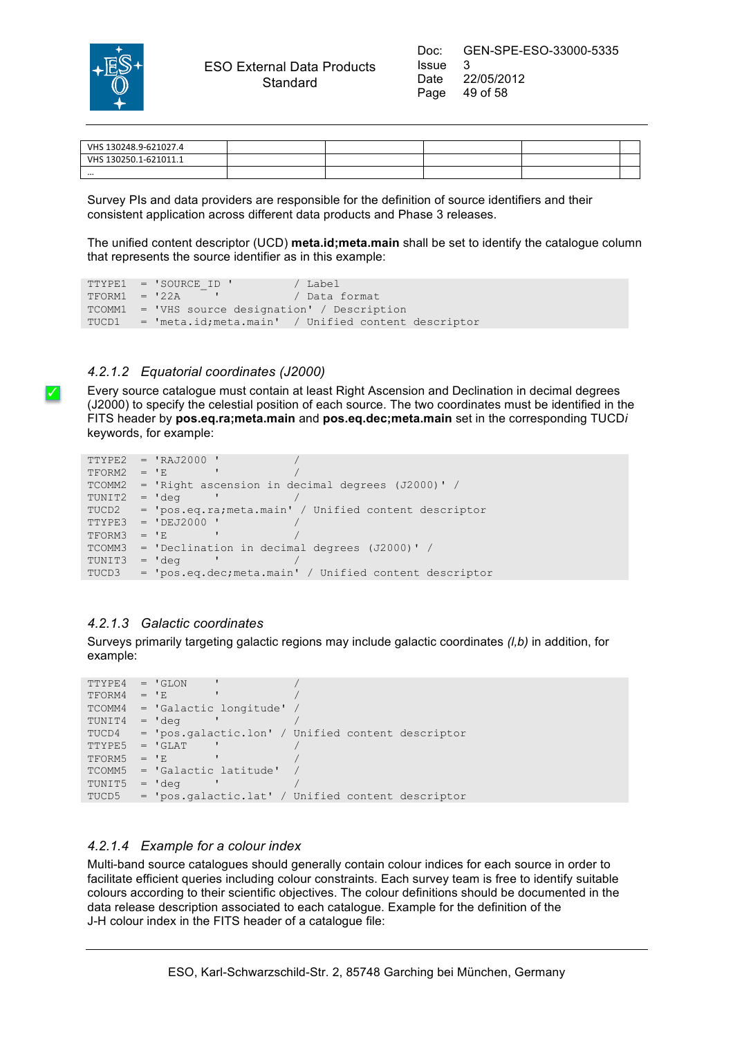| VHS 130248.9-621027.4 | | | | | |
|---|---|---|---|---|---|
| VHS 130250.1-621011.1 | | | | | |
| … | | | | | |

Survey PIs and data providers are responsible for the definition of source identifiers and their consistent application across different data products and Phase 3 releases.

The unified content descriptor (UCD) **meta.id;meta.main** shall be set to identify the catalogue column that represents the source identifier as in this example:

```
TTYPE1  = 'SOURCE_ID '          / Label
TFORM1  = '22A     '            / Data format
TCOMM1  = 'VHS source designation' / Description
TUCD1   = 'meta.id;meta.main'  / Unified content descriptor
```

#### 4.2.1.2 Equatorial coordinates (J2000)

✓ Every source catalogue must contain at least Right Ascension and Declination in decimal degrees (J2000) to specify the celestial position of each source. The two coordinates must be identified in the FITS header by **pos.eq.ra;meta.main** and **pos.eq.dec;meta.main** set in the corresponding TUCD*i* keywords, for example:

```
TTYPE2  = 'RAJ2000 '            /
TFORM2  = 'E       '            /
TCOMM2  = 'Right ascension in decimal degrees (J2000)' /
TUNIT2  = 'deg     '            /
TUCD2   = 'pos.eq.ra;meta.main' / Unified content descriptor
TTYPE3  = 'DEJ2000 '            /
TFORM3  = 'E       '            /
TCOMM3  = 'Declination in decimal degrees (J2000)' /
TUNIT3  = 'deg     '            /
TUCD3   = 'pos.eq.dec;meta.main' / Unified content descriptor
```

#### 4.2.1.3 Galactic coordinates

Surveys primarily targeting galactic regions may include galactic coordinates *(l,b)* in addition, for example:

```
TTYPE4  = 'GLON    '            /
TFORM4  = 'E       '            /
TCOMM4  = 'Galactic longitude' /
TUNIT4  = 'deg     '            /
TUCD4   = 'pos.galactic.lon' / Unified content descriptor
TTYPE5  = 'GLAT    '            /
TFORM5  = 'E       '            /
TCOMM5  = 'Galactic latitude'  /
TUNIT5  = 'deg     '            /
TUCD5   = 'pos.galactic.lat' / Unified content descriptor
```

#### 4.2.1.4 Example for a colour index

Multi-band source catalogues should generally contain colour indices for each source in order to facilitate efficient queries including colour constraints. Each survey team is free to identify suitable colours according to their scientific objectives. The colour definitions should be documented in the data release description associated to each catalogue. Example for the definition of the J-H colour index in the FITS header of a catalogue file: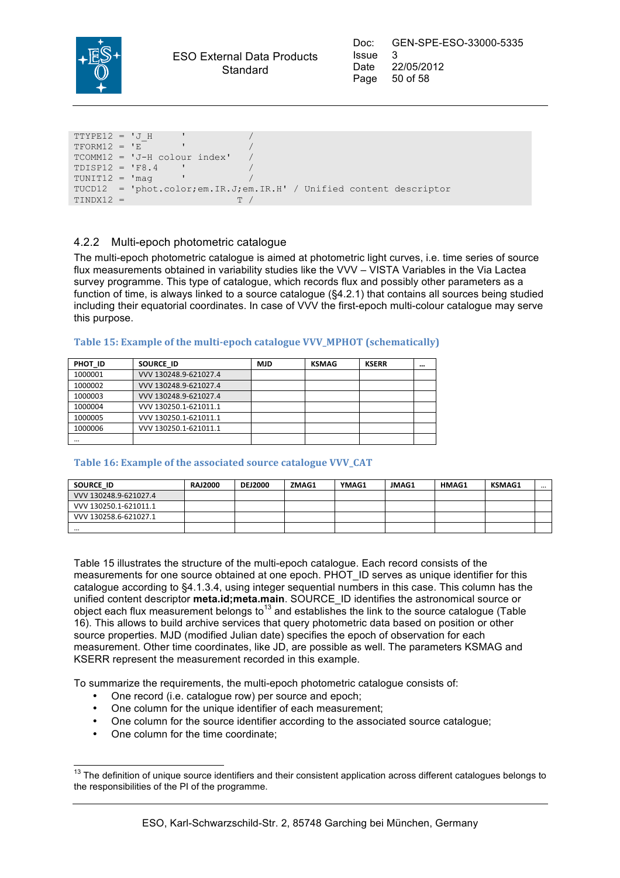```
TTYPE12 = 'J_H      '          /
TFORM12 = 'E        '          /
TCOMM12 = 'J-H colour index'   /
TDISP12 = 'F8.4     '          /
TUNIT12 = 'mag      '          /
TUCD12  = 'phot.color;em.IR.J;em.IR.H' / Unified content descriptor
TINDX12 =                    T /
```

### 4.2.2 Multi-epoch photometric catalogue

The multi-epoch photometric catalogue is aimed at photometric light curves, i.e. time series of source flux measurements obtained in variability studies like the VVV – VISTA Variables in the Via Lactea survey programme. This type of catalogue, which records flux and possibly other parameters as a function of time, is always linked to a source catalogue (§4.2.1) that contains all sources being studied including their equatorial coordinates. In case of VVV the first-epoch multi-colour catalogue may serve this purpose.

**Table 15: Example of the multi-epoch catalogue VVV_MPHOT (schematically)**

| PHOT_ID | SOURCE_ID | MJD | KSMAG | KSERR | … |
|---|---|---|---|---|---|
| 1000001 | VVV 130248.9-621027.4 | | | | |
| 1000002 | VVV 130248.9-621027.4 | | | | |
| 1000003 | VVV 130248.9-621027.4 | | | | |
| 1000004 | VVV 130250.1-621011.1 | | | | |
| 1000005 | VVV 130250.1-621011.1 | | | | |
| 1000006 | VVV 130250.1-621011.1 | | | | |
| … | | | | | |

**Table 16: Example of the associated source catalogue VVV_CAT**

| SOURCE_ID | RAJ2000 | DEJ2000 | ZMAG1 | YMAG1 | JMAG1 | HMAG1 | KSMAG1 | … |
|---|---|---|---|---|---|---|---|---|
| VVV 130248.9-621027.4 | | | | | | | | |
| VVV 130250.1-621011.1 | | | | | | | | |
| VVV 130258.6-621027.1 | | | | | | | | |
| … | | | | | | | | |

Table 15 illustrates the structure of the multi-epoch catalogue. Each record consists of the measurements for one source obtained at one epoch. PHOT_ID serves as unique identifier for this catalogue according to §4.1.3.4, using integer sequential numbers in this case. This column has the unified content descriptor **meta.id;meta.main**. SOURCE_ID identifies the astronomical source or object each flux measurement belongs to[13] and establishes the link to the source catalogue (Table 16). This allows to build archive services that query photometric data based on position or other source properties. MJD (modified Julian date) specifies the epoch of observation for each measurement. Other time coordinates, like JD, are possible as well. The parameters KSMAG and KSERR represent the measurement recorded in this example.

To summarize the requirements, the multi-epoch photometric catalogue consists of:

- One record (i.e. catalogue row) per source and epoch;
- One column for the unique identifier of each measurement;
- One column for the source identifier according to the associated source catalogue;
- One column for the time coordinate;

[13] The definition of unique source identifiers and their consistent application across different catalogues belongs to the responsibilities of the PI of the programme.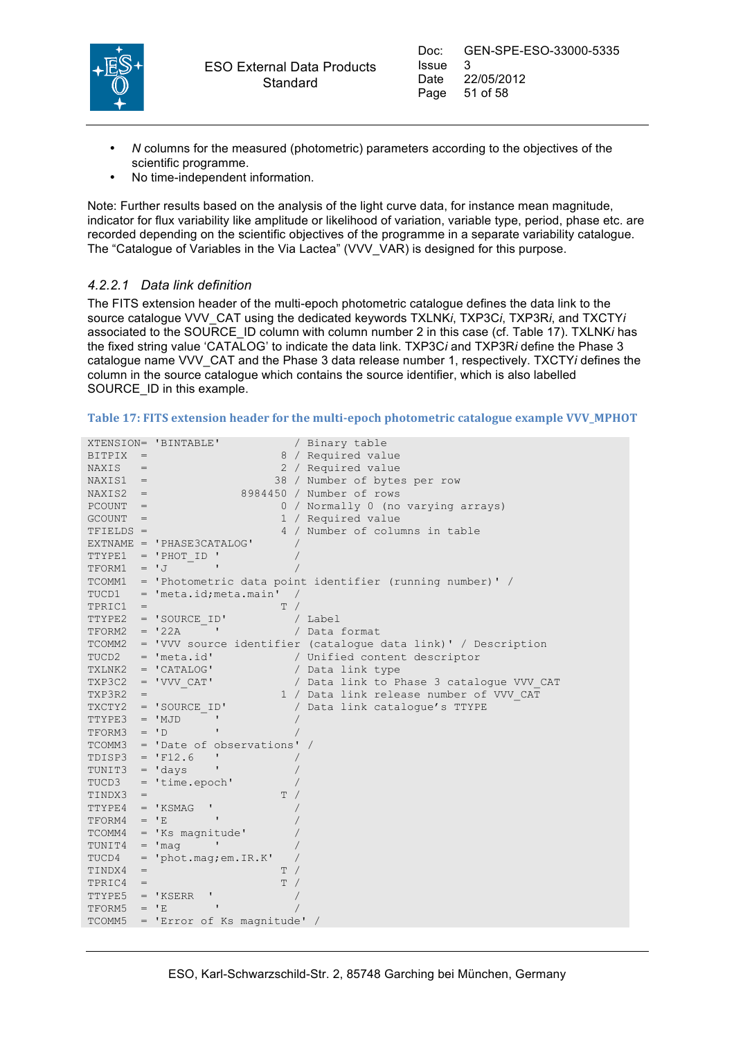- *N* columns for the measured (photometric) parameters according to the objectives of the scientific programme.
- No time-independent information.

Note: Further results based on the analysis of the light curve data, for instance mean magnitude, indicator for flux variability like amplitude or likelihood of variation, variable type, period, phase etc. are recorded depending on the scientific objectives of the programme in a separate variability catalogue. The "Catalogue of Variables in the Via Lactea" (VVV_VAR) is designed for this purpose.

#### 4.2.2.1 Data link definition

The FITS extension header of the multi-epoch photometric catalogue defines the data link to the source catalogue VVV_CAT using the dedicated keywords TXLNK*i*, TXP3C*i*, TXP3R*i*, and TXCTY*i* associated to the SOURCE_ID column with column number 2 in this case (cf. Table 17). TXLNK*i* has the fixed string value 'CATALOG' to indicate the data link. TXP3C*i* and TXP3R*i* define the Phase 3 catalogue name VVV_CAT and the Phase 3 data release number 1, respectively. TXCTY*i* defines the column in the source catalogue which contains the source identifier, which is also labelled SOURCE_ID in this example.

**Table 17: FITS extension header for the multi-epoch photometric catalogue example VVV_MPHOT**

```
XTENSION= 'BINTABLE'           / Binary table
BITPIX  =                    8 / Required value
NAXIS   =                    2 / Required value
NAXIS1  =                   38 / Number of bytes per row
NAXIS2  =              8984450 / Number of rows
PCOUNT  =                    0 / Normally 0 (no varying arrays)
GCOUNT  =                    1 / Required value
TFIELDS =                    4 / Number of columns in table
EXTNAME = 'PHASE3CATALOG'      /
TTYPE1  = 'PHOT_ID '           /
TFORM1  = 'J       '           /
TCOMM1  = 'Photometric data point identifier (running number)' /
TUCD1   = 'meta.id;meta.main'  /
TPRIC1  =                    T /
TTYPE2  = 'SOURCE_ID'          / Label
TFORM2  = '22A     '           / Data format
TCOMM2  = 'VVV source identifier (catalogue data link)' / Description
TUCD2   = 'meta.id'            / Unified content descriptor
TXLNK2  = 'CATALOG'            / Data link type
TXP3C2  = 'VVV_CAT'            / Data link to Phase 3 catalogue VVV_CAT
TXP3R2  =                    1 / Data link release number of VVV_CAT
TXCTY2  = 'SOURCE_ID'          / Data link catalogue's TTYPE
TTYPE3  = 'MJD     '           /
TFORM3  = 'D       '           /
TCOMM3  = 'Date of observations' /
TDISP3  = 'F12.6   '           /
TUNIT3  = 'days    '           /
TUCD3   = 'time.epoch'         /
TINDX3  =                    T /
TTYPE4  = 'KSMAG  '            /
TFORM4  = 'E       '           /
TCOMM4  = 'Ks magnitude'       /
TUNIT4  = 'mag     '           /
TUCD4   = 'phot.mag;em.IR.K'   /
TINDX4  =                    T /
TPRIC4  =                    T /
TTYPE5  = 'KSERR  '            /
TFORM5  = 'E       '           /
TCOMM5  = 'Error of Ks magnitude' /
```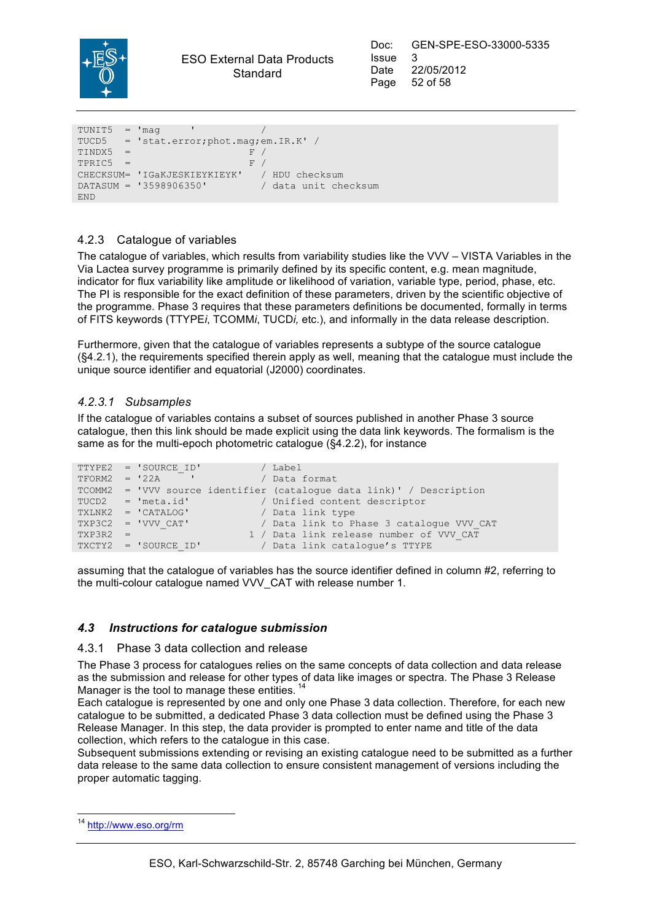```
TUNIT5  = 'mag     '            /
TUCD5   = 'stat.error;phot.mag;em.IR.K' /
TINDX5  =                     F /
TPRIC5  =                     F /
CHECKSUM= 'IGaKJESKIEYKIEYK'   / HDU checksum
DATASUM = '3598906350'         / data unit checksum
END
```

### 4.2.3 Catalogue of variables

The catalogue of variables, which results from variability studies like the VVV – VISTA Variables in the Via Lactea survey programme is primarily defined by its specific content, e.g. mean magnitude, indicator for flux variability like amplitude or likelihood of variation, variable type, period, phase, etc. The PI is responsible for the exact definition of these parameters, driven by the scientific objective of the programme. Phase 3 requires that these parameters definitions be documented, formally in terms of FITS keywords (TTYPE*i*, TCOMM*i*, TUCD*i,* etc.), and informally in the data release description.

Furthermore, given that the catalogue of variables represents a subtype of the source catalogue (§4.2.1), the requirements specified therein apply as well, meaning that the catalogue must include the unique source identifier and equatorial (J2000) coordinates.

#### *4.2.3.1 Subsamples*

If the catalogue of variables contains a subset of sources published in another Phase 3 source catalogue, then this link should be made explicit using the data link keywords. The formalism is the same as for the multi-epoch photometric catalogue (§4.2.2), for instance

```
TTYPE2  = 'SOURCE_ID'          / Label
TFORM2  = '22A     '           / Data format
TCOMM2  = 'VVV source identifier (catalogue data link)' / Description
TUCD2   = 'meta.id'            / Unified content descriptor
TXLNK2  = 'CATALOG'            / Data link type
TXP3C2  = 'VVV_CAT'            / Data link to Phase 3 catalogue VVV_CAT
TXP3R2  =                    1 / Data link release number of VVV_CAT
TXCTY2  = 'SOURCE_ID'          / Data link catalogue's TTYPE
```

assuming that the catalogue of variables has the source identifier defined in column #2, referring to the multi-colour catalogue named VVV_CAT with release number 1.

## *4.3 Instructions for catalogue submission*

### 4.3.1 Phase 3 data collection and release

The Phase 3 process for catalogues relies on the same concepts of data collection and data release as the submission and release for other types of data like images or spectra. The Phase 3 Release Manager is the tool to manage these entities. [14]

Each catalogue is represented by one and only one Phase 3 data collection. Therefore, for each new catalogue to be submitted, a dedicated Phase 3 data collection must be defined using the Phase 3 Release Manager. In this step, the data provider is prompted to enter name and title of the data collection, which refers to the catalogue in this case.

Subsequent submissions extending or revising an existing catalogue need to be submitted as a further data release to the same data collection to ensure consistent management of versions including the proper automatic tagging.

---

[14] http://www.eso.org/rm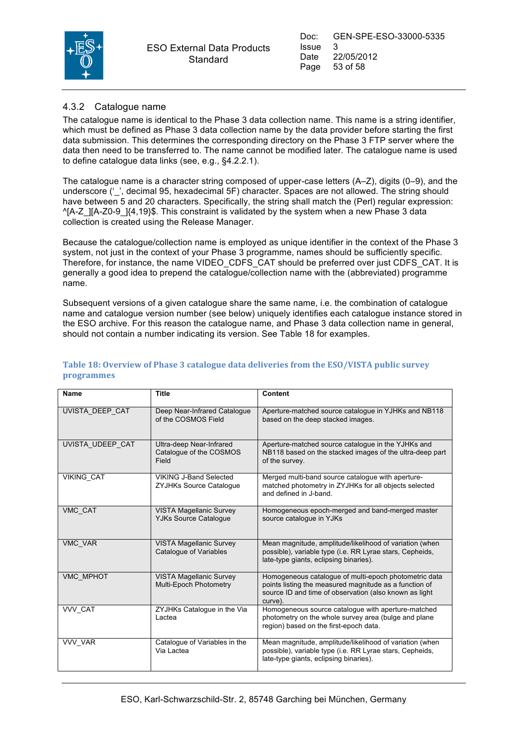### 4.3.2 Catalogue name

The catalogue name is identical to the Phase 3 data collection name. This name is a string identifier, which must be defined as Phase 3 data collection name by the data provider before starting the first data submission. This determines the corresponding directory on the Phase 3 FTP server where the data then need to be transferred to. The name cannot be modified later. The catalogue name is used to define catalogue data links (see, e.g., §4.2.2.1).

The catalogue name is a character string composed of upper-case letters (A–Z), digits (0–9), and the underscore ('_', decimal 95, hexadecimal 5F) character. Spaces are not allowed. The string should have between 5 and 20 characters. Specifically, the string shall match the (Perl) regular expression: ^[A-Z_][A-Z0-9_]{4,19}$. This constraint is validated by the system when a new Phase 3 data collection is created using the Release Manager.

Because the catalogue/collection name is employed as unique identifier in the context of the Phase 3 system, not just in the context of your Phase 3 programme, names should be sufficiently specific. Therefore, for instance, the name VIDEO_CDFS_CAT should be preferred over just CDFS_CAT. It is generally a good idea to prepend the catalogue/collection name with the (abbreviated) programme name.

Subsequent versions of a given catalogue share the same name, i.e. the combination of catalogue name and catalogue version number (see below) uniquely identifies each catalogue instance stored in the ESO archive. For this reason the catalogue name, and Phase 3 data collection name in general, should not contain a number indicating its version. See Table 18 for examples.

**Table 18: Overview of Phase 3 catalogue data deliveries from the ESO/VISTA public survey programmes**

| Name | Title | Content |
|---|---|---|
| UVISTA_DEEP_CAT | Deep Near-Infrared Catalogue of the COSMOS Field | Aperture-matched source catalogue in YJHKs and NB118 based on the deep stacked images. |
| UVISTA_UDEEP_CAT | Ultra-deep Near-Infrared Catalogue of the COSMOS Field | Aperture-matched source catalogue in the YJHKs and NB118 based on the stacked images of the ultra-deep part of the survey. |
| VIKING_CAT | VIKING J-Band Selected ZYJHKs Source Catalogue | Merged multi-band source catalogue with aperture-matched photometry in ZYJHKs for all objects selected and defined in J-band. |
| VMC_CAT | VISTA Magellanic Survey YJKs Source Catalogue | Homogeneous epoch-merged and band-merged master source catalogue in YJKs |
| VMC_VAR | VISTA Magellanic Survey Catalogue of Variables | Mean magnitude, amplitude/likelihood of variation (when possible), variable type (i.e. RR Lyrae stars, Cepheids, late-type giants, eclipsing binaries). |
| VMC_MPHOT | VISTA Magellanic Survey Multi-Epoch Photometry | Homogeneous catalogue of multi-epoch photometric data points listing the measured magnitude as a function of source ID and time of observation (also known as light curve). |
| VVV_CAT | ZYJHKs Catalogue in the Via Lactea | Homogeneous source catalogue with aperture-matched photometry on the whole survey area (bulge and plane region) based on the first-epoch data. |
| VVV_VAR | Catalogue of Variables in the Via Lactea | Mean magnitude, amplitude/likelihood of variation (when possible), variable type (i.e. RR Lyrae stars, Cepheids, late-type giants, eclipsing binaries). |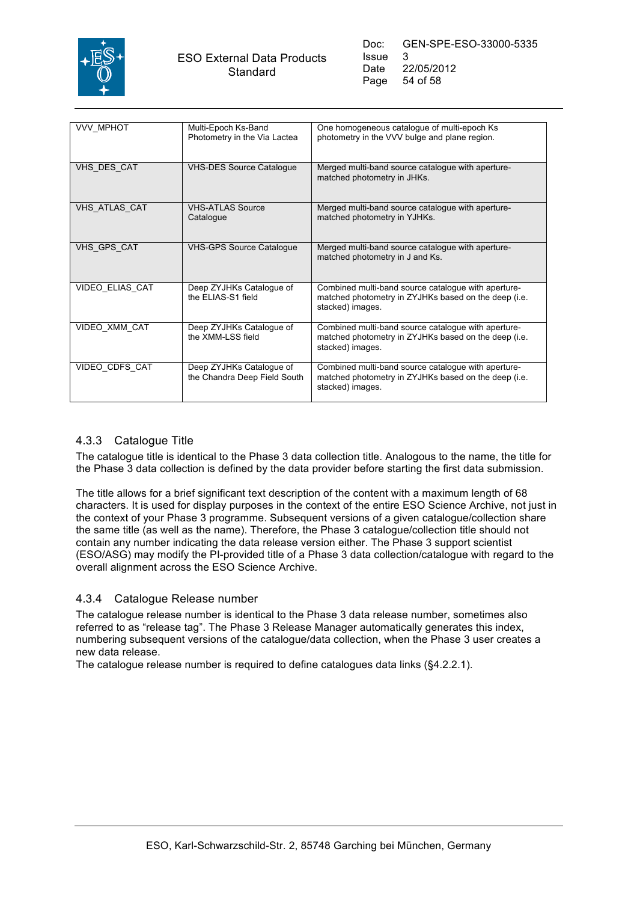| VVV_MPHOT | Multi-Epoch Ks-Band Photometry in the Via Lactea | One homogeneous catalogue of multi-epoch Ks photometry in the VVV bulge and plane region. |
|---|---|---|
| VHS_DES_CAT | VHS-DES Source Catalogue | Merged multi-band source catalogue with aperture-matched photometry in JHKs. |
| VHS_ATLAS_CAT | VHS-ATLAS Source Catalogue | Merged multi-band source catalogue with aperture-matched photometry in YJHKs. |
| VHS_GPS_CAT | VHS-GPS Source Catalogue | Merged multi-band source catalogue with aperture-matched photometry in J and Ks. |
| VIDEO_ELIAS_CAT | Deep ZYJHKs Catalogue of the ELIAS-S1 field | Combined multi-band source catalogue with aperture-matched photometry in ZYJHKs based on the deep (i.e. stacked) images. |
| VIDEO_XMM_CAT | Deep ZYJHKs Catalogue of the XMM-LSS field | Combined multi-band source catalogue with aperture-matched photometry in ZYJHKs based on the deep (i.e. stacked) images. |
| VIDEO_CDFS_CAT | Deep ZYJHKs Catalogue of the Chandra Deep Field South | Combined multi-band source catalogue with aperture-matched photometry in ZYJHKs based on the deep (i.e. stacked) images. |

### 4.3.3 Catalogue Title

The catalogue title is identical to the Phase 3 data collection title. Analogous to the name, the title for the Phase 3 data collection is defined by the data provider before starting the first data submission.

The title allows for a brief significant text description of the content with a maximum length of 68 characters. It is used for display purposes in the context of the entire ESO Science Archive, not just in the context of your Phase 3 programme. Subsequent versions of a given catalogue/collection share the same title (as well as the name). Therefore, the Phase 3 catalogue/collection title should not contain any number indicating the data release version either. The Phase 3 support scientist (ESO/ASG) may modify the PI-provided title of a Phase 3 data collection/catalogue with regard to the overall alignment across the ESO Science Archive.

### 4.3.4 Catalogue Release number

The catalogue release number is identical to the Phase 3 data release number, sometimes also referred to as “release tag”. The Phase 3 Release Manager automatically generates this index, numbering subsequent versions of the catalogue/data collection, when the Phase 3 user creates a new data release.
The catalogue release number is required to define catalogues data links (§4.2.2.1).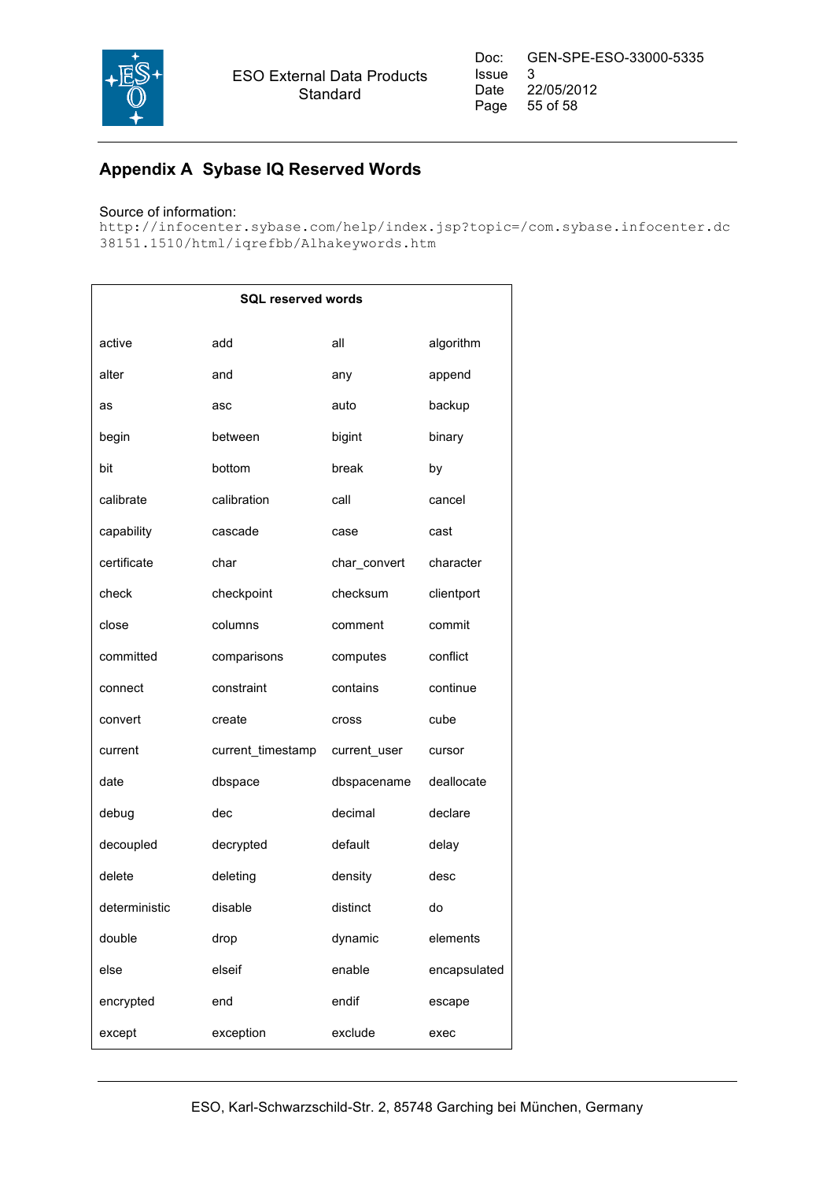## Appendix A Sybase IQ Reserved Words

Source of information:
`http://infocenter.sybase.com/help/index.jsp?topic=/com.sybase.infocenter.dc38151.1510/html/iqrefbb/Alhakeywords.htm`

| SQL reserved words | | | |
|---|---|---|---|
| active | add | all | algorithm |
| alter | and | any | append |
| as | asc | auto | backup |
| begin | between | bigint | binary |
| bit | bottom | break | by |
| calibrate | calibration | call | cancel |
| capability | cascade | case | cast |
| certificate | char | char_convert | character |
| check | checkpoint | checksum | clientport |
| close | columns | comment | commit |
| committed | comparisons | computes | conflict |
| connect | constraint | contains | continue |
| convert | create | cross | cube |
| current | current_timestamp | current_user | cursor |
| date | dbspace | dbspacename | deallocate |
| debug | dec | decimal | declare |
| decoupled | decrypted | default | delay |
| delete | deleting | density | desc |
| deterministic | disable | distinct | do |
| double | drop | dynamic | elements |
| else | elseif | enable | encapsulated |
| encrypted | end | endif | escape |
| except | exception | exclude | exec |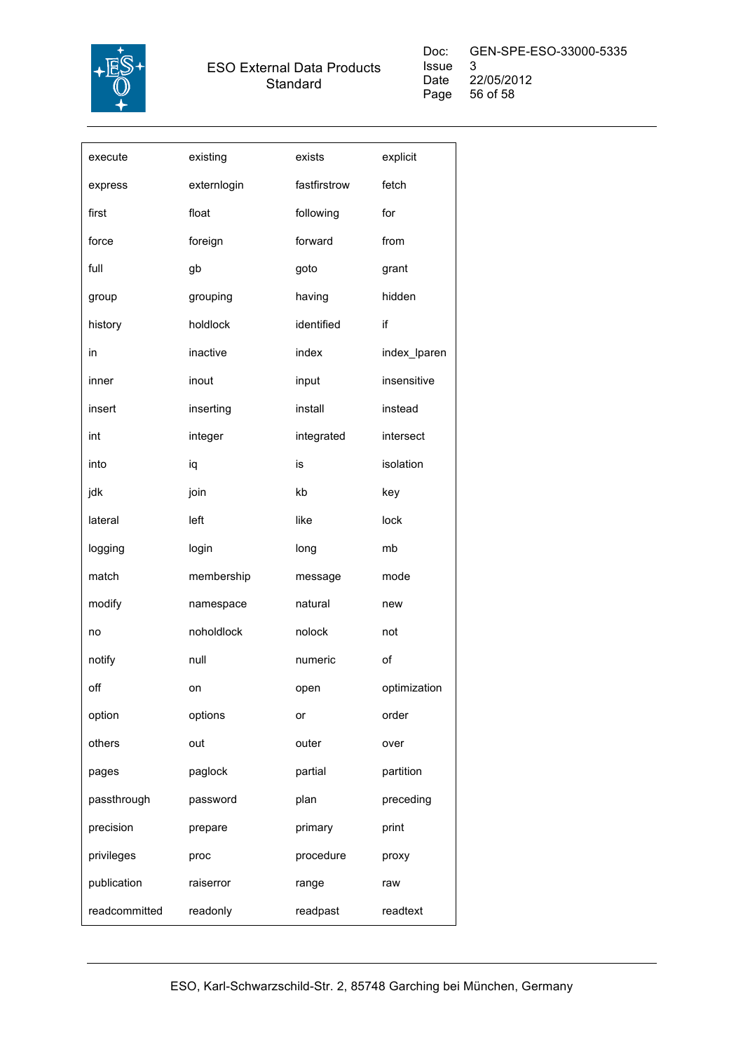| execute | existing | exists | explicit |
|---|---|---|---|
| express | externlogin | fastfirstrow | fetch |
| first | float | following | for |
| force | foreign | forward | from |
| full | gb | goto | grant |
| group | grouping | having | hidden |
| history | holdlock | identified | if |
| in | inactive | index | index_lparen |
| inner | inout | input | insensitive |
| insert | inserting | install | instead |
| int | integer | integrated | intersect |
| into | iq | is | isolation |
| jdk | join | kb | key |
| lateral | left | like | lock |
| logging | login | long | mb |
| match | membership | message | mode |
| modify | namespace | natural | new |
| no | noholdlock | nolock | not |
| notify | null | numeric | of |
| off | on | open | optimization |
| option | options | or | order |
| others | out | outer | over |
| pages | paglock | partial | partition |
| passthrough | password | plan | preceding |
| precision | prepare | primary | print |
| privileges | proc | procedure | proxy |
| publication | raiserror | range | raw |
| readcommitted | readonly | readpast | readtext |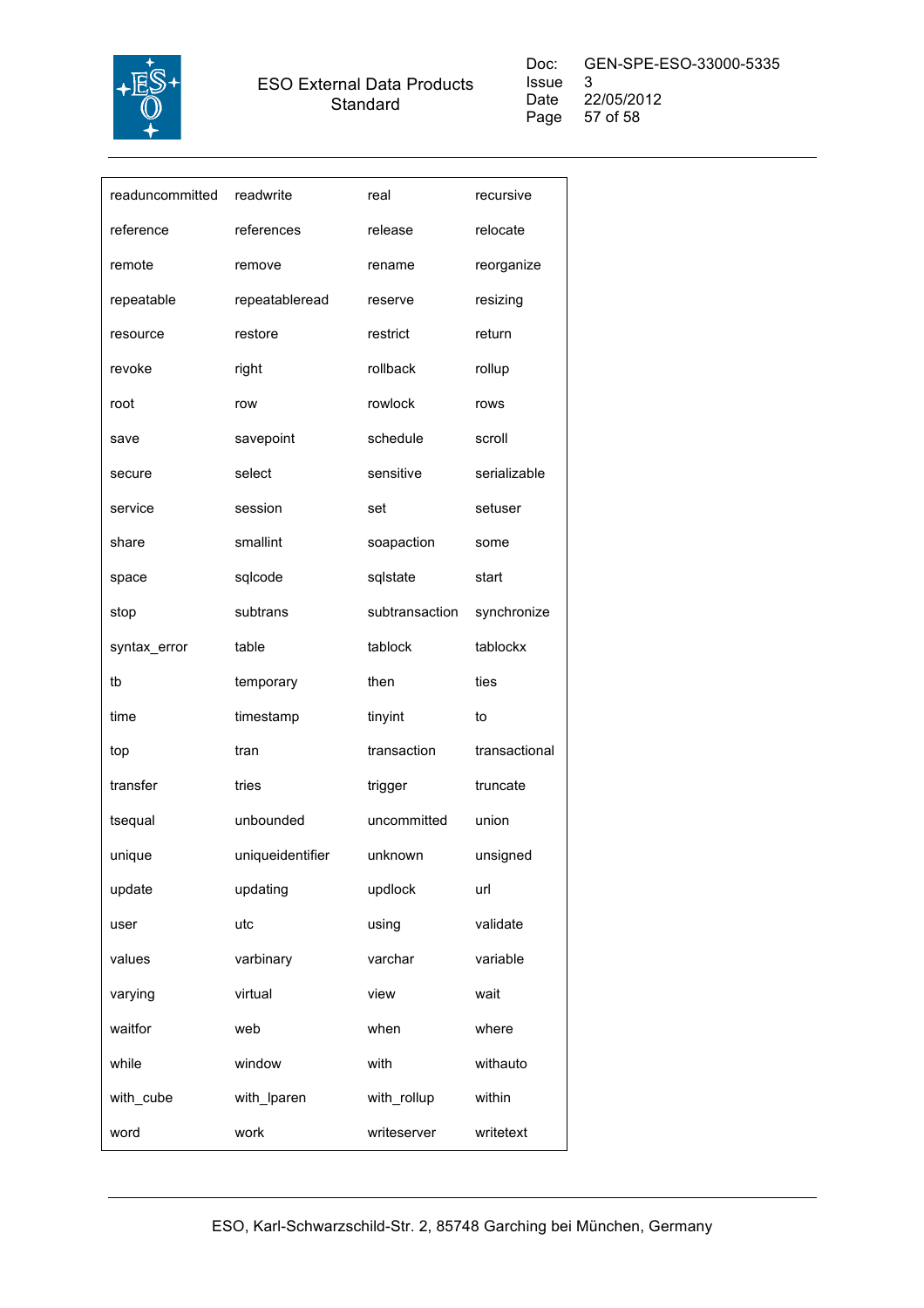| readuncommitted | readwrite | real | recursive |
|---|---|---|---|
| reference | references | release | relocate |
| remote | remove | rename | reorganize |
| repeatable | repeatableread | reserve | resizing |
| resource | restore | restrict | return |
| revoke | right | rollback | rollup |
| root | row | rowlock | rows |
| save | savepoint | schedule | scroll |
| secure | select | sensitive | serializable |
| service | session | set | setuser |
| share | smallint | soapaction | some |
| space | sqlcode | sqlstate | start |
| stop | subtrans | subtransaction | synchronize |
| syntax_error | table | tablock | tablockx |
| tb | temporary | then | ties |
| time | timestamp | tinyint | to |
| top | tran | transaction | transactional |
| transfer | tries | trigger | truncate |
| tsequal | unbounded | uncommitted | union |
| unique | uniqueidentifier | unknown | unsigned |
| update | updating | updlock | url |
| user | utc | using | validate |
| values | varbinary | varchar | variable |
| varying | virtual | view | wait |
| waitfor | web | when | where |
| while | window | with | withauto |
| with_cube | with_lparen | with_rollup | within |
| word | work | writeserver | writetext |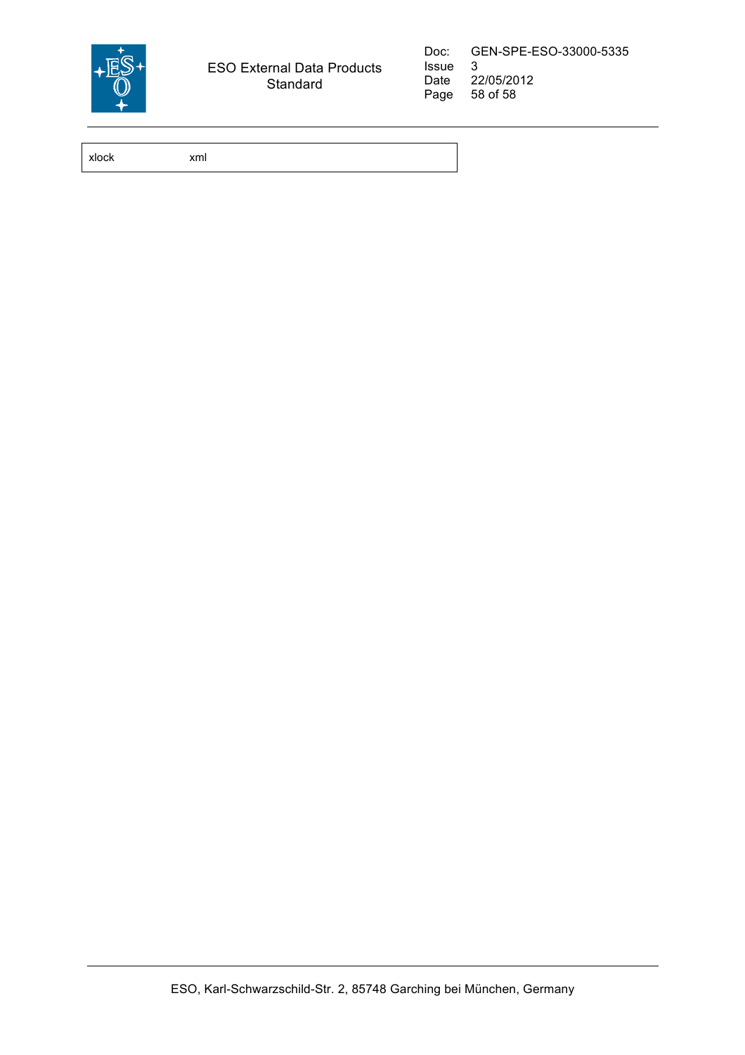| | |
|---|---|
| xlock | xml |